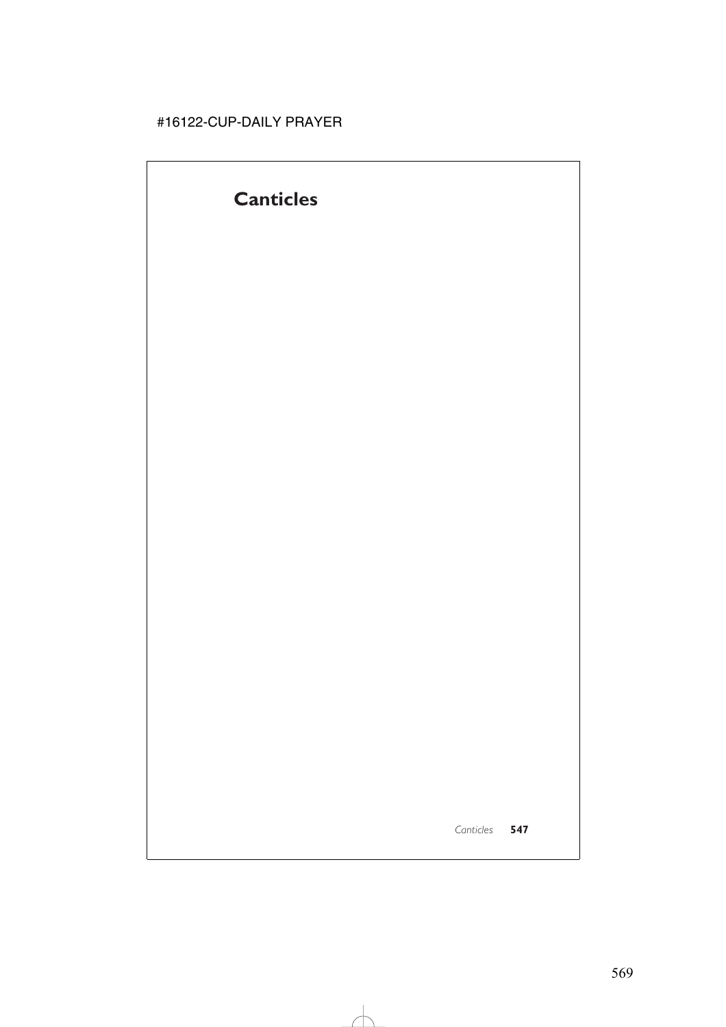# Canticles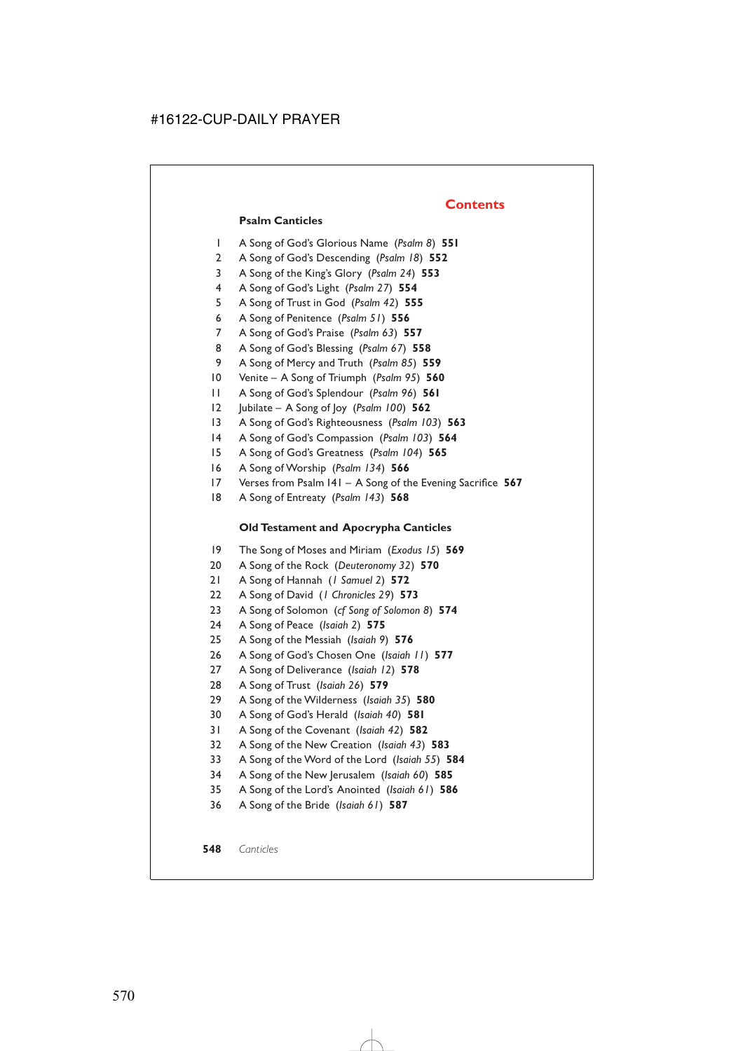## Contents

### Psalm Canticles

1 A Song of God's Glorious Name (*Psalm 8*) **551**
2 A Song of God's Descending (*Psalm 18*) **552**
3 A Song of the King's Glory (*Psalm 24*) **553**
4 A Song of God's Light (*Psalm 27*) **554**
5 A Song of Trust in God (*Psalm 42*) **555**
6 A Song of Penitence (*Psalm 51*) **556**
7 A Song of God's Praise (*Psalm 63*) **557**
8 A Song of God's Blessing (*Psalm 67*) **558**
9 A Song of Mercy and Truth (*Psalm 85*) **559**
10 Venite – A Song of Triumph (*Psalm 95*) **560**
11 A Song of God's Splendour (*Psalm 96*) **561**
12 Jubilate – A Song of Joy (*Psalm 100*) **562**
13 A Song of God's Righteousness (*Psalm 103*) **563**
14 A Song of God's Compassion (*Psalm 103*) **564**
15 A Song of God's Greatness (*Psalm 104*) **565**
16 A Song of Worship (*Psalm 134*) **566**
17 Verses from Psalm 141 – A Song of the Evening Sacrifice **567**
18 A Song of Entreaty (*Psalm 143*) **568**

### Old Testament and Apocrypha Canticles

19 The Song of Moses and Miriam (*Exodus 15*) **569**
20 A Song of the Rock (*Deuteronomy 32*) **570**
21 A Song of Hannah (*1 Samuel 2*) **572**
22 A Song of David (*1 Chronicles 29*) **573**
23 A Song of Solomon (*cf Song of Solomon 8*) **574**
24 A Song of Peace (*Isaiah 2*) **575**
25 A Song of the Messiah (*Isaiah 9*) **576**
26 A Song of God's Chosen One (*Isaiah 11*) **577**
27 A Song of Deliverance (*Isaiah 12*) **578**
28 A Song of Trust (*Isaiah 26*) **579**
29 A Song of the Wilderness (*Isaiah 35*) **580**
30 A Song of God's Herald (*Isaiah 40*) **581**
31 A Song of the Covenant (*Isaiah 42*) **582**
32 A Song of the New Creation (*Isaiah 43*) **583**
33 A Song of the Word of the Lord (*Isaiah 55*) **584**
34 A Song of the New Jerusalem (*Isaiah 60*) **585**
35 A Song of the Lord's Anointed (*Isaiah 61*) **586**
36 A Song of the Bride (*Isaiah 61*) **587**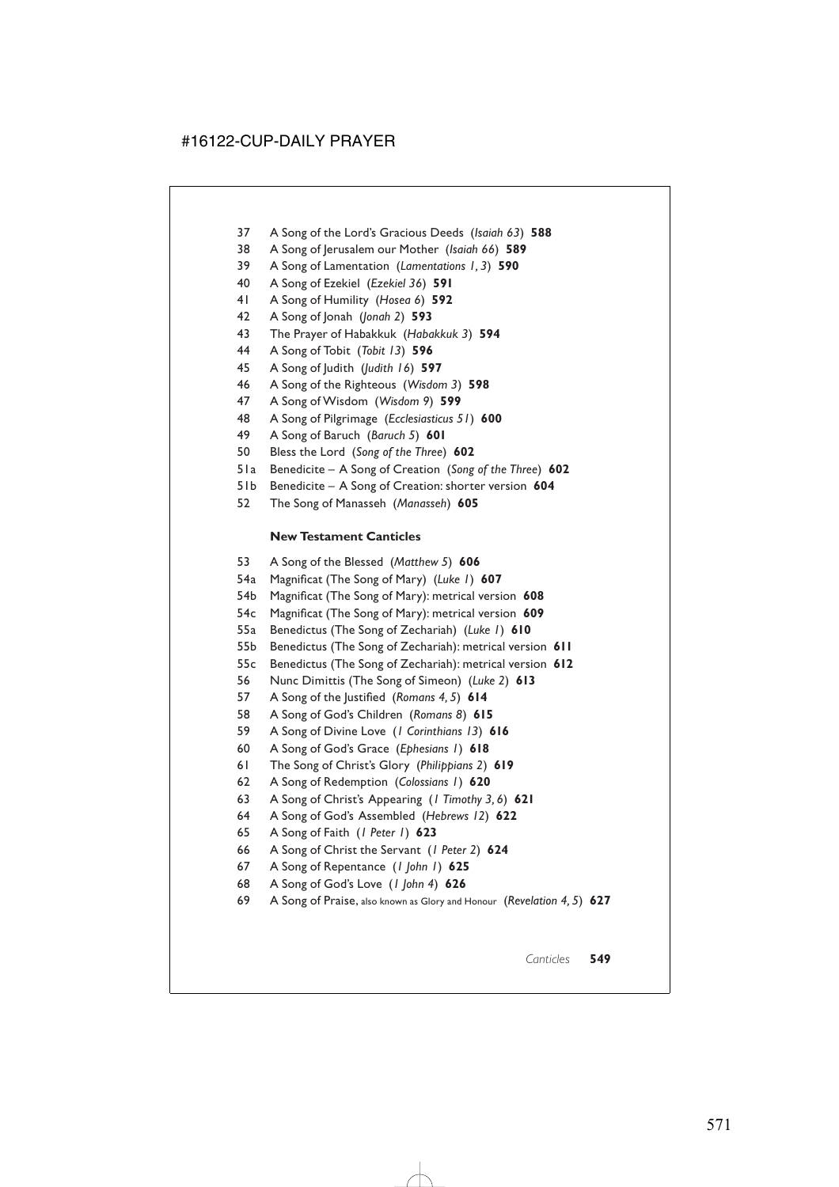37 A Song of the Lord's Gracious Deeds (*Isaiah 63*) **588**
38 A Song of Jerusalem our Mother (*Isaiah 66*) **589**
39 A Song of Lamentation (*Lamentations 1, 3*) **590**
40 A Song of Ezekiel (*Ezekiel 36*) **591**
41 A Song of Humility (*Hosea 6*) **592**
42 A Song of Jonah (*Jonah 2*) **593**
43 The Prayer of Habakkuk (*Habakkuk 3*) **594**
44 A Song of Tobit (*Tobit 13*) **596**
45 A Song of Judith (*Judith 16*) **597**
46 A Song of the Righteous (*Wisdom 3*) **598**
47 A Song of Wisdom (*Wisdom 9*) **599**
48 A Song of Pilgrimage (*Ecclesiasticus 51*) **600**
49 A Song of Baruch (*Baruch 5*) **601**
50 Bless the Lord (*Song of the Three*) **602**
51a Benedicite – A Song of Creation (*Song of the Three*) **602**
51b Benedicite – A Song of Creation: shorter version **604**
52 The Song of Manasseh (*Manasseh*) **605**

**New Testament Canticles**

53 A Song of the Blessed (*Matthew 5*) **606**
54a Magnificat (The Song of Mary) (*Luke 1*) **607**
54b Magnificat (The Song of Mary): metrical version **608**
54c Magnificat (The Song of Mary): metrical version **609**
55a Benedictus (The Song of Zechariah) (*Luke 1*) **610**
55b Benedictus (The Song of Zechariah): metrical version **611**
55c Benedictus (The Song of Zechariah): metrical version **612**
56 Nunc Dimittis (The Song of Simeon) (*Luke 2*) **613**
57 A Song of the Justified (*Romans 4, 5*) **614**
58 A Song of God's Children (*Romans 8*) **615**
59 A Song of Divine Love (*1 Corinthians 13*) **616**
60 A Song of God's Grace (*Ephesians 1*) **618**
61 The Song of Christ's Glory (*Philippians 2*) **619**
62 A Song of Redemption (*Colossians 1*) **620**
63 A Song of Christ's Appearing (*1 Timothy 3, 6*) **621**
64 A Song of God's Assembled (*Hebrews 12*) **622**
65 A Song of Faith (*1 Peter 1*) **623**
66 A Song of Christ the Servant (*1 Peter 2*) **624**
67 A Song of Repentance (*1 John 1*) **625**
68 A Song of God's Love (*1 John 4*) **626**
69 A Song of Praise, also known as Glory and Honour (*Revelation 4, 5*) **627**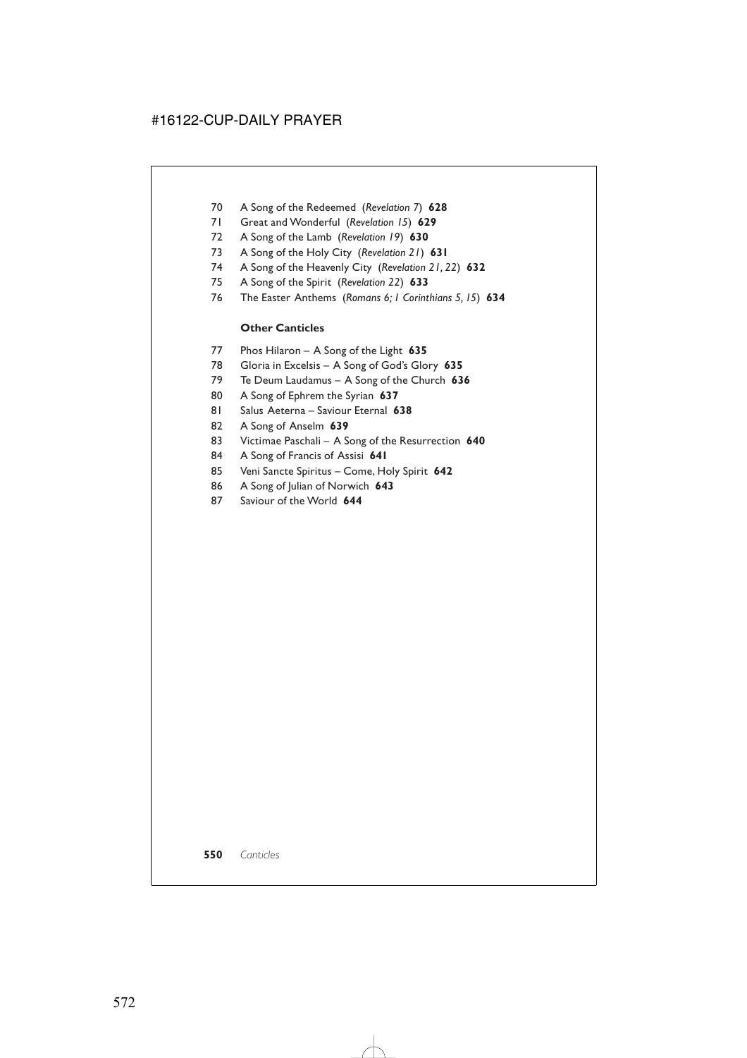70 A Song of the Redeemed (*Revelation 7*) **628**
71 Great and Wonderful (*Revelation 15*) **629**
72 A Song of the Lamb (*Revelation 19*) **630**
73 A Song of the Holy City (*Revelation 21*) **631**
74 A Song of the Heavenly City (*Revelation 21, 22*) **632**
75 A Song of the Spirit (*Revelation 22*) **633**
76 The Easter Anthems (*Romans 6; 1 Corinthians 5, 15*) **634**

**Other Canticles**

77 Phos Hilaron – A Song of the Light **635**
78 Gloria in Excelsis – A Song of God's Glory **635**
79 Te Deum Laudamus – A Song of the Church **636**
80 A Song of Ephrem the Syrian **637**
81 Salus Aeterna – Saviour Eternal **638**
82 A Song of Anselm **639**
83 Victimae Paschali – A Song of the Resurrection **640**
84 A Song of Francis of Assisi **641**
85 Veni Sancte Spiritus – Come, Holy Spirit **642**
86 A Song of Julian of Norwich **643**
87 Saviour of the World **644**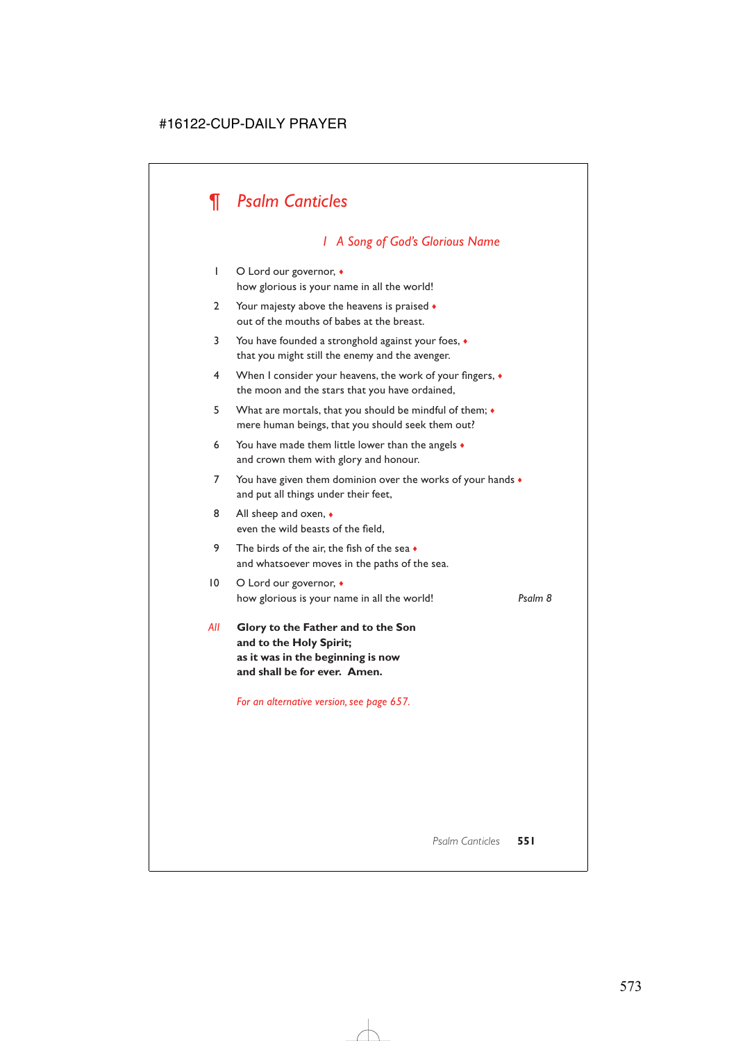# ¶ *Psalm Canticles*

## *1 A Song of God's Glorious Name*

1 O Lord our governor, ♦
how glorious is your name in all the world!

2 Your majesty above the heavens is praised ♦
out of the mouths of babes at the breast.

3 You have founded a stronghold against your foes, ♦
that you might still the enemy and the avenger.

4 When I consider your heavens, the work of your fingers, ♦
the moon and the stars that you have ordained,

5 What are mortals, that you should be mindful of them; ♦
mere human beings, that you should seek them out?

6 You have made them little lower than the angels ♦
and crown them with glory and honour.

7 You have given them dominion over the works of your hands ♦
and put all things under their feet,

8 All sheep and oxen, ♦
even the wild beasts of the field,

9 The birds of the air, the fish of the sea ♦
and whatsoever moves in the paths of the sea.

10 O Lord our governor, ♦
how glorious is your name in all the world! *Psalm 8*

*All* **Glory to the Father and to the Son
and to the Holy Spirit;
as it was in the beginning is now
and shall be for ever. Amen.**

*For an alternative version, see page 657.*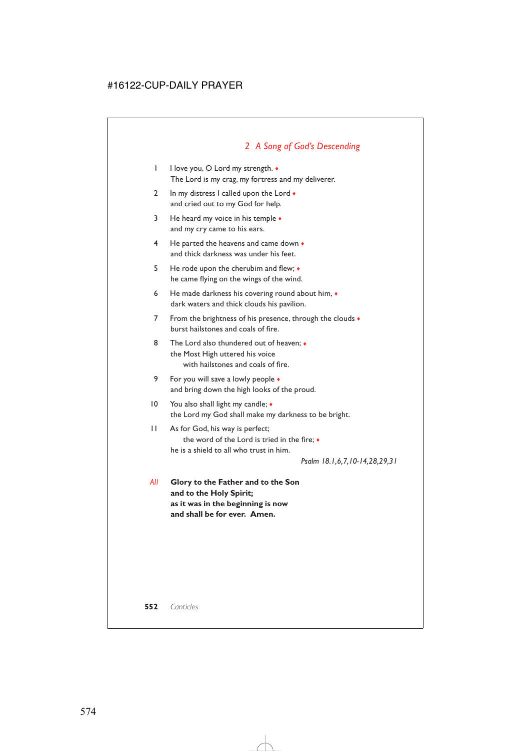## *2 A Song of God's Descending*

1 I love you, O Lord my strength. ♦
The Lord is my crag, my fortress and my deliverer.

2 In my distress I called upon the Lord ♦
and cried out to my God for help.

3 He heard my voice in his temple ♦
and my cry came to his ears.

4 He parted the heavens and came down ♦
and thick darkness was under his feet.

5 He rode upon the cherubim and flew; ♦
he came flying on the wings of the wind.

6 He made darkness his covering round about him, ♦
dark waters and thick clouds his pavilion.

7 From the brightness of his presence, through the clouds ♦
burst hailstones and coals of fire.

8 The Lord also thundered out of heaven; ♦
the Most High uttered his voice
with hailstones and coals of fire.

9 For you will save a lowly people ♦
and bring down the high looks of the proud.

10 You also shall light my candle; ♦
the Lord my God shall make my darkness to be bright.

11 As for God, his way is perfect;
the word of the Lord is tried in the fire; ♦
he is a shield to all who trust in him.

*Psalm 18.1,6,7,10-14,28,29,31*

*All* **Glory to the Father and to the Son
and to the Holy Spirit;
as it was in the beginning is now
and shall be for ever. Amen.**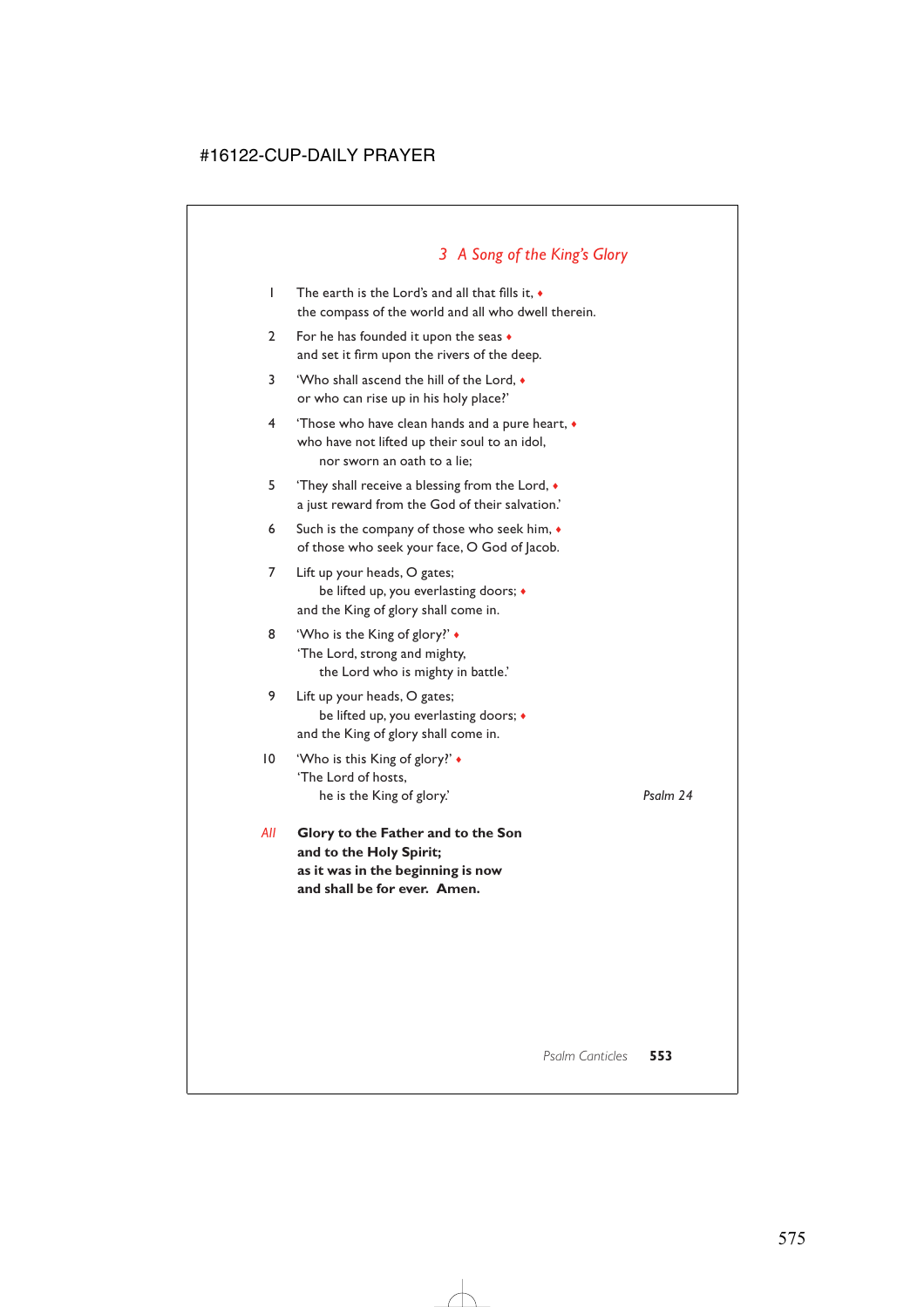## *3 A Song of the King's Glory*

1 The earth is the Lord's and all that fills it, ♦
the compass of the world and all who dwell therein.

2 For he has founded it upon the seas ♦
and set it firm upon the rivers of the deep.

3 'Who shall ascend the hill of the Lord, ♦
or who can rise up in his holy place?'

4 'Those who have clean hands and a pure heart, ♦
who have not lifted up their soul to an idol,
nor sworn an oath to a lie;

5 'They shall receive a blessing from the Lord, ♦
a just reward from the God of their salvation.'

6 Such is the company of those who seek him, ♦
of those who seek your face, O God of Jacob.

7 Lift up your heads, O gates;
be lifted up, you everlasting doors; ♦
and the King of glory shall come in.

8 'Who is the King of glory?' ♦
'The Lord, strong and mighty,
the Lord who is mighty in battle.'

9 Lift up your heads, O gates;
be lifted up, you everlasting doors; ♦
and the King of glory shall come in.

10 'Who is this King of glory?' ♦
'The Lord of hosts,
he is the King of glory.'

*Psalm 24*

*All* **Glory to the Father and to the Son**
**and to the Holy Spirit;**
**as it was in the beginning is now**
**and shall be for ever. Amen.**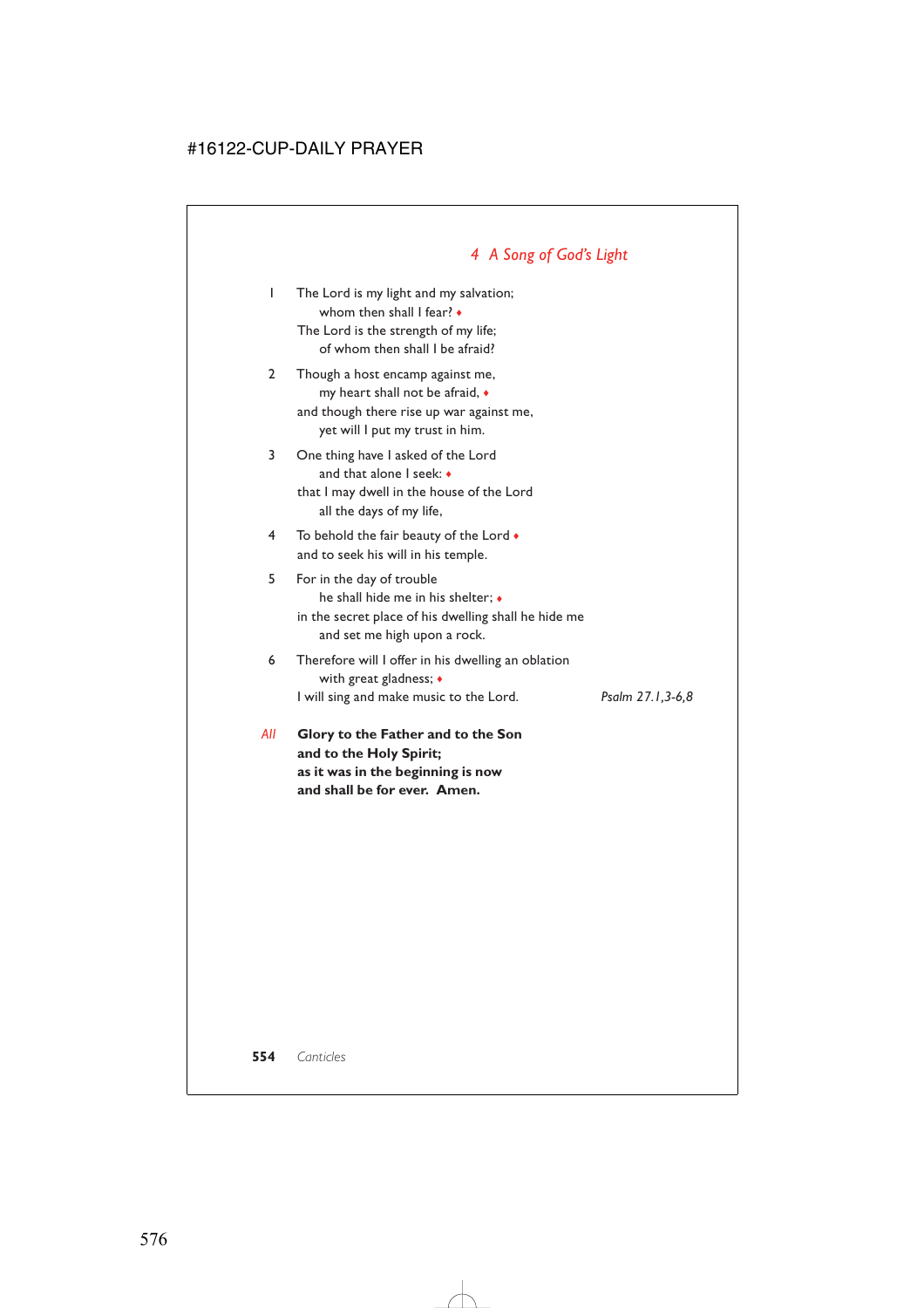## *4 A Song of God's Light*

1 The Lord is my light and my salvation;
    whom then shall I fear? ♦
  The Lord is the strength of my life;
    of whom then shall I be afraid?

2 Though a host encamp against me,
    my heart shall not be afraid, ♦
  and though there rise up war against me,
    yet will I put my trust in him.

3 One thing have I asked of the Lord
    and that alone I seek: ♦
  that I may dwell in the house of the Lord
    all the days of my life,

4 To behold the fair beauty of the Lord ♦
  and to seek his will in his temple.

5 For in the day of trouble
    he shall hide me in his shelter; ♦
  in the secret place of his dwelling shall he hide me
    and set me high upon a rock.

6 Therefore will I offer in his dwelling an oblation
    with great gladness; ♦
  I will sing and make music to the Lord.

*Psalm 27.1,3-6,8*

*All* **Glory to the Father and to the Son**
**and to the Holy Spirit;**
**as it was in the beginning is now**
**and shall be for ever. Amen.**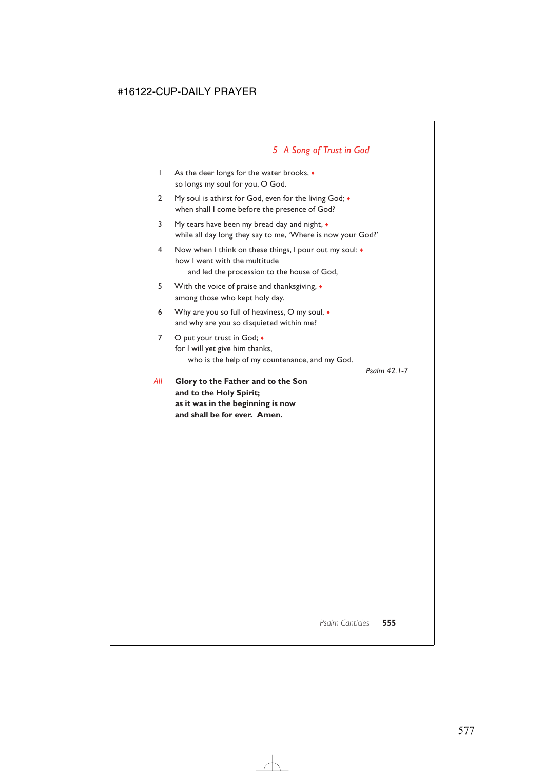## *5 A Song of Trust in God*

1 As the deer longs for the water brooks, ♦
so longs my soul for you, O God.

2 My soul is athirst for God, even for the living God; ♦
when shall I come before the presence of God?

3 My tears have been my bread day and night, ♦
while all day long they say to me, 'Where is now your God?'

4 Now when I think on these things, I pour out my soul: ♦
how I went with the multitude
and led the procession to the house of God,

5 With the voice of praise and thanksgiving, ♦
among those who kept holy day.

6 Why are you so full of heaviness, O my soul, ♦
and why are you so disquieted within me?

7 O put your trust in God; ♦
for I will yet give him thanks,
who is the help of my countenance, and my God.

*Psalm 42.1-7*

*All* **Glory to the Father and to the Son**
**and to the Holy Spirit;**
**as it was in the beginning is now**
**and shall be for ever. Amen.**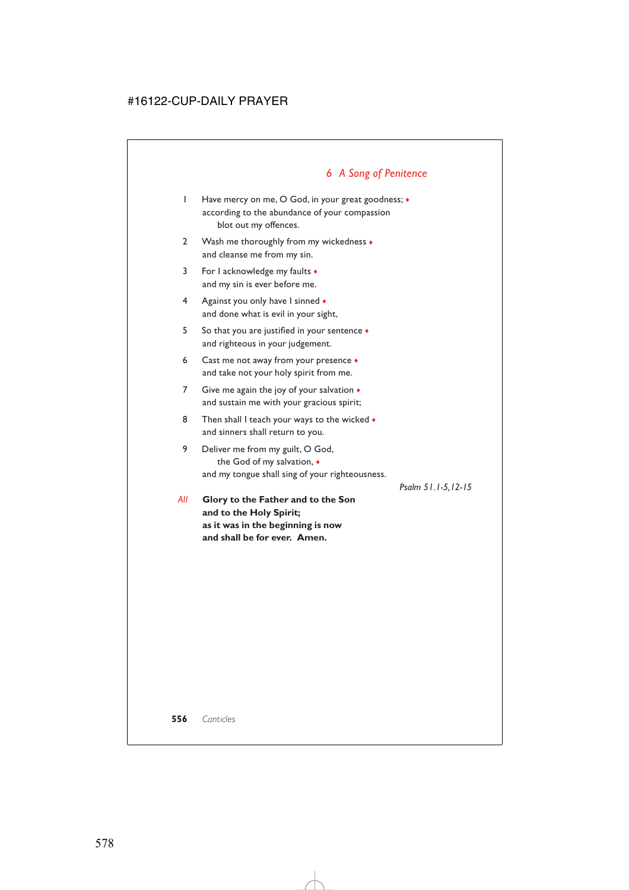## *6 A Song of Penitence*

1 Have mercy on me, O God, in your great goodness; ♦  
according to the abundance of your compassion  
  blot out my offences.

2 Wash me thoroughly from my wickedness ♦  
and cleanse me from my sin.

3 For I acknowledge my faults ♦  
and my sin is ever before me.

4 Against you only have I sinned ♦  
and done what is evil in your sight,

5 So that you are justified in your sentence ♦  
and righteous in your judgement.

6 Cast me not away from your presence ♦  
and take not your holy spirit from me.

7 Give me again the joy of your salvation ♦  
and sustain me with your gracious spirit;

8 Then shall I teach your ways to the wicked ♦  
and sinners shall return to you.

9 Deliver me from my guilt, O God,  
  the God of my salvation, ♦  
and my tongue shall sing of your righteousness.

*Psalm 51.1-5,12-15*

*All* **Glory to the Father and to the Son**  
**and to the Holy Spirit;**  
**as it was in the beginning is now**  
**and shall be for ever. Amen.**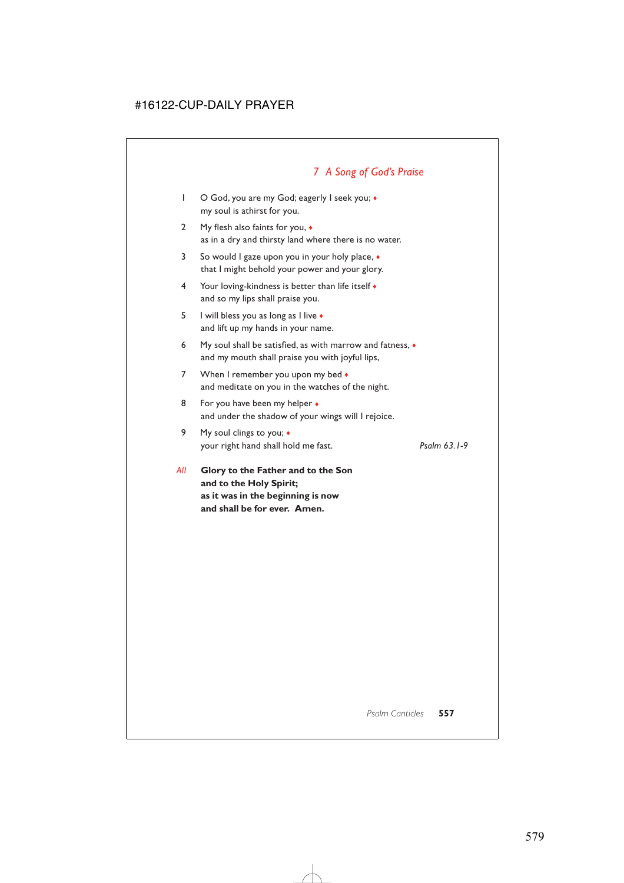## *7 A Song of God's Praise*

1 O God, you are my God; eagerly I seek you; ♦
my soul is athirst for you.

2 My flesh also faints for you, ♦
as in a dry and thirsty land where there is no water.

3 So would I gaze upon you in your holy place, ♦
that I might behold your power and your glory.

4 Your loving-kindness is better than life itself ♦
and so my lips shall praise you.

5 I will bless you as long as I live ♦
and lift up my hands in your name.

6 My soul shall be satisfied, as with marrow and fatness, ♦
and my mouth shall praise you with joyful lips,

7 When I remember you upon my bed ♦
and meditate on you in the watches of the night.

8 For you have been my helper ♦
and under the shadow of your wings will I rejoice.

9 My soul clings to you; ♦
your right hand shall hold me fast.

*Psalm 63.1-9*

*All* **Glory to the Father and to the Son
and to the Holy Spirit;
as it was in the beginning is now
and shall be for ever. Amen.**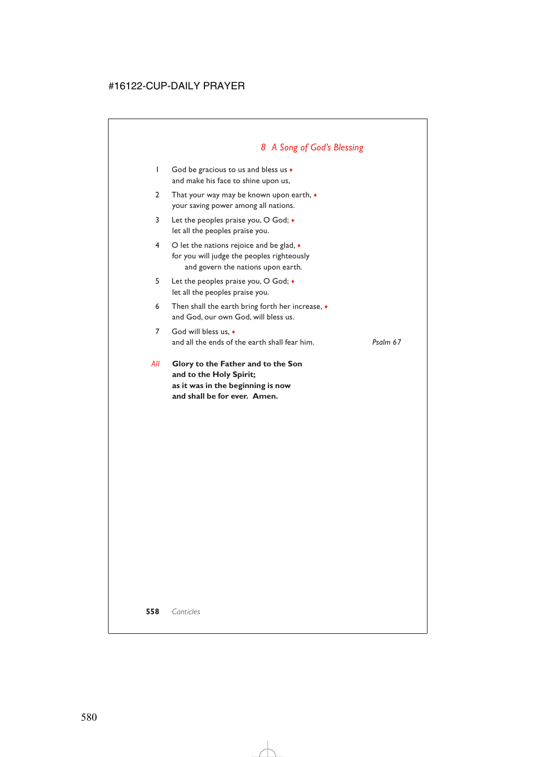## *8 A Song of God's Blessing*

1 God be gracious to us and bless us ♦
and make his face to shine upon us,

2 That your way may be known upon earth, ♦
your saving power among all nations.

3 Let the peoples praise you, O God; ♦
let all the peoples praise you.

4 O let the nations rejoice and be glad, ♦
for you will judge the peoples righteously
and govern the nations upon earth.

5 Let the peoples praise you, O God; ♦
let all the peoples praise you.

6 Then shall the earth bring forth her increase, ♦
and God, our own God, will bless us.

7 God will bless us, ♦
and all the ends of the earth shall fear him.

*Psalm 67*

*All* **Glory to the Father and to the Son
and to the Holy Spirit;
as it was in the beginning is now
and shall be for ever. Amen.**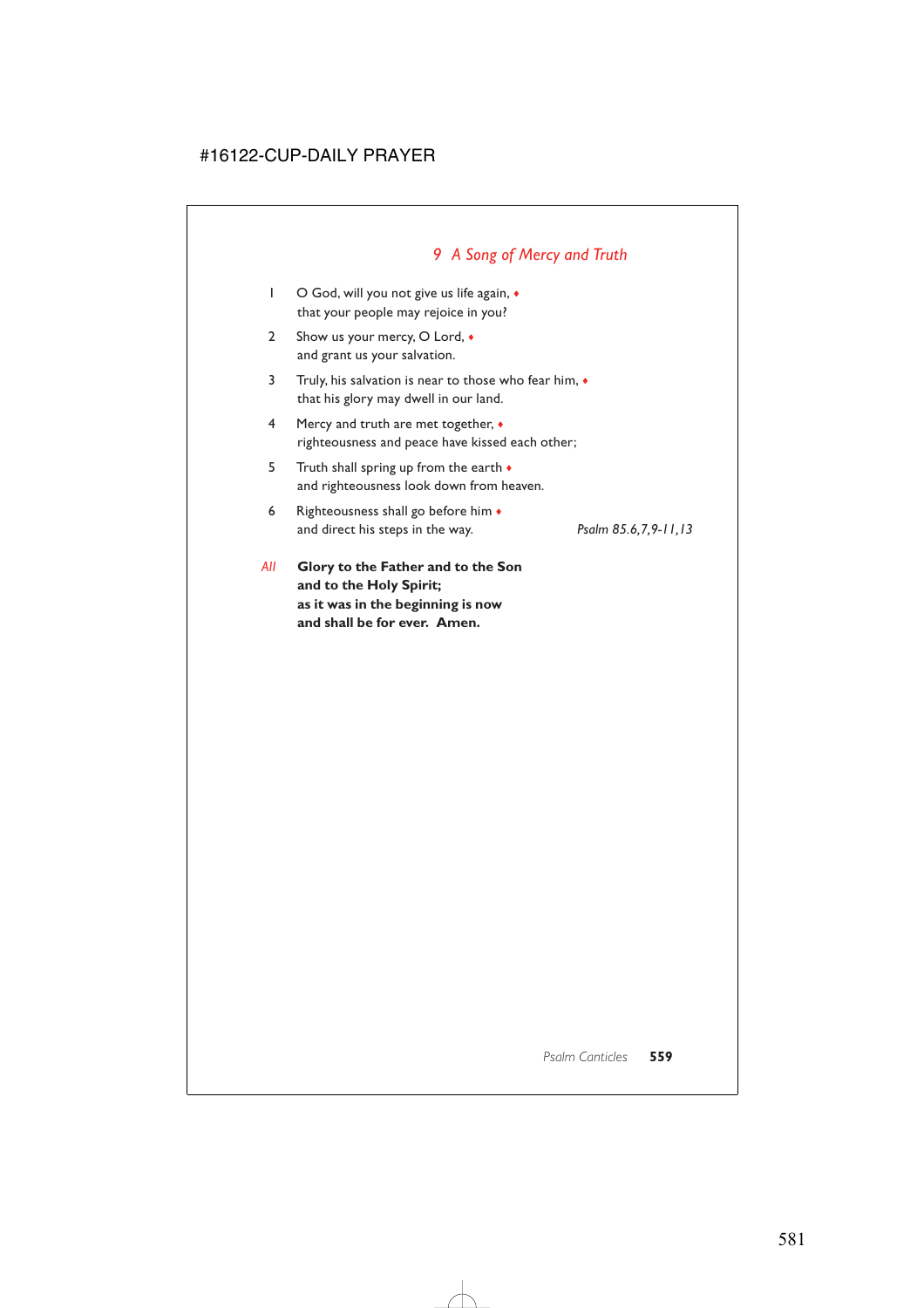## *9 A Song of Mercy and Truth*

1 O God, will you not give us life again, ♦
that your people may rejoice in you?

2 Show us your mercy, O Lord, ♦
and grant us your salvation.

3 Truly, his salvation is near to those who fear him, ♦
that his glory may dwell in our land.

4 Mercy and truth are met together, ♦
righteousness and peace have kissed each other;

5 Truth shall spring up from the earth ♦
and righteousness look down from heaven.

6 Righteousness shall go before him ♦
and direct his steps in the way.

*Psalm 85.6,7,9-11,13*

*All* **Glory to the Father and to the Son**
**and to the Holy Spirit;**
**as it was in the beginning is now**
**and shall be for ever. Amen.**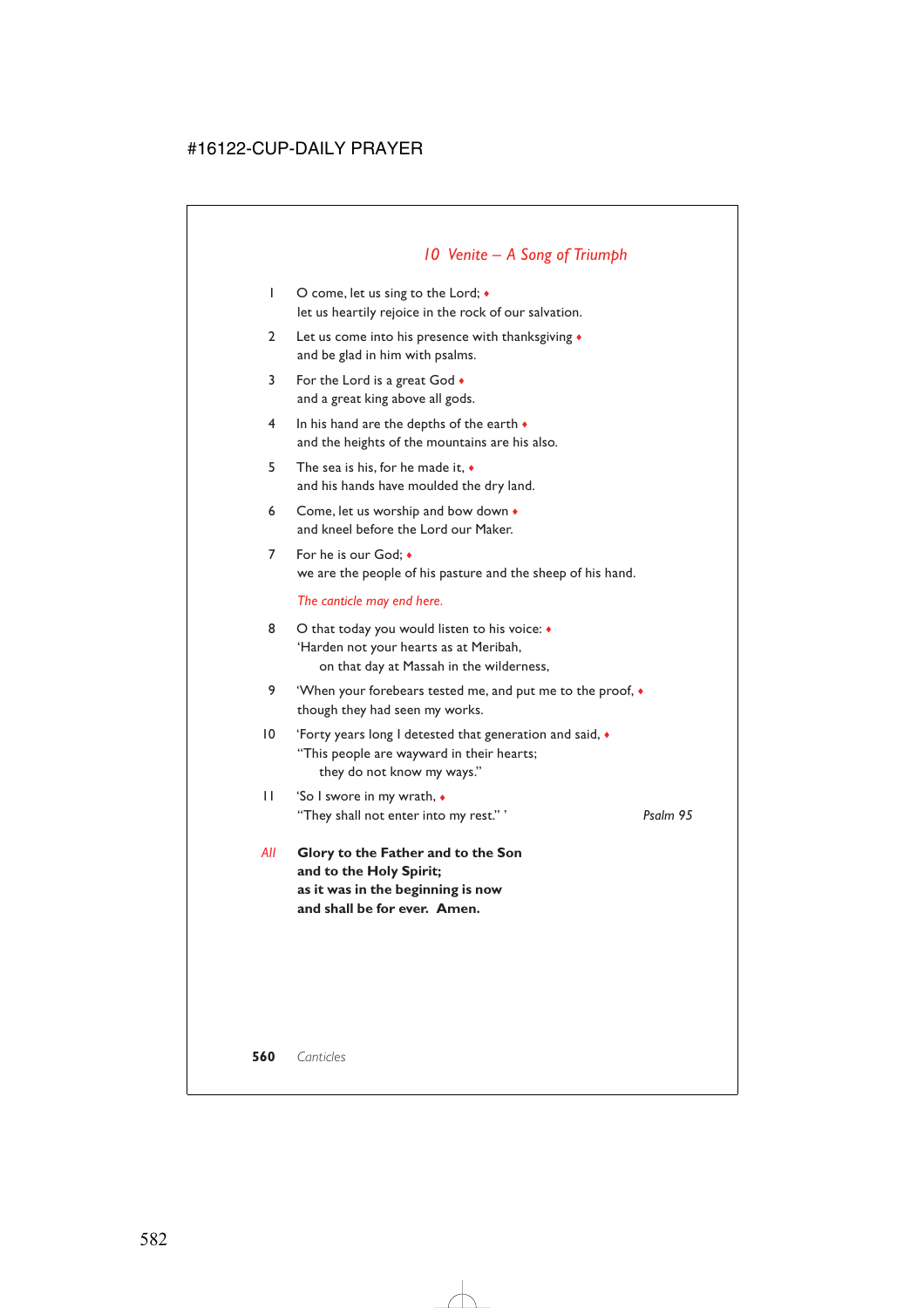## *10 Venite – A Song of Triumph*

1 O come, let us sing to the Lord; ♦
let us heartily rejoice in the rock of our salvation.

2 Let us come into his presence with thanksgiving ♦
and be glad in him with psalms.

3 For the Lord is a great God ♦
and a great king above all gods.

4 In his hand are the depths of the earth ♦
and the heights of the mountains are his also.

5 The sea is his, for he made it, ♦
and his hands have moulded the dry land.

6 Come, let us worship and bow down ♦
and kneel before the Lord our Maker.

7 For he is our God; ♦
we are the people of his pasture and the sheep of his hand.

*The canticle may end here.*

8 O that today you would listen to his voice: ♦
'Harden not your hearts as at Meribah,
on that day at Massah in the wilderness,

9 'When your forebears tested me, and put me to the proof, ♦
though they had seen my works.

10 'Forty years long I detested that generation and said, ♦
"This people are wayward in their hearts;
they do not know my ways."

11 'So I swore in my wrath, ♦
"They shall not enter into my rest." '

*Psalm 95*

*All* **Glory to the Father and to the Son**
**and to the Holy Spirit;**
**as it was in the beginning is now**
**and shall be for ever. Amen.**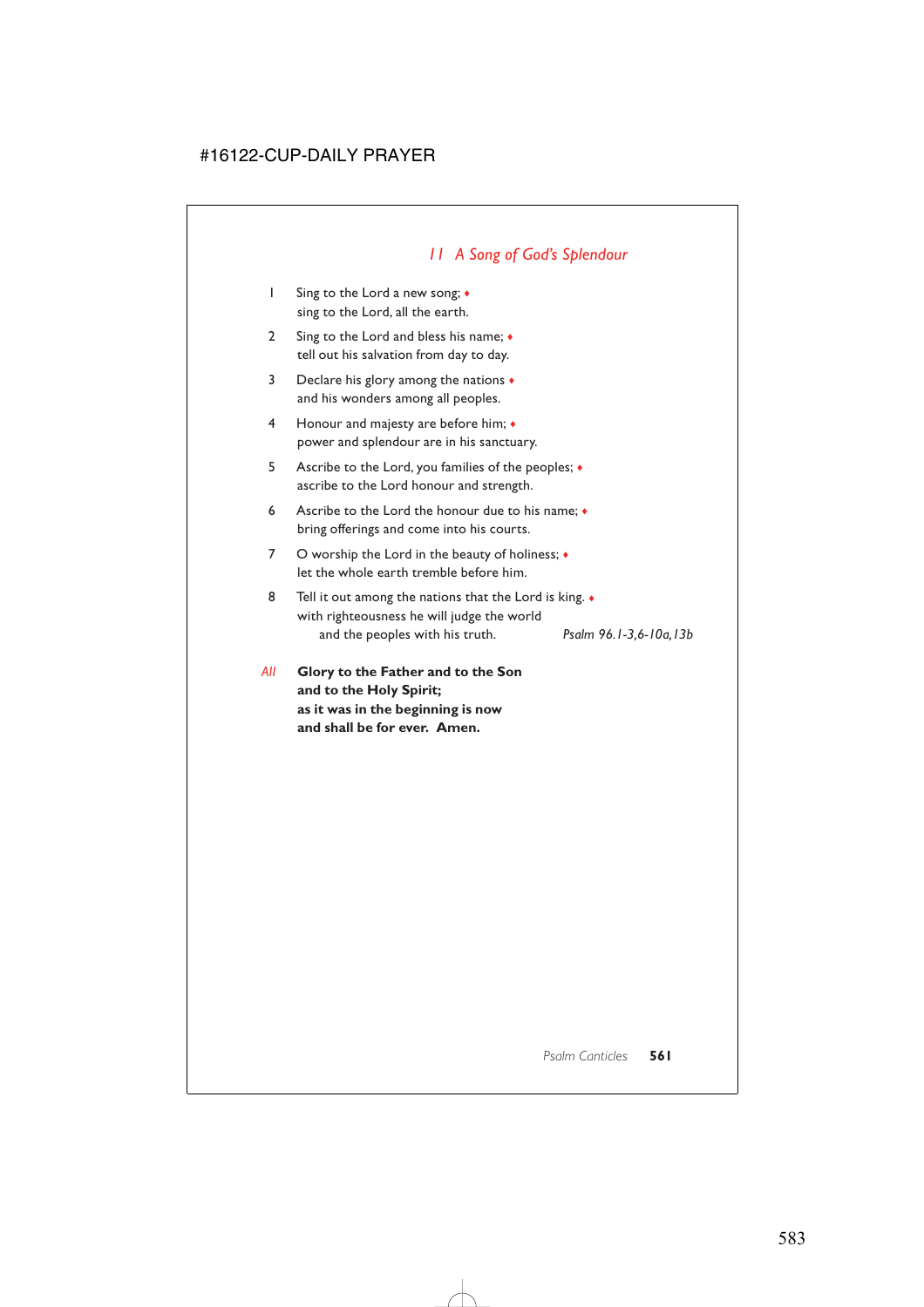## *11 A Song of God's Splendour*

1 Sing to the Lord a new song; ♦
sing to the Lord, all the earth.

2 Sing to the Lord and bless his name; ♦
tell out his salvation from day to day.

3 Declare his glory among the nations ♦
and his wonders among all peoples.

4 Honour and majesty are before him; ♦
power and splendour are in his sanctuary.

5 Ascribe to the Lord, you families of the peoples; ♦
ascribe to the Lord honour and strength.

6 Ascribe to the Lord the honour due to his name; ♦
bring offerings and come into his courts.

7 O worship the Lord in the beauty of holiness; ♦
let the whole earth tremble before him.

8 Tell it out among the nations that the Lord is king. ♦
with righteousness he will judge the world
and the peoples with his truth.

*Psalm 96.1-3,6-10a,13b*

*All* **Glory to the Father and to the Son**
**and to the Holy Spirit;**
**as it was in the beginning is now**
**and shall be for ever. Amen.**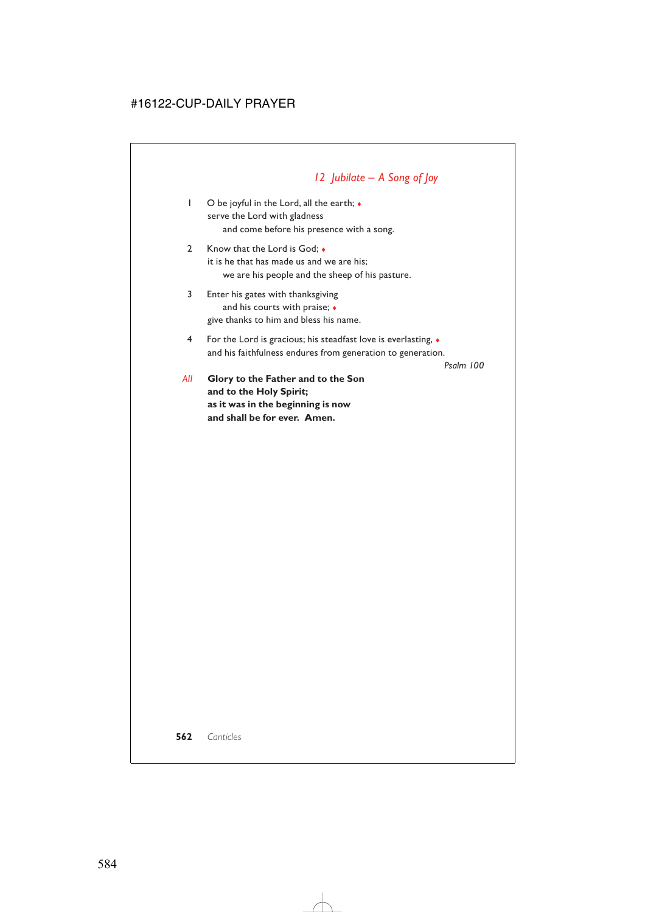## *12 Jubilate – A Song of Joy*

1 O be joyful in the Lord, all the earth; ♦
serve the Lord with gladness
 and come before his presence with a song.

2 Know that the Lord is God; ♦
it is he that has made us and we are his;
 we are his people and the sheep of his pasture.

3 Enter his gates with thanksgiving
 and his courts with praise; ♦
give thanks to him and bless his name.

4 For the Lord is gracious; his steadfast love is everlasting, ♦
and his faithfulness endures from generation to generation.

*Psalm 100*

*All* **Glory to the Father and to the Son**
**and to the Holy Spirit;**
**as it was in the beginning is now**
**and shall be for ever. Amen.**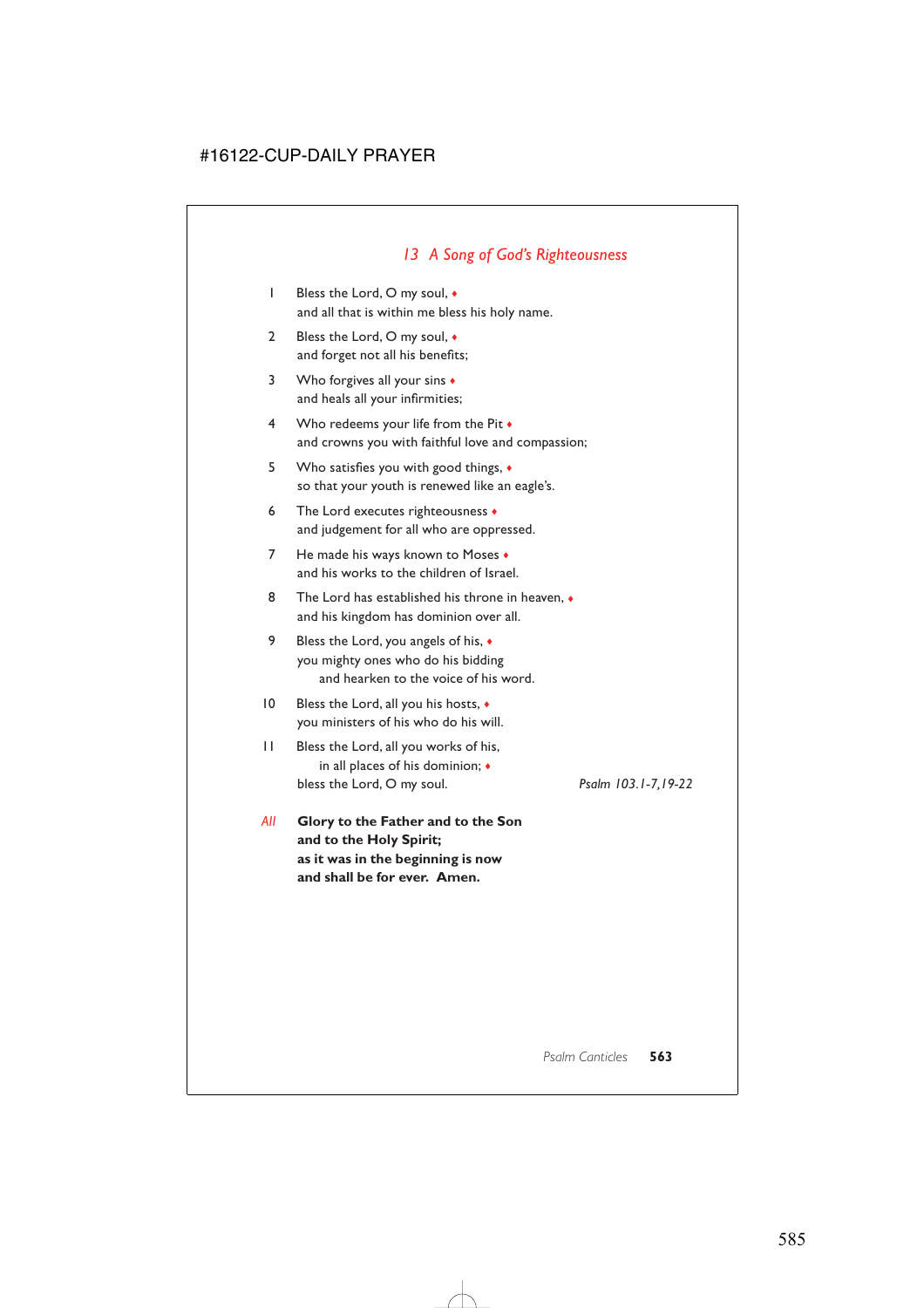## *13 A Song of God's Righteousness*

1 Bless the Lord, O my soul, ♦
and all that is within me bless his holy name.

2 Bless the Lord, O my soul, ♦
and forget not all his benefits;

3 Who forgives all your sins ♦
and heals all your infirmities;

4 Who redeems your life from the Pit ♦
and crowns you with faithful love and compassion;

5 Who satisfies you with good things, ♦
so that your youth is renewed like an eagle's.

6 The Lord executes righteousness ♦
and judgement for all who are oppressed.

7 He made his ways known to Moses ♦
and his works to the children of Israel.

8 The Lord has established his throne in heaven, ♦
and his kingdom has dominion over all.

9 Bless the Lord, you angels of his, ♦
you mighty ones who do his bidding
and hearken to the voice of his word.

10 Bless the Lord, all you his hosts, ♦
you ministers of his who do his will.

11 Bless the Lord, all you works of his,
in all places of his dominion; ♦
bless the Lord, O my soul.

*Psalm 103.1-7,19-22*

*All* **Glory to the Father and to the Son
and to the Holy Spirit;
as it was in the beginning is now
and shall be for ever. Amen.**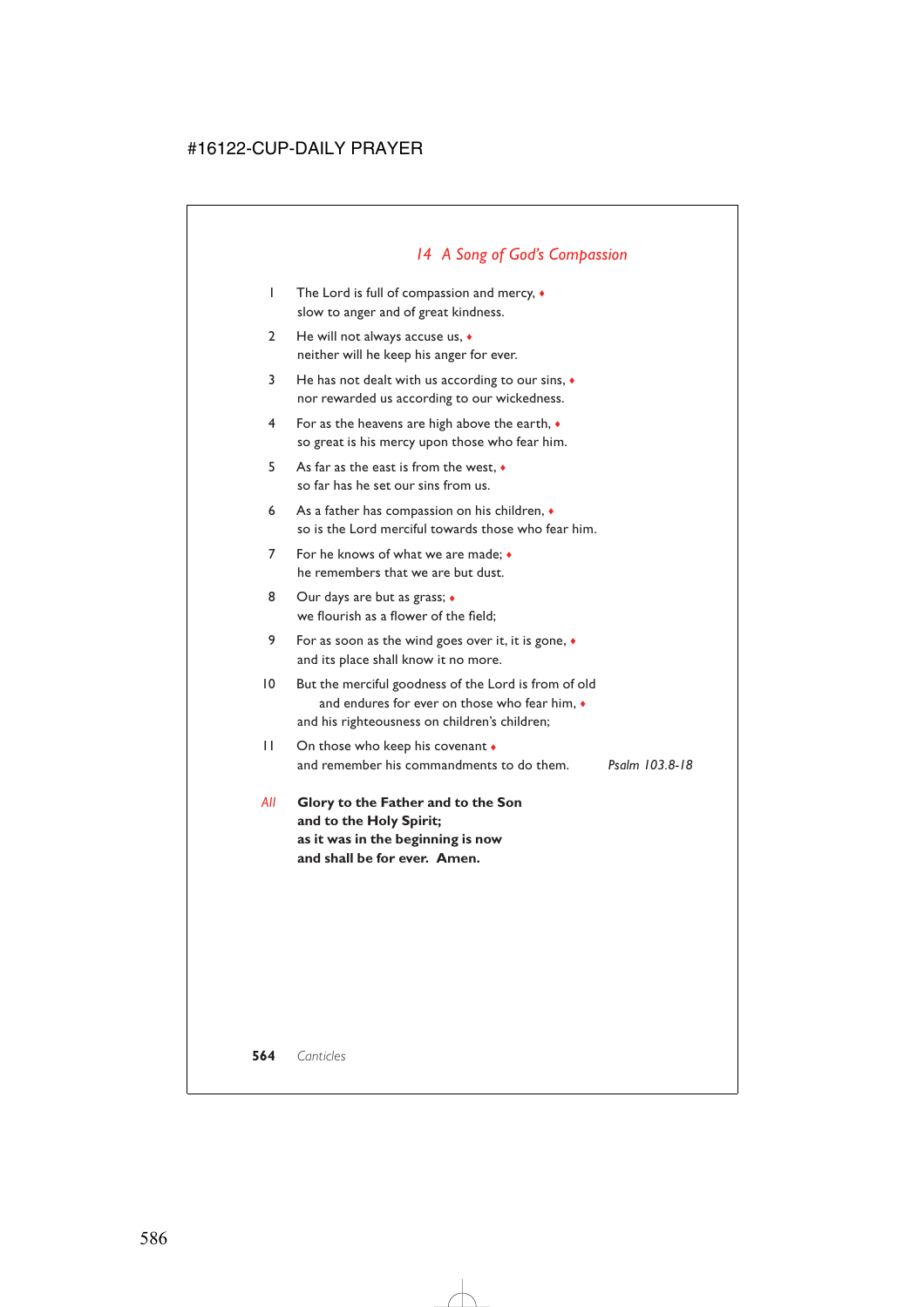## *14 A Song of God's Compassion*

1 The Lord is full of compassion and mercy, ♦
slow to anger and of great kindness.

2 He will not always accuse us, ♦
neither will he keep his anger for ever.

3 He has not dealt with us according to our sins, ♦
nor rewarded us according to our wickedness.

4 For as the heavens are high above the earth, ♦
so great is his mercy upon those who fear him.

5 As far as the east is from the west, ♦
so far has he set our sins from us.

6 As a father has compassion on his children, ♦
so is the Lord merciful towards those who fear him.

7 For he knows of what we are made; ♦
he remembers that we are but dust.

8 Our days are but as grass; ♦
we flourish as a flower of the field;

9 For as soon as the wind goes over it, it is gone, ♦
and its place shall know it no more.

10 But the merciful goodness of the Lord is from of old
and endures for ever on those who fear him, ♦
and his righteousness on children's children;

11 On those who keep his covenant ♦
and remember his commandments to do them. *Psalm 103.8-18*

*All* **Glory to the Father and to the Son**
**and to the Holy Spirit;**
**as it was in the beginning is now**
**and shall be for ever. Amen.**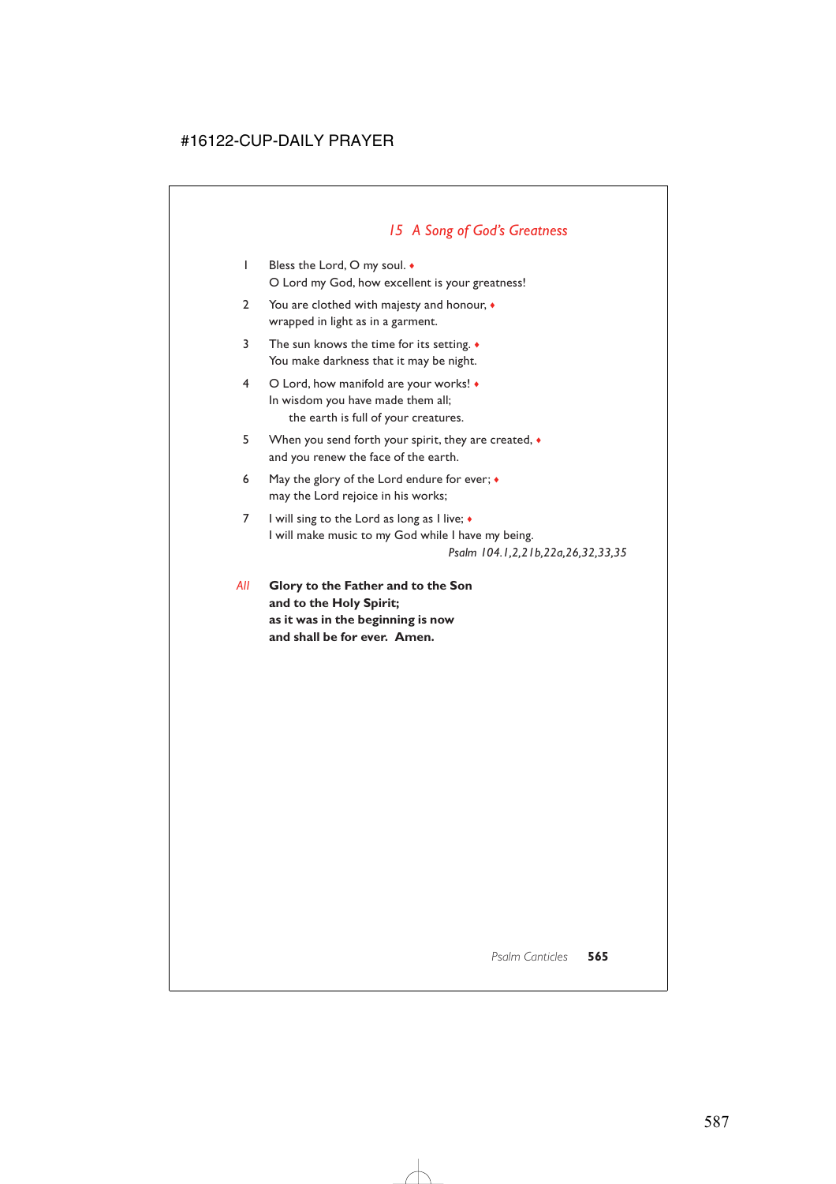## *15 A Song of God's Greatness*

1 Bless the Lord, O my soul. ♦  
O Lord my God, how excellent is your greatness!

2 You are clothed with majesty and honour, ♦  
wrapped in light as in a garment.

3 The sun knows the time for its setting. ♦  
You make darkness that it may be night.

4 O Lord, how manifold are your works! ♦  
In wisdom you have made them all;  
the earth is full of your creatures.

5 When you send forth your spirit, they are created, ♦  
and you renew the face of the earth.

6 May the glory of the Lord endure for ever; ♦  
may the Lord rejoice in his works;

7 I will sing to the Lord as long as I live; ♦  
I will make music to my God while I have my being.

*Psalm 104.1,2,21b,22a,26,32,33,35*

*All* **Glory to the Father and to the Son**  
**and to the Holy Spirit;**  
**as it was in the beginning is now**  
**and shall be for ever. Amen.**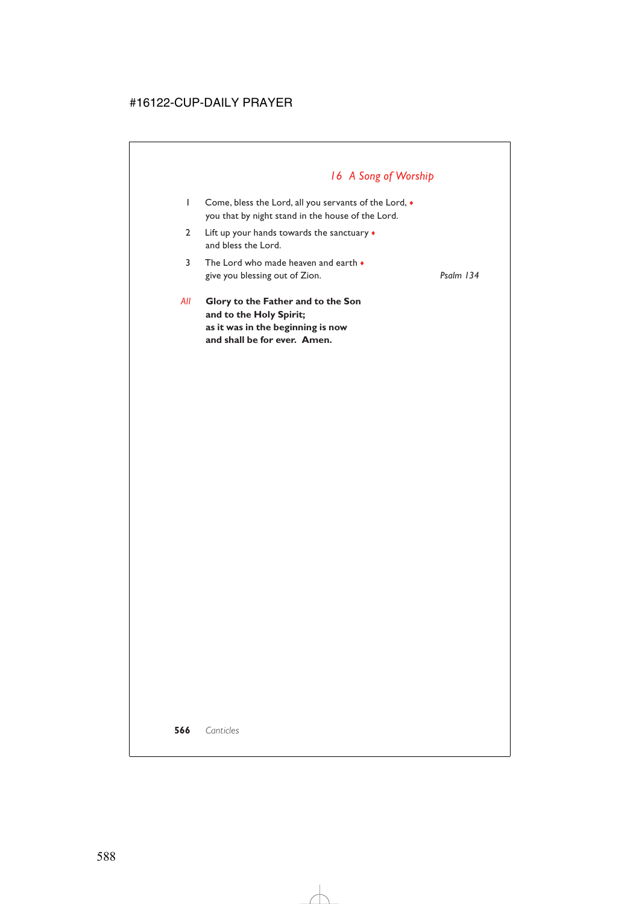## *16 A Song of Worship*

1 Come, bless the Lord, all you servants of the Lord, ♦
you that by night stand in the house of the Lord.

2 Lift up your hands towards the sanctuary ♦
and bless the Lord.

3 The Lord who made heaven and earth ♦
give you blessing out of Zion.

*Psalm 134*

*All* **Glory to the Father and to the Son**
**and to the Holy Spirit;**
**as it was in the beginning is now**
**and shall be for ever. Amen.**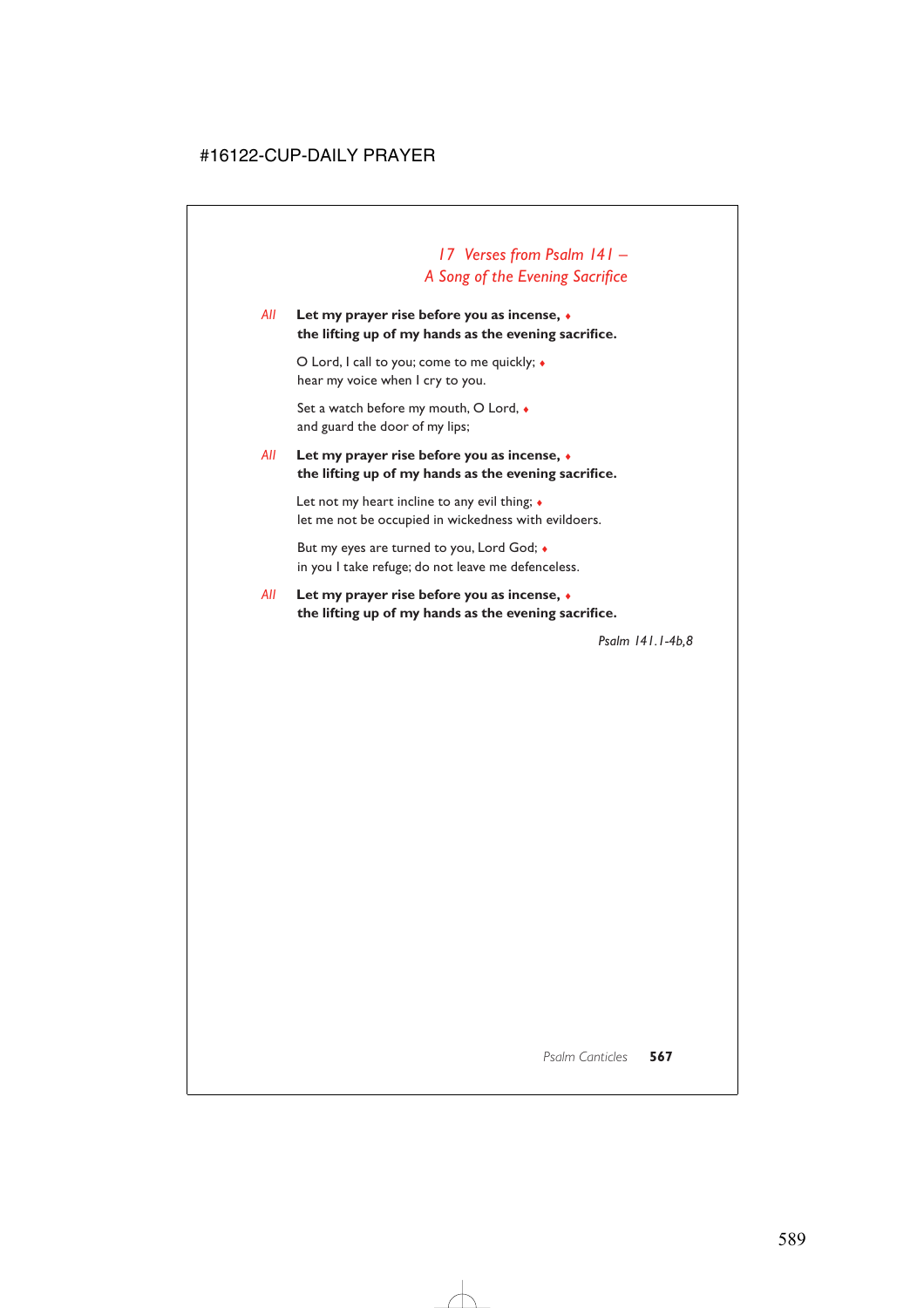## *17 Verses from Psalm 141 – A Song of the Evening Sacrifice*

*All* **Let my prayer rise before you as incense, ♦**
**the lifting up of my hands as the evening sacrifice.**

O Lord, I call to you; come to me quickly; ♦
hear my voice when I cry to you.

Set a watch before my mouth, O Lord, ♦
and guard the door of my lips;

*All* **Let my prayer rise before you as incense, ♦**
**the lifting up of my hands as the evening sacrifice.**

Let not my heart incline to any evil thing; ♦
let me not be occupied in wickedness with evildoers.

But my eyes are turned to you, Lord God; ♦
in you I take refuge; do not leave me defenceless.

*All* **Let my prayer rise before you as incense, ♦**
**the lifting up of my hands as the evening sacrifice.**

*Psalm 141.1-4b,8*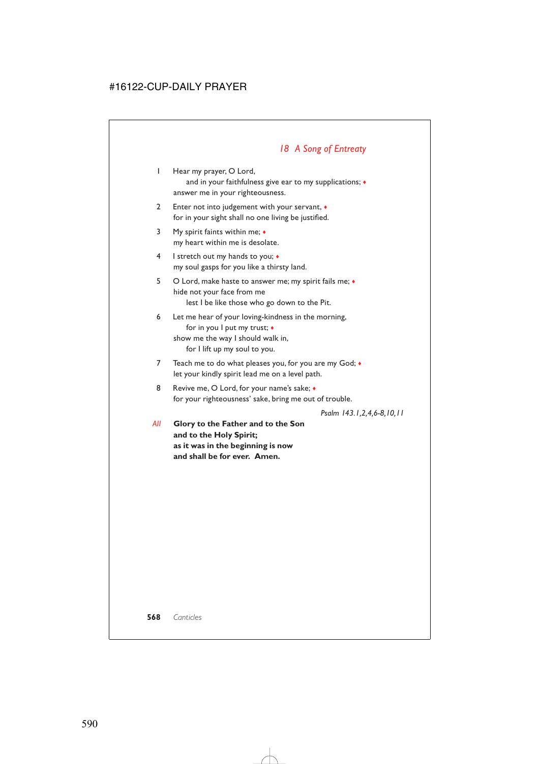## *18 A Song of Entreaty*

1 Hear my prayer, O Lord,
  and in your faithfulness give ear to my supplications; ♦
answer me in your righteousness.

2 Enter not into judgement with your servant, ♦
for in your sight shall no one living be justified.

3 My spirit faints within me; ♦
my heart within me is desolate.

4 I stretch out my hands to you; ♦
my soul gasps for you like a thirsty land.

5 O Lord, make haste to answer me; my spirit fails me; ♦
hide not your face from me
  lest I be like those who go down to the Pit.

6 Let me hear of your loving-kindness in the morning,
  for in you I put my trust; ♦
show me the way I should walk in,
  for I lift up my soul to you.

7 Teach me to do what pleases you, for you are my God; ♦
let your kindly spirit lead me on a level path.

8 Revive me, O Lord, for your name's sake; ♦
for your righteousness' sake, bring me out of trouble.

*Psalm 143.1,2,4,6-8,10,11*

*All* **Glory to the Father and to the Son
and to the Holy Spirit;
as it was in the beginning is now
and shall be for ever. Amen.**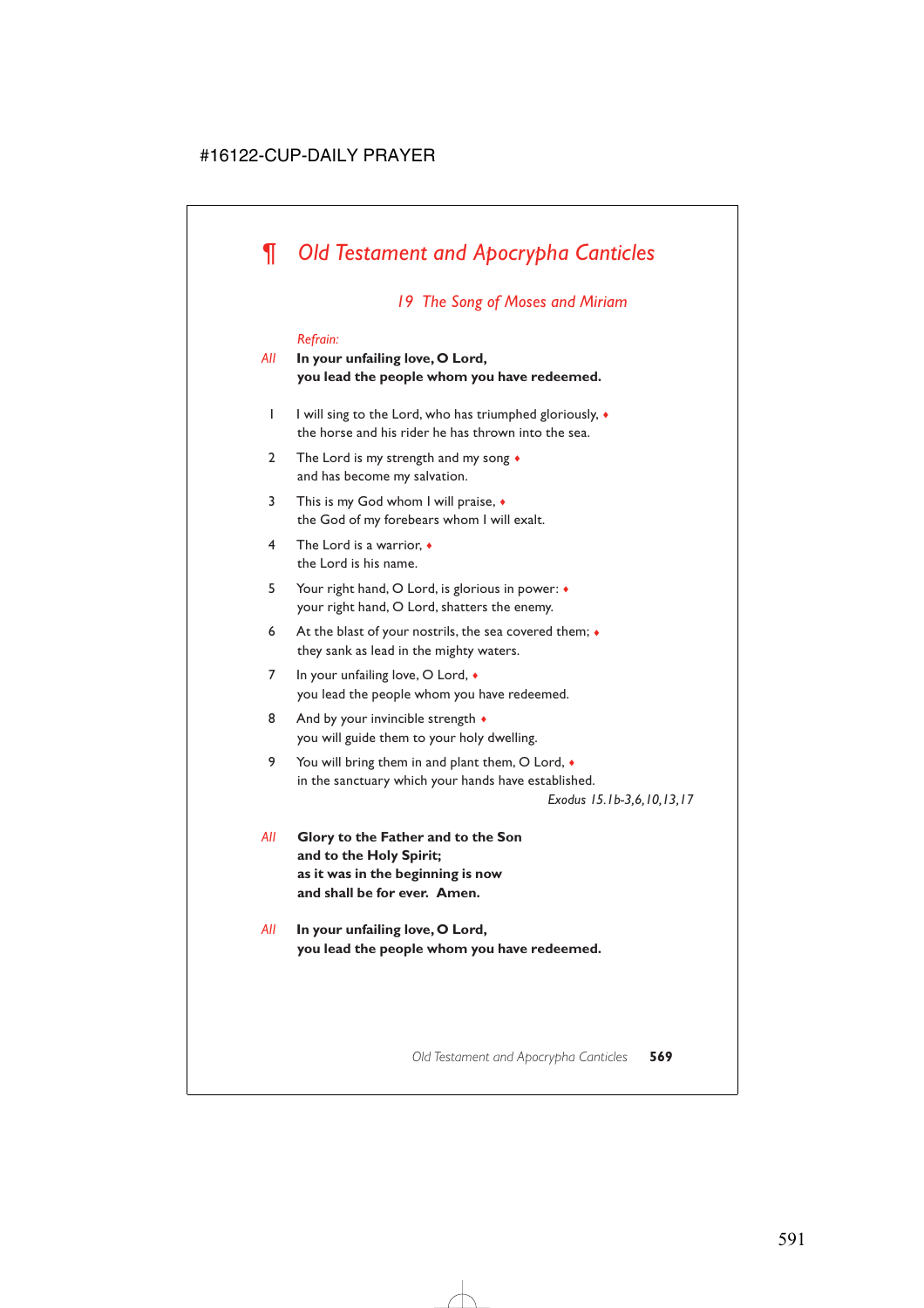# ¶ *Old Testament and Apocrypha Canticles*

## *19 The Song of Moses and Miriam*

*Refrain:*

*All* **In your unfailing love, O Lord,**
**you lead the people whom you have redeemed.**

1 I will sing to the Lord, who has triumphed gloriously, ♦
the horse and his rider he has thrown into the sea.

2 The Lord is my strength and my song ♦
and has become my salvation.

3 This is my God whom I will praise, ♦
the God of my forebears whom I will exalt.

4 The Lord is a warrior, ♦
the Lord is his name.

5 Your right hand, O Lord, is glorious in power: ♦
your right hand, O Lord, shatters the enemy.

6 At the blast of your nostrils, the sea covered them; ♦
they sank as lead in the mighty waters.

7 In your unfailing love, O Lord, ♦
you lead the people whom you have redeemed.

8 And by your invincible strength ♦
you will guide them to your holy dwelling.

9 You will bring them in and plant them, O Lord, ♦
in the sanctuary which your hands have established.

*Exodus 15.1b-3,6,10,13,17*

*All* **Glory to the Father and to the Son**
**and to the Holy Spirit;**
**as it was in the beginning is now**
**and shall be for ever. Amen.**

*All* **In your unfailing love, O Lord,**
**you lead the people whom you have redeemed.**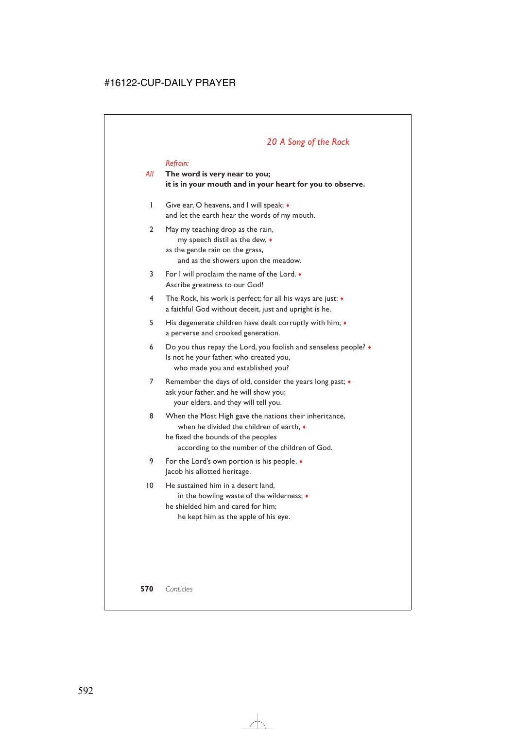## *20 A Song of the Rock*

*Refrain:*

*All* **The word is very near to you;**
**it is in your mouth and in your heart for you to observe.**

1 Give ear, O heavens, and I will speak; ♦
and let the earth hear the words of my mouth.

2 May my teaching drop as the rain,
  my speech distil as the dew, ♦
as the gentle rain on the grass,
  and as the showers upon the meadow.

3 For I will proclaim the name of the Lord. ♦
Ascribe greatness to our God!

4 The Rock, his work is perfect; for all his ways are just: ♦
a faithful God without deceit, just and upright is he.

5 His degenerate children have dealt corruptly with him; ♦
a perverse and crooked generation.

6 Do you thus repay the Lord, you foolish and senseless people? ♦
Is not he your father, who created you,
  who made you and established you?

7 Remember the days of old, consider the years long past; ♦
ask your father, and he will show you;
  your elders, and they will tell you.

8 When the Most High gave the nations their inheritance,
  when he divided the children of earth, ♦
he fixed the bounds of the peoples
  according to the number of the children of God.

9 For the Lord's own portion is his people, ♦
Jacob his allotted heritage.

10 He sustained him in a desert land,
  in the howling waste of the wilderness; ♦
he shielded him and cared for him;
  he kept him as the apple of his eye.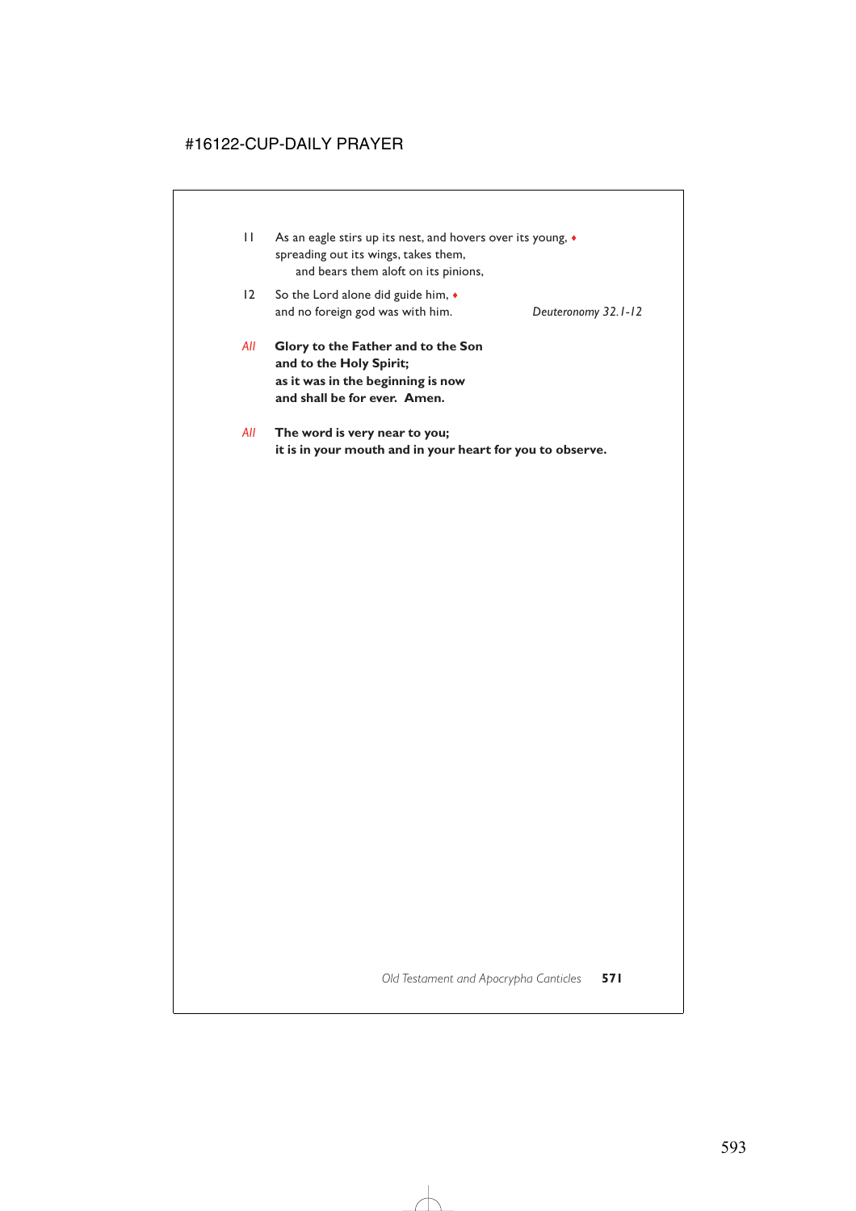11 As an eagle stirs up its nest, and hovers over its young, ♦
spreading out its wings, takes them,
  and bears them aloft on its pinions,

12 So the Lord alone did guide him, ♦
and no foreign god was with him. *Deuteronomy 32.1-12*

*All* **Glory to the Father and to the Son**
**and to the Holy Spirit;**
**as it was in the beginning is now**
**and shall be for ever. Amen.**

*All* **The word is very near to you;**
**it is in your mouth and in your heart for you to observe.**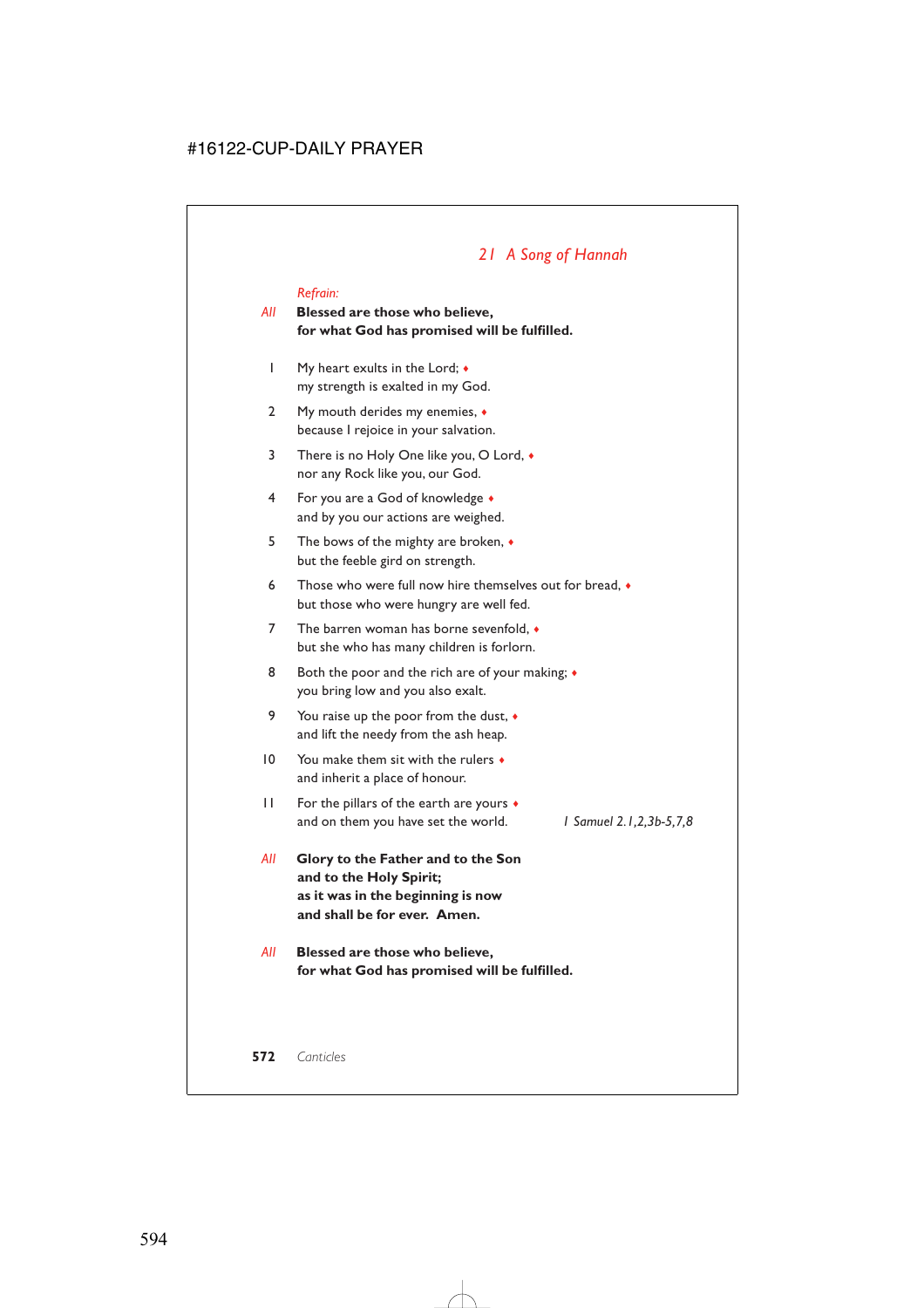## 21 A Song of Hannah

*Refrain:*

*All* **Blessed are those who believe,**
**for what God has promised will be fulfilled.**

1 My heart exults in the Lord; ♦
my strength is exalted in my God.

2 My mouth derides my enemies, ♦
because I rejoice in your salvation.

3 There is no Holy One like you, O Lord, ♦
nor any Rock like you, our God.

4 For you are a God of knowledge ♦
and by you our actions are weighed.

5 The bows of the mighty are broken, ♦
but the feeble gird on strength.

6 Those who were full now hire themselves out for bread, ♦
but those who were hungry are well fed.

7 The barren woman has borne sevenfold, ♦
but she who has many children is forlorn.

8 Both the poor and the rich are of your making; ♦
you bring low and you also exalt.

9 You raise up the poor from the dust, ♦
and lift the needy from the ash heap.

10 You make them sit with the rulers ♦
and inherit a place of honour.

11 For the pillars of the earth are yours ♦
and on them you have set the world.

*1 Samuel 2.1,2,3b-5,7,8*

*All* **Glory to the Father and to the Son**
**and to the Holy Spirit;**
**as it was in the beginning is now**
**and shall be for ever. Amen.**

*All* **Blessed are those who believe,**
**for what God has promised will be fulfilled.**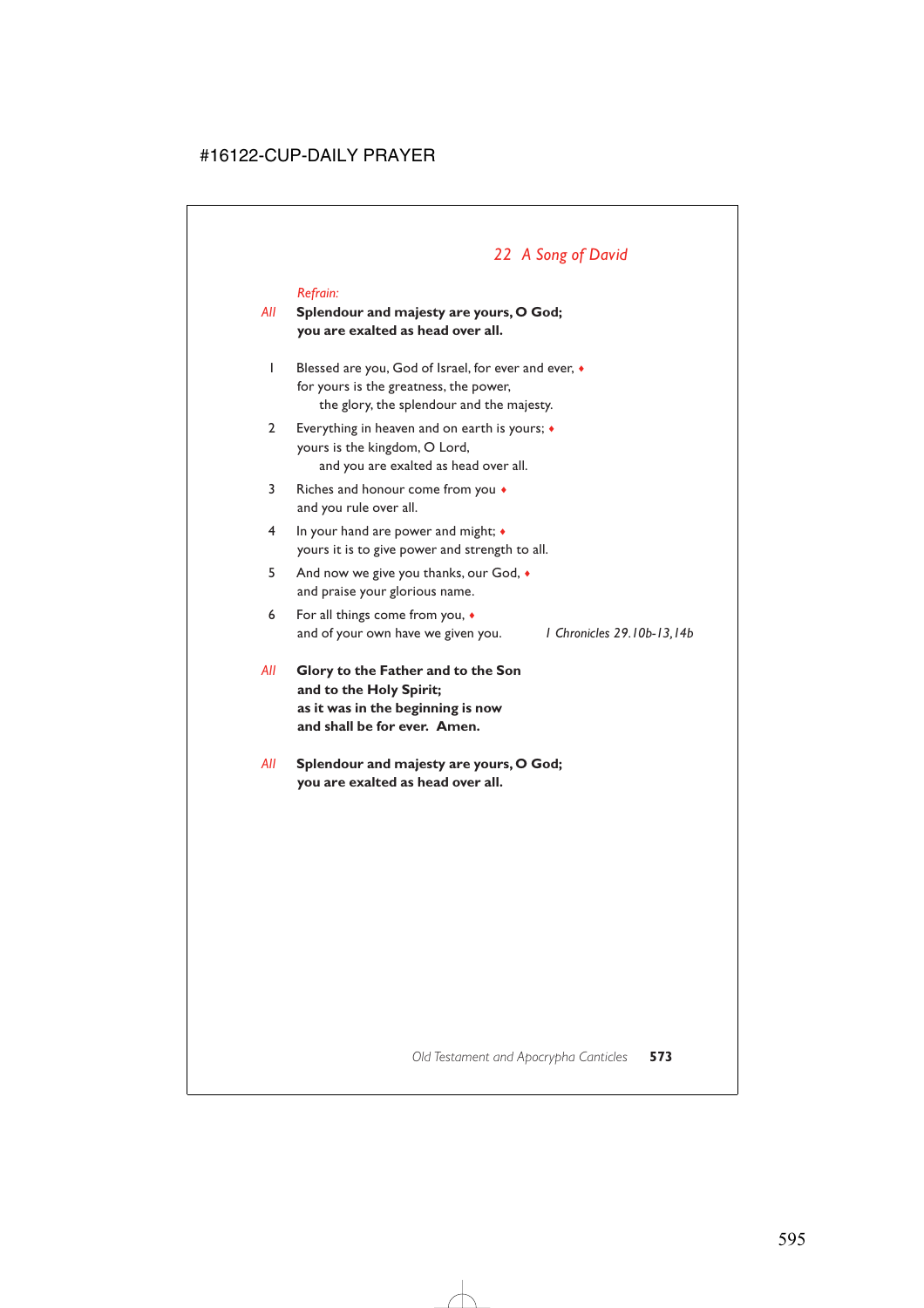## 22 A Song of David

*Refrain:*

*All* **Splendour and majesty are yours, O God;**
**you are exalted as head over all.**

1 Blessed are you, God of Israel, for ever and ever, ♦
for yours is the greatness, the power,
  the glory, the splendour and the majesty.

2 Everything in heaven and on earth is yours; ♦
yours is the kingdom, O Lord,
  and you are exalted as head over all.

3 Riches and honour come from you ♦
and you rule over all.

4 In your hand are power and might; ♦
yours it is to give power and strength to all.

5 And now we give you thanks, our God, ♦
and praise your glorious name.

6 For all things come from you, ♦
and of your own have we given you.

*1 Chronicles 29.10b-13,14b*

*All* **Glory to the Father and to the Son**
**and to the Holy Spirit;**
**as it was in the beginning is now**
**and shall be for ever. Amen.**

*All* **Splendour and majesty are yours, O God;**
**you are exalted as head over all.**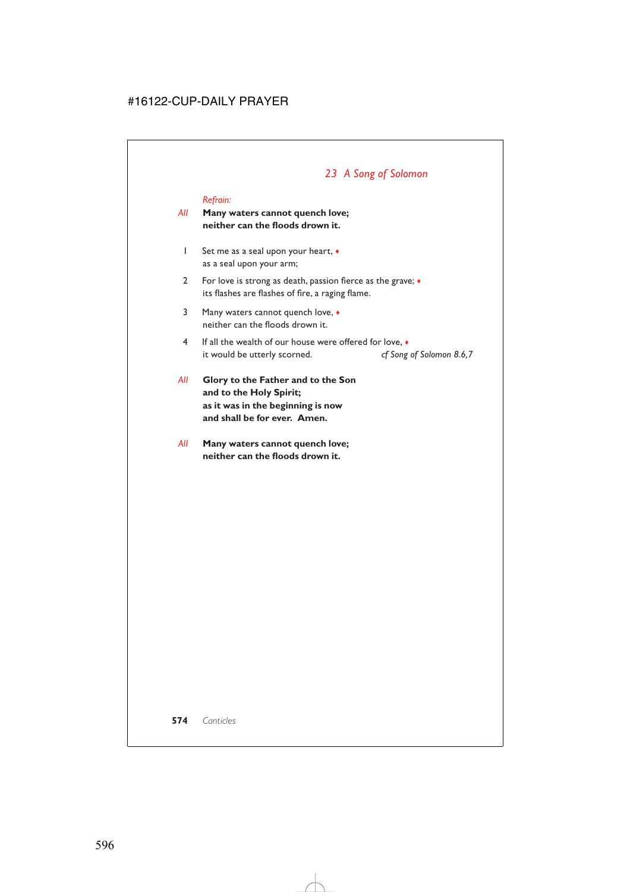## *23 A Song of Solomon*

*Refrain:*

*All* **Many waters cannot quench love;**
**neither can the floods drown it.**

1 Set me as a seal upon your heart, ♦
as a seal upon your arm;

2 For love is strong as death, passion fierce as the grave; ♦
its flashes are flashes of fire, a raging flame.

3 Many waters cannot quench love, ♦
neither can the floods drown it.

4 If all the wealth of our house were offered for love, ♦
it would be utterly scorned. *cf Song of Solomon 8.6,7*

*All* **Glory to the Father and to the Son**
**and to the Holy Spirit;**
**as it was in the beginning is now**
**and shall be for ever. Amen.**

*All* **Many waters cannot quench love;**
**neither can the floods drown it.**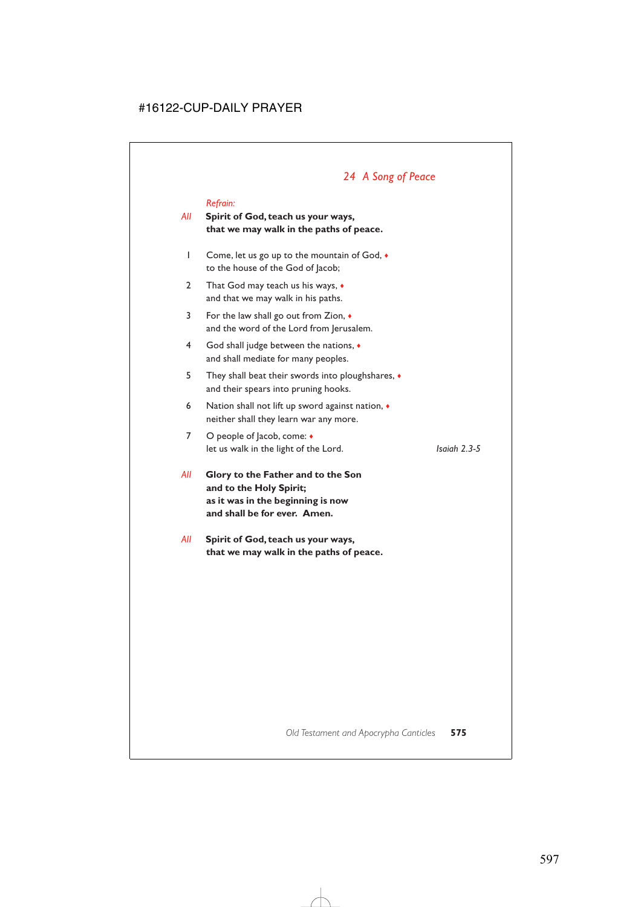## *24 A Song of Peace*

*Refrain:*

*All* **Spirit of God, teach us your ways,**
**that we may walk in the paths of peace.**

1 Come, let us go up to the mountain of God, ♦
to the house of the God of Jacob;

2 That God may teach us his ways, ♦
and that we may walk in his paths.

3 For the law shall go out from Zion, ♦
and the word of the Lord from Jerusalem.

4 God shall judge between the nations, ♦
and shall mediate for many peoples.

5 They shall beat their swords into ploughshares, ♦
and their spears into pruning hooks.

6 Nation shall not lift up sword against nation, ♦
neither shall they learn war any more.

7 O people of Jacob, come: ♦
let us walk in the light of the Lord.

*Isaiah 2.3-5*

*All* **Glory to the Father and to the Son**
**and to the Holy Spirit;**
**as it was in the beginning is now**
**and shall be for ever. Amen.**

*All* **Spirit of God, teach us your ways,**
**that we may walk in the paths of peace.**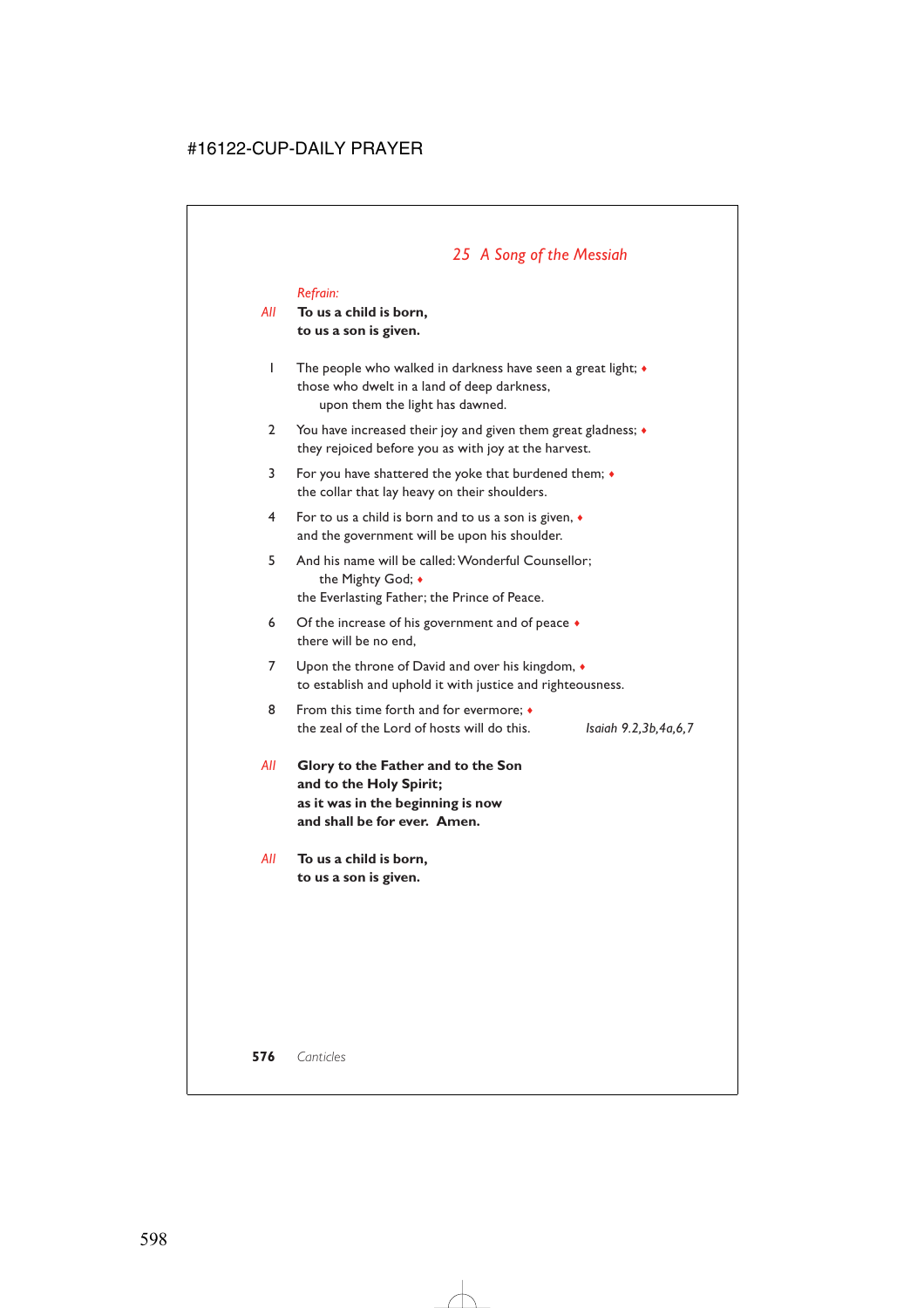## *25 A Song of the Messiah*

*Refrain:*

*All* **To us a child is born,**
**to us a son is given.**

1 The people who walked in darkness have seen a great light; ♦
those who dwelt in a land of deep darkness,
upon them the light has dawned.

2 You have increased their joy and given them great gladness; ♦
they rejoiced before you as with joy at the harvest.

3 For you have shattered the yoke that burdened them; ♦
the collar that lay heavy on their shoulders.

4 For to us a child is born and to us a son is given, ♦
and the government will be upon his shoulder.

5 And his name will be called: Wonderful Counsellor;
the Mighty God; ♦
the Everlasting Father; the Prince of Peace.

6 Of the increase of his government and of peace ♦
there will be no end,

7 Upon the throne of David and over his kingdom, ♦
to establish and uphold it with justice and righteousness.

8 From this time forth and for evermore; ♦
the zeal of the Lord of hosts will do this. *Isaiah 9.2,3b,4a,6,7*

*All* **Glory to the Father and to the Son**
**and to the Holy Spirit;**
**as it was in the beginning is now**
**and shall be for ever. Amen.**

*All* **To us a child is born,**
**to us a son is given.**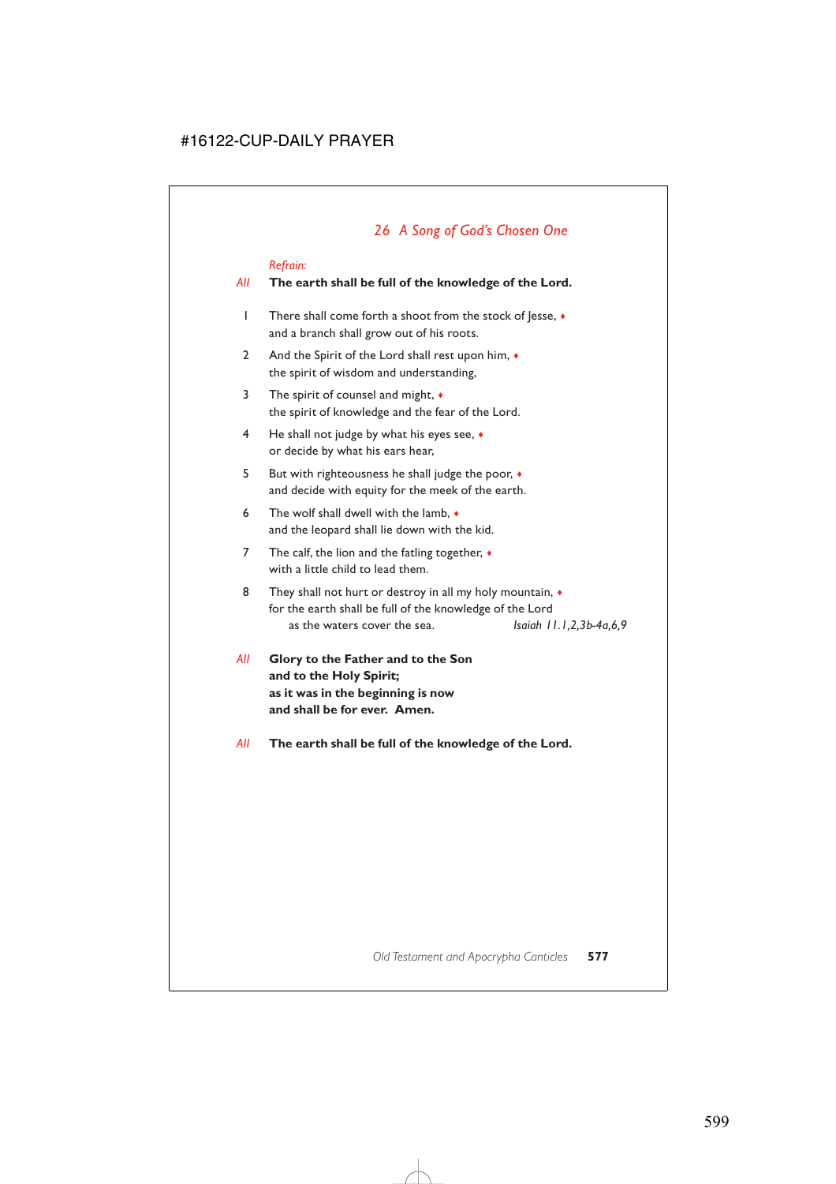## *26 A Song of God's Chosen One*

*Refrain:*

*All* **The earth shall be full of the knowledge of the Lord.**

1 There shall come forth a shoot from the stock of Jesse, ♦
and a branch shall grow out of his roots.

2 And the Spirit of the Lord shall rest upon him, ♦
the spirit of wisdom and understanding,

3 The spirit of counsel and might, ♦
the spirit of knowledge and the fear of the Lord.

4 He shall not judge by what his eyes see, ♦
or decide by what his ears hear,

5 But with righteousness he shall judge the poor, ♦
and decide with equity for the meek of the earth.

6 The wolf shall dwell with the lamb, ♦
and the leopard shall lie down with the kid.

7 The calf, the lion and the fatling together, ♦
with a little child to lead them.

8 They shall not hurt or destroy in all my holy mountain, ♦
for the earth shall be full of the knowledge of the Lord
as the waters cover the sea. *Isaiah 11.1,2,3b-4a,6,9*

*All* **Glory to the Father and to the Son
and to the Holy Spirit;
as it was in the beginning is now
and shall be for ever. Amen.**

*All* **The earth shall be full of the knowledge of the Lord.**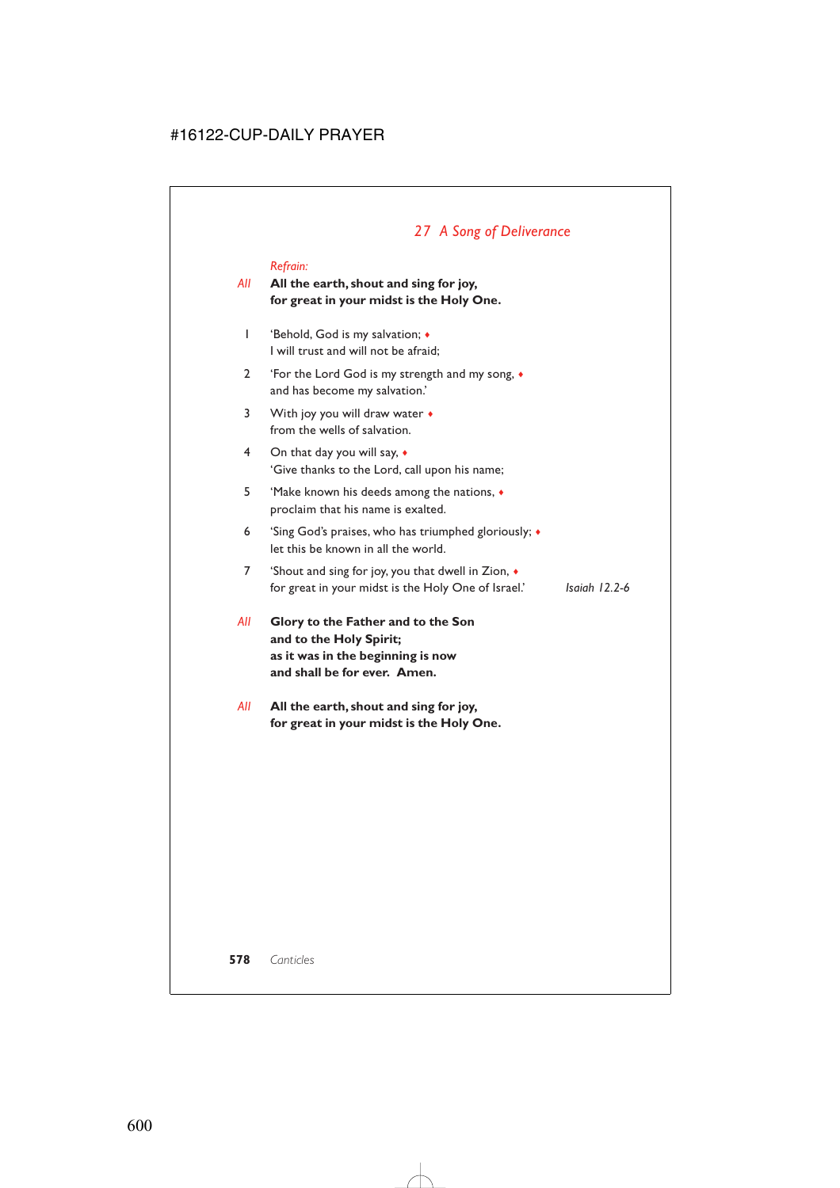## *27 A Song of Deliverance*

*Refrain:*

*All* **All the earth, shout and sing for joy,**
**for great in your midst is the Holy One.**

1 'Behold, God is my salvation; ♦
I will trust and will not be afraid;

2 'For the Lord God is my strength and my song, ♦
and has become my salvation.'

3 With joy you will draw water ♦
from the wells of salvation.

4 On that day you will say, ♦
'Give thanks to the Lord, call upon his name;

5 'Make known his deeds among the nations, ♦
proclaim that his name is exalted.

6 'Sing God's praises, who has triumphed gloriously; ♦
let this be known in all the world.

7 'Shout and sing for joy, you that dwell in Zion, ♦
for great in your midst is the Holy One of Israel.' *Isaiah 12.2-6*

*All* **Glory to the Father and to the Son**
**and to the Holy Spirit;**
**as it was in the beginning is now**
**and shall be for ever. Amen.**

*All* **All the earth, shout and sing for joy,**
**for great in your midst is the Holy One.**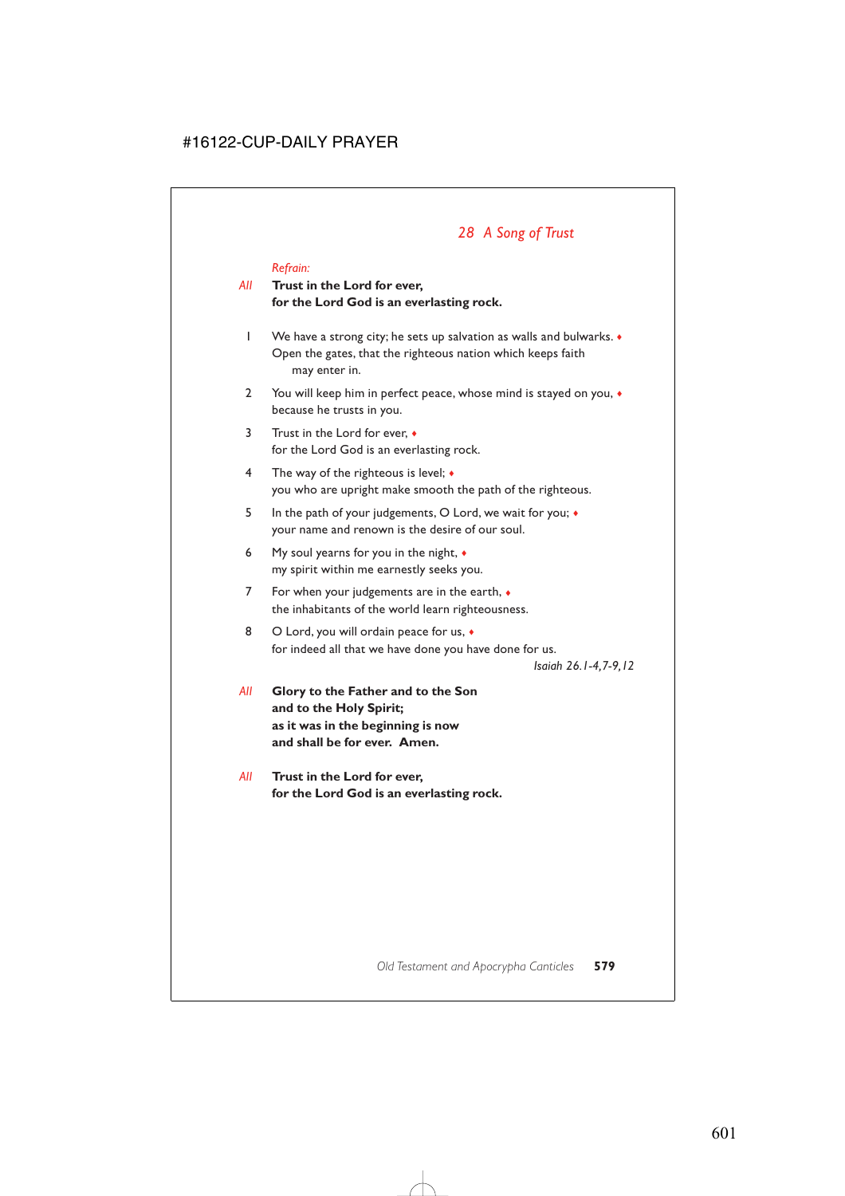## *28 A Song of Trust*

*Refrain:*

*All* **Trust in the Lord for ever,**
**for the Lord God is an everlasting rock.**

1 We have a strong city; he sets up salvation as walls and bulwarks. ♦
Open the gates, that the righteous nation which keeps faith
may enter in.

2 You will keep him in perfect peace, whose mind is stayed on you, ♦
because he trusts in you.

3 Trust in the Lord for ever, ♦
for the Lord God is an everlasting rock.

4 The way of the righteous is level; ♦
you who are upright make smooth the path of the righteous.

5 In the path of your judgements, O Lord, we wait for you; ♦
your name and renown is the desire of our soul.

6 My soul yearns for you in the night, ♦
my spirit within me earnestly seeks you.

7 For when your judgements are in the earth, ♦
the inhabitants of the world learn righteousness.

8 O Lord, you will ordain peace for us, ♦
for indeed all that we have done you have done for us.

*Isaiah 26.1-4,7-9,12*

*All* **Glory to the Father and to the Son**
**and to the Holy Spirit;**
**as it was in the beginning is now**
**and shall be for ever. Amen.**

*All* **Trust in the Lord for ever,**
**for the Lord God is an everlasting rock.**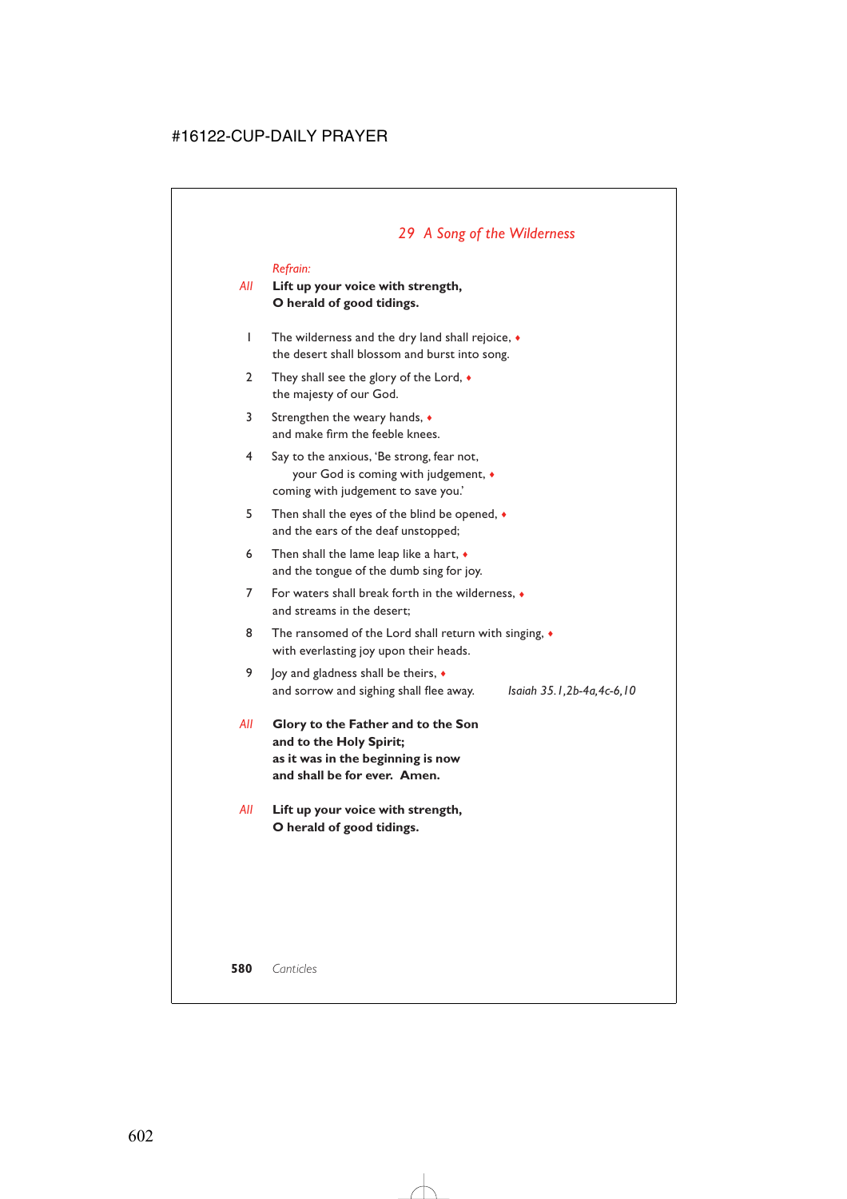## *29 A Song of the Wilderness*

*Refrain:*

*All* **Lift up your voice with strength,
O herald of good tidings.**

1 The wilderness and the dry land shall rejoice, ♦
the desert shall blossom and burst into song.

2 They shall see the glory of the Lord, ♦
the majesty of our God.

3 Strengthen the weary hands, ♦
and make firm the feeble knees.

4 Say to the anxious, 'Be strong, fear not,
your God is coming with judgement, ♦
coming with judgement to save you.'

5 Then shall the eyes of the blind be opened, ♦
and the ears of the deaf unstopped;

6 Then shall the lame leap like a hart, ♦
and the tongue of the dumb sing for joy.

7 For waters shall break forth in the wilderness, ♦
and streams in the desert;

8 The ransomed of the Lord shall return with singing, ♦
with everlasting joy upon their heads.

9 Joy and gladness shall be theirs, ♦
and sorrow and sighing shall flee away.

*Isaiah 35.1,2b-4a,4c-6,10*

*All* **Glory to the Father and to the Son
and to the Holy Spirit;
as it was in the beginning is now
and shall be for ever. Amen.**

*All* **Lift up your voice with strength,
O herald of good tidings.**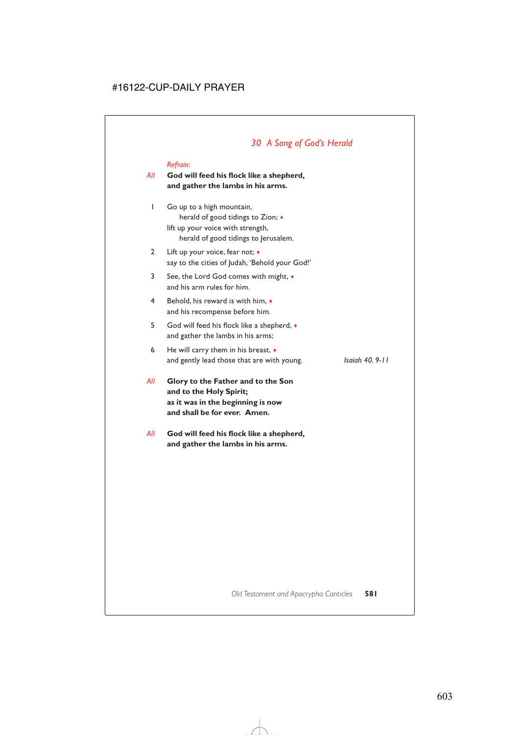## *30 A Song of God's Herald*

*Refrain:*

*All* **God will feed his flock like a shepherd,**
**and gather the lambs in his arms.**

1 Go up to a high mountain,
  herald of good tidings to Zion; ♦
lift up your voice with strength,
  herald of good tidings to Jerusalem.

2 Lift up your voice, fear not; ♦
say to the cities of Judah, 'Behold your God!'

3 See, the Lord God comes with might, ♦
and his arm rules for him.

4 Behold, his reward is with him, ♦
and his recompense before him.

5 God will feed his flock like a shepherd, ♦
and gather the lambs in his arms;

6 He will carry them in his breast, ♦
and gently lead those that are with young.

*Isaiah 40. 9-11*

*All* **Glory to the Father and to the Son**
**and to the Holy Spirit;**
**as it was in the beginning is now**
**and shall be for ever. Amen.**

*All* **God will feed his flock like a shepherd,**
**and gather the lambs in his arms.**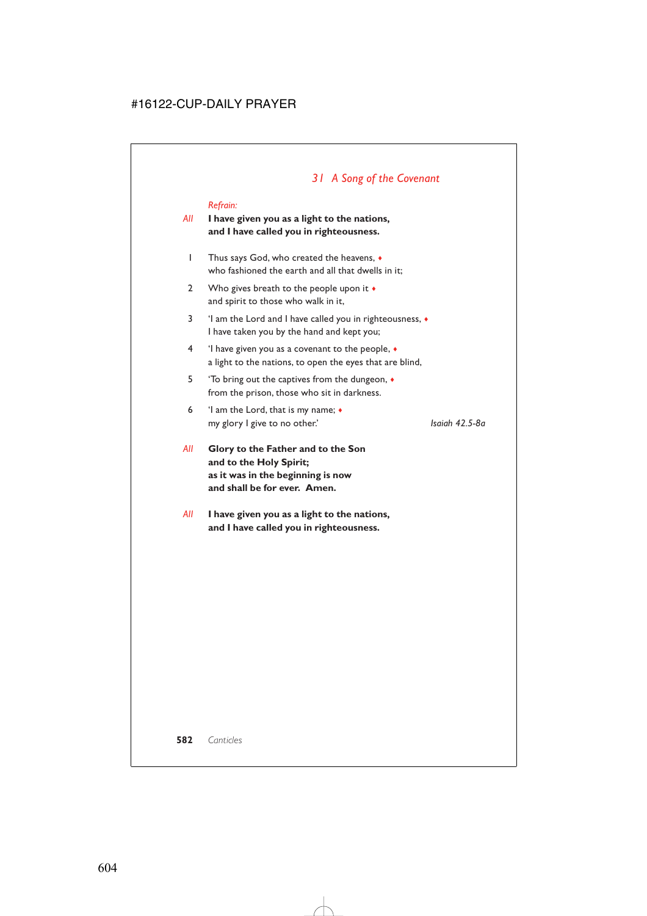## *31 A Song of the Covenant*

*Refrain:*

*All* **I have given you as a light to the nations,
and I have called you in righteousness.**

1 Thus says God, who created the heavens, ♦
who fashioned the earth and all that dwells in it;

2 Who gives breath to the people upon it ♦
and spirit to those who walk in it,

3 'I am the Lord and I have called you in righteousness, ♦
I have taken you by the hand and kept you;

4 'I have given you as a covenant to the people, ♦
a light to the nations, to open the eyes that are blind,

5 'To bring out the captives from the dungeon, ♦
from the prison, those who sit in darkness.

6 'I am the Lord, that is my name; ♦
my glory I give to no other.'

*Isaiah 42.5-8a*

*All* **Glory to the Father and to the Son
and to the Holy Spirit;
as it was in the beginning is now
and shall be for ever. Amen.**

*All* **I have given you as a light to the nations,
and I have called you in righteousness.**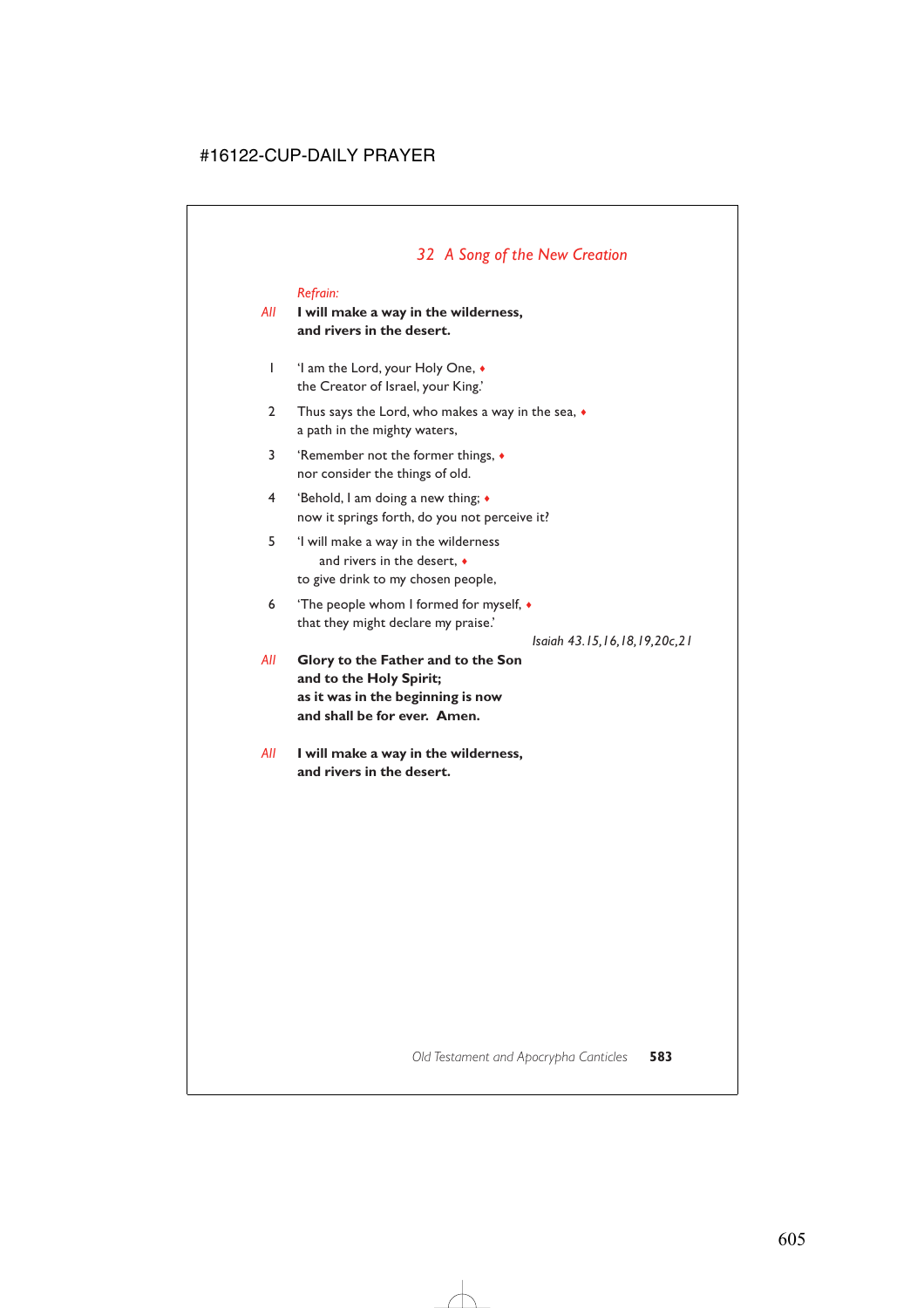## *32 A Song of the New Creation*

*Refrain:*

*All* **I will make a way in the wilderness,
and rivers in the desert.**

1 'I am the Lord, your Holy One, ♦
the Creator of Israel, your King.'

2 Thus says the Lord, who makes a way in the sea, ♦
a path in the mighty waters,

3 'Remember not the former things, ♦
nor consider the things of old.

4 'Behold, I am doing a new thing; ♦
now it springs forth, do you not perceive it?

5 'I will make a way in the wilderness
and rivers in the desert, ♦
to give drink to my chosen people,

6 'The people whom I formed for myself, ♦
that they might declare my praise.'

*Isaiah 43.15,16,18,19,20c,21*

*All* **Glory to the Father and to the Son
and to the Holy Spirit;
as it was in the beginning is now
and shall be for ever. Amen.**

*All* **I will make a way in the wilderness,
and rivers in the desert.**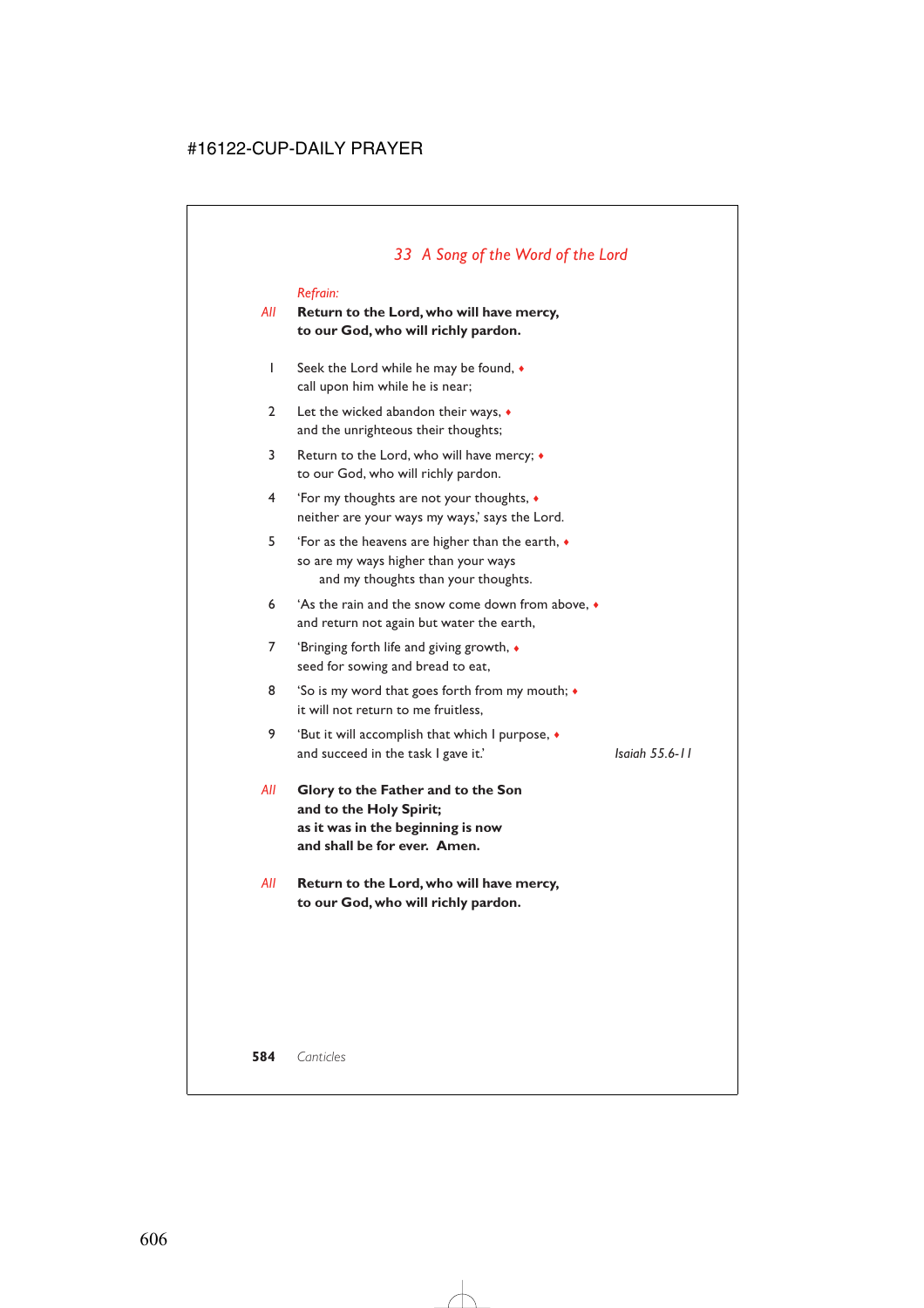## *33 A Song of the Word of the Lord*

*Refrain:*

*All* **Return to the Lord, who will have mercy,
to our God, who will richly pardon.**

1 Seek the Lord while he may be found, ♦
call upon him while he is near;

2 Let the wicked abandon their ways, ♦
and the unrighteous their thoughts;

3 Return to the Lord, who will have mercy; ♦
to our God, who will richly pardon.

4 'For my thoughts are not your thoughts, ♦
neither are your ways my ways,' says the Lord.

5 'For as the heavens are higher than the earth, ♦
so are my ways higher than your ways
and my thoughts than your thoughts.

6 'As the rain and the snow come down from above, ♦
and return not again but water the earth,

7 'Bringing forth life and giving growth, ♦
seed for sowing and bread to eat,

8 'So is my word that goes forth from my mouth; ♦
it will not return to me fruitless,

9 'But it will accomplish that which I purpose, ♦
and succeed in the task I gave it.' *Isaiah 55.6-11*

*All* **Glory to the Father and to the Son
and to the Holy Spirit;
as it was in the beginning is now
and shall be for ever. Amen.**

*All* **Return to the Lord, who will have mercy,
to our God, who will richly pardon.**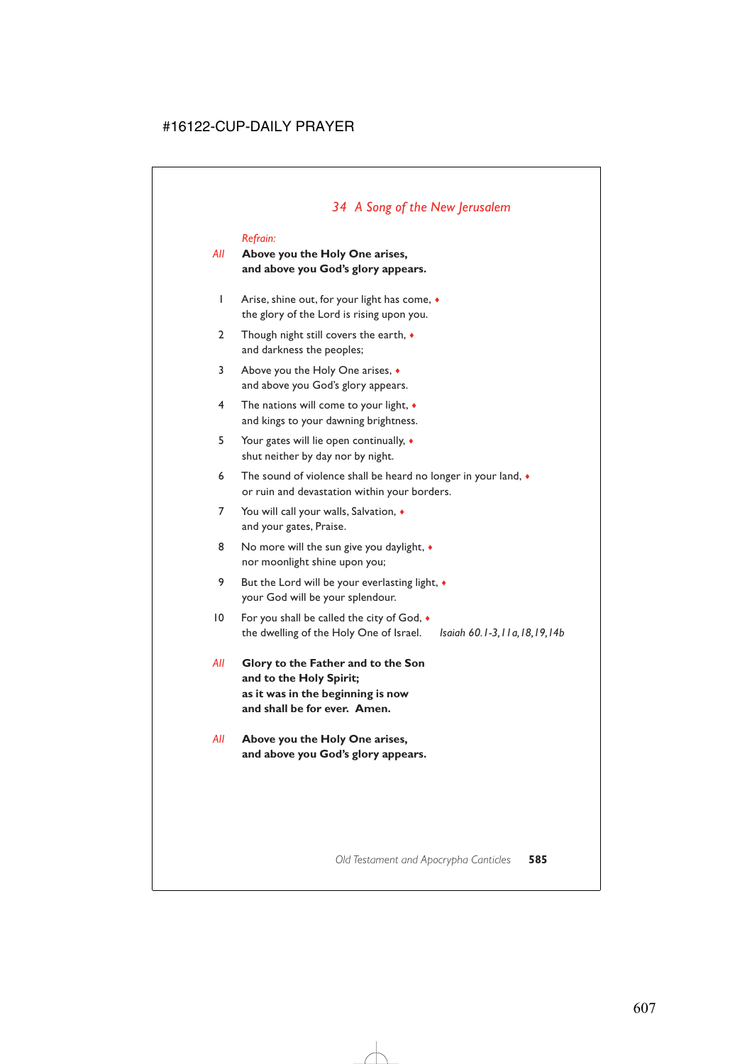## *34 A Song of the New Jerusalem*

*Refrain:*

*All* **Above you the Holy One arises,**
**and above you God's glory appears.**

1 Arise, shine out, for your light has come, ♦
the glory of the Lord is rising upon you.

2 Though night still covers the earth, ♦
and darkness the peoples;

3 Above you the Holy One arises, ♦
and above you God's glory appears.

4 The nations will come to your light, ♦
and kings to your dawning brightness.

5 Your gates will lie open continually, ♦
shut neither by day nor by night.

6 The sound of violence shall be heard no longer in your land, ♦
or ruin and devastation within your borders.

7 You will call your walls, Salvation, ♦
and your gates, Praise.

8 No more will the sun give you daylight, ♦
nor moonlight shine upon you;

9 But the Lord will be your everlasting light, ♦
your God will be your splendour.

10 For you shall be called the city of God, ♦
the dwelling of the Holy One of Israel. *Isaiah 60.1-3,11a,18,19,14b*

*All* **Glory to the Father and to the Son**
**and to the Holy Spirit;**
**as it was in the beginning is now**
**and shall be for ever. Amen.**

*All* **Above you the Holy One arises,**
**and above you God's glory appears.**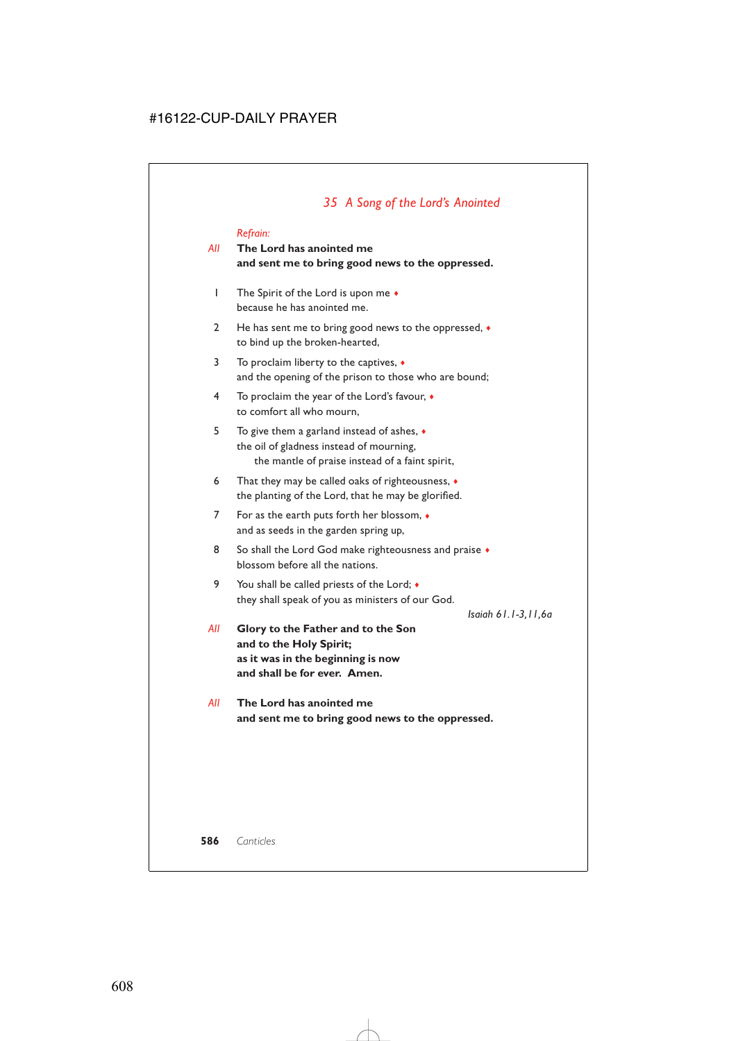## *35 A Song of the Lord's Anointed*

*Refrain:*

*All* **The Lord has anointed me**
**and sent me to bring good news to the oppressed.**

1 The Spirit of the Lord is upon me ♦
because he has anointed me.

2 He has sent me to bring good news to the oppressed, ♦
to bind up the broken-hearted,

3 To proclaim liberty to the captives, ♦
and the opening of the prison to those who are bound;

4 To proclaim the year of the Lord's favour, ♦
to comfort all who mourn,

5 To give them a garland instead of ashes, ♦
the oil of gladness instead of mourning,
  the mantle of praise instead of a faint spirit,

6 That they may be called oaks of righteousness, ♦
the planting of the Lord, that he may be glorified.

7 For as the earth puts forth her blossom, ♦
and as seeds in the garden spring up,

8 So shall the Lord God make righteousness and praise ♦
blossom before all the nations.

9 You shall be called priests of the Lord; ♦
they shall speak of you as ministers of our God.

*Isaiah 61.1-3,11,6a*

*All* **Glory to the Father and to the Son**
**and to the Holy Spirit;**
**as it was in the beginning is now**
**and shall be for ever. Amen.**

*All* **The Lord has anointed me**
**and sent me to bring good news to the oppressed.**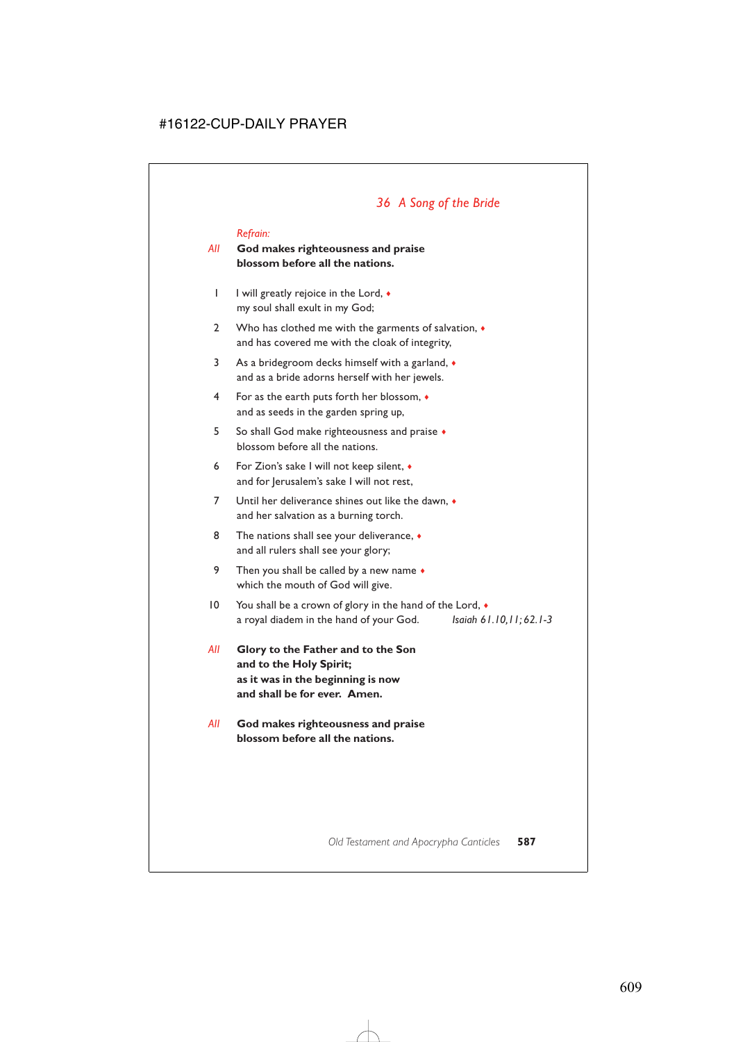## *36 A Song of the Bride*

*Refrain:*

*All* **God makes righteousness and praise**
**blossom before all the nations.**

1 I will greatly rejoice in the Lord, ♦
my soul shall exult in my God;

2 Who has clothed me with the garments of salvation, ♦
and has covered me with the cloak of integrity,

3 As a bridegroom decks himself with a garland, ♦
and as a bride adorns herself with her jewels.

4 For as the earth puts forth her blossom, ♦
and as seeds in the garden spring up,

5 So shall God make righteousness and praise ♦
blossom before all the nations.

6 For Zion's sake I will not keep silent, ♦
and for Jerusalem's sake I will not rest,

7 Until her deliverance shines out like the dawn, ♦
and her salvation as a burning torch.

8 The nations shall see your deliverance, ♦
and all rulers shall see your glory;

9 Then you shall be called by a new name ♦
which the mouth of God will give.

10 You shall be a crown of glory in the hand of the Lord, ♦
a royal diadem in the hand of your God. *Isaiah 61.10,11; 62.1-3*

*All* **Glory to the Father and to the Son**
**and to the Holy Spirit;**
**as it was in the beginning is now**
**and shall be for ever. Amen.**

*All* **God makes righteousness and praise**
**blossom before all the nations.**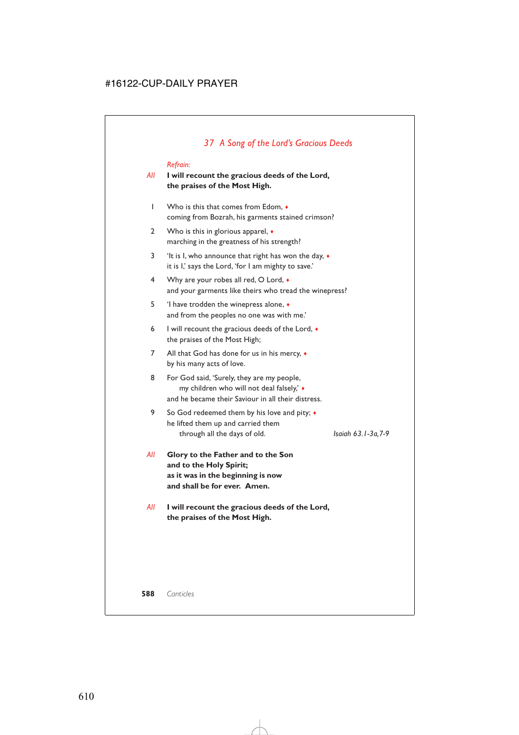## *37 A Song of the Lord's Gracious Deeds*

*Refrain:*

*All* **I will recount the gracious deeds of the Lord, the praises of the Most High.**

1 Who is this that comes from Edom, ♦
coming from Bozrah, his garments stained crimson?

2 Who is this in glorious apparel, ♦
marching in the greatness of his strength?

3 'It is I, who announce that right has won the day, ♦
it is I,' says the Lord, 'for I am mighty to save.'

4 Why are your robes all red, O Lord, ♦
and your garments like theirs who tread the winepress?

5 'I have trodden the winepress alone, ♦
and from the peoples no one was with me.'

6 I will recount the gracious deeds of the Lord, ♦
the praises of the Most High;

7 All that God has done for us in his mercy, ♦
by his many acts of love.

8 For God said, 'Surely, they are my people,
my children who will not deal falsely,' ♦
and he became their Saviour in all their distress.

9 So God redeemed them by his love and pity; ♦
he lifted them up and carried them
through all the days of old.

*Isaiah 63.1-3a,7-9*

*All* **Glory to the Father and to the Son
and to the Holy Spirit;
as it was in the beginning is now
and shall be for ever. Amen.**

*All* **I will recount the gracious deeds of the Lord, the praises of the Most High.**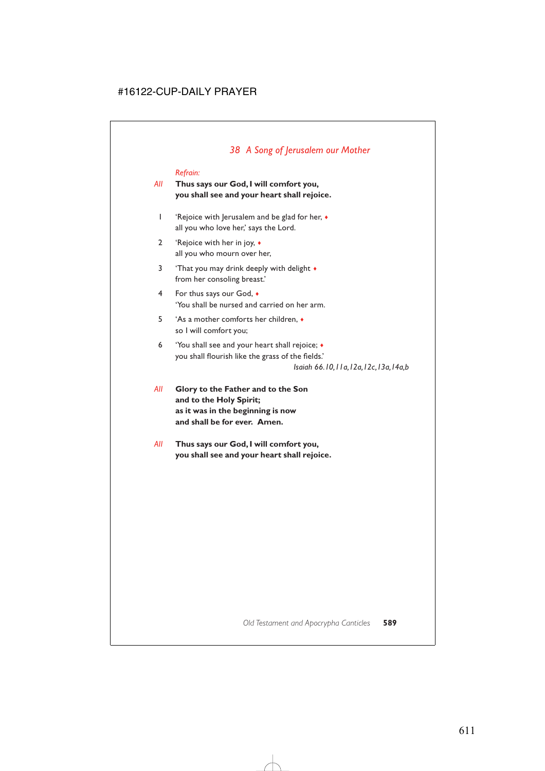## *38 A Song of Jerusalem our Mother*

*Refrain:*

*All* **Thus says our God, I will comfort you,**
**you shall see and your heart shall rejoice.**

1 'Rejoice with Jerusalem and be glad for her, ♦
all you who love her,' says the Lord.

2 'Rejoice with her in joy, ♦
all you who mourn over her,

3 'That you may drink deeply with delight ♦
from her consoling breast.'

4 For thus says our God, ♦
'You shall be nursed and carried on her arm.

5 'As a mother comforts her children, ♦
so I will comfort you;

6 'You shall see and your heart shall rejoice; ♦
you shall flourish like the grass of the fields.'

*Isaiah 66.10,11a,12a,12c,13a,14a,b*

*All* **Glory to the Father and to the Son**
**and to the Holy Spirit;**
**as it was in the beginning is now**
**and shall be for ever. Amen.**

*All* **Thus says our God, I will comfort you,**
**you shall see and your heart shall rejoice.**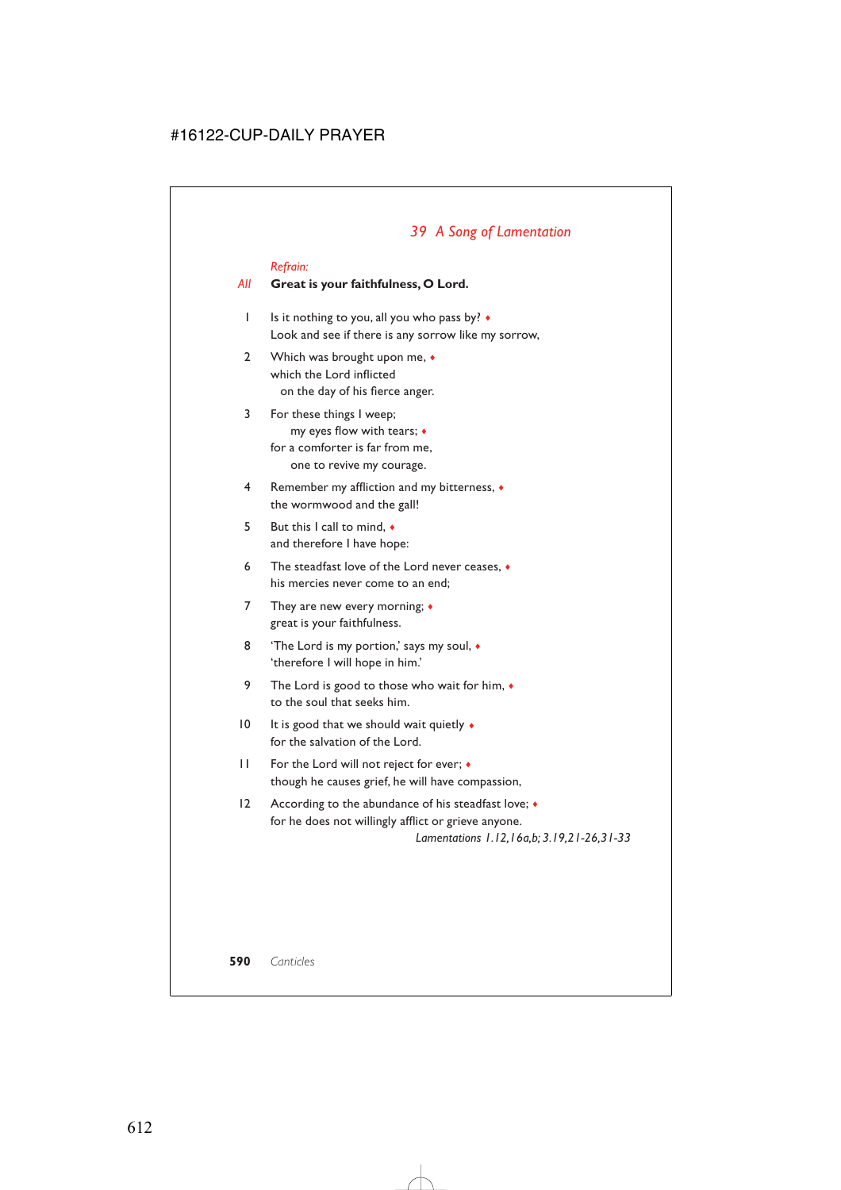## *39 A Song of Lamentation*

*Refrain:*

*All* **Great is your faithfulness, O Lord.**

1 Is it nothing to you, all you who pass by? ♦
Look and see if there is any sorrow like my sorrow,

2 Which was brought upon me, ♦
which the Lord inflicted
on the day of his fierce anger.

3 For these things I weep;
my eyes flow with tears; ♦
for a comforter is far from me,
one to revive my courage.

4 Remember my affliction and my bitterness, ♦
the wormwood and the gall!

5 But this I call to mind, ♦
and therefore I have hope:

6 The steadfast love of the Lord never ceases, ♦
his mercies never come to an end;

7 They are new every morning; ♦
great is your faithfulness.

8 'The Lord is my portion,' says my soul, ♦
'therefore I will hope in him.'

9 The Lord is good to those who wait for him, ♦
to the soul that seeks him.

10 It is good that we should wait quietly ♦
for the salvation of the Lord.

11 For the Lord will not reject for ever; ♦
though he causes grief, he will have compassion,

12 According to the abundance of his steadfast love; ♦
for he does not willingly afflict or grieve anyone.

*Lamentations 1.12,16a,b; 3.19,21-26,31-33*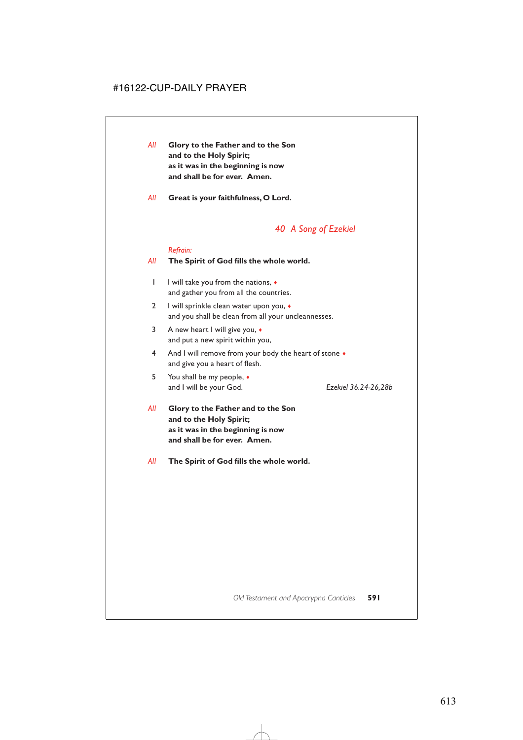*All* **Glory to the Father and to the Son**
**and to the Holy Spirit;**
**as it was in the beginning is now**
**and shall be for ever. Amen.**

*All* **Great is your faithfulness, O Lord.**

## *40 A Song of Ezekiel*

*Refrain:*

*All* **The Spirit of God fills the whole world.**

1 I will take you from the nations, ♦
and gather you from all the countries.

2 I will sprinkle clean water upon you, ♦
and you shall be clean from all your uncleannesses.

3 A new heart I will give you, ♦
and put a new spirit within you,

4 And I will remove from your body the heart of stone ♦
and give you a heart of flesh.

5 You shall be my people, ♦
and I will be your God. *Ezekiel 36.24-26,28b*

*All* **Glory to the Father and to the Son**
**and to the Holy Spirit;**
**as it was in the beginning is now**
**and shall be for ever. Amen.**

*All* **The Spirit of God fills the whole world.**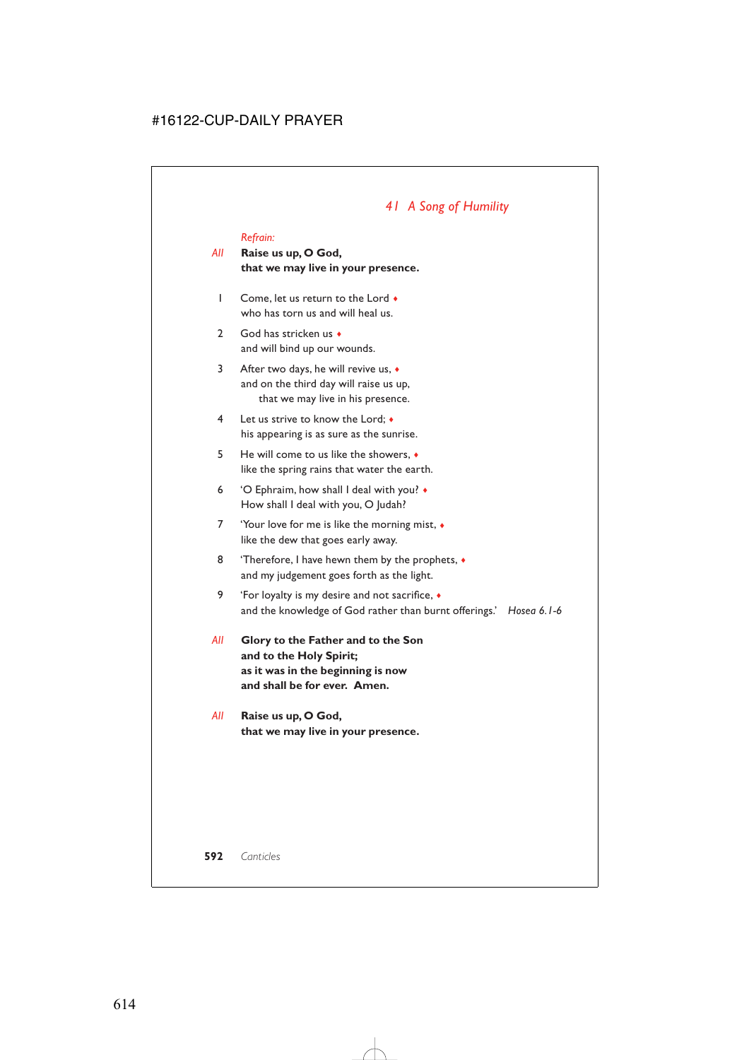## *41 A Song of Humility*

*Refrain:*

*All* **Raise us up, O God,**
**that we may live in your presence.**

1 Come, let us return to the Lord ♦
who has torn us and will heal us.

2 God has stricken us ♦
and will bind up our wounds.

3 After two days, he will revive us, ♦
and on the third day will raise us up,
that we may live in his presence.

4 Let us strive to know the Lord; ♦
his appearing is as sure as the sunrise.

5 He will come to us like the showers, ♦
like the spring rains that water the earth.

6 'O Ephraim, how shall I deal with you? ♦
How shall I deal with you, O Judah?

7 'Your love for me is like the morning mist, ♦
like the dew that goes early away.

8 'Therefore, I have hewn them by the prophets, ♦
and my judgement goes forth as the light.

9 'For loyalty is my desire and not sacrifice, ♦
and the knowledge of God rather than burnt offerings.' *Hosea 6.1-6*

*All* **Glory to the Father and to the Son**
**and to the Holy Spirit;**
**as it was in the beginning is now**
**and shall be for ever. Amen.**

*All* **Raise us up, O God,**
**that we may live in your presence.**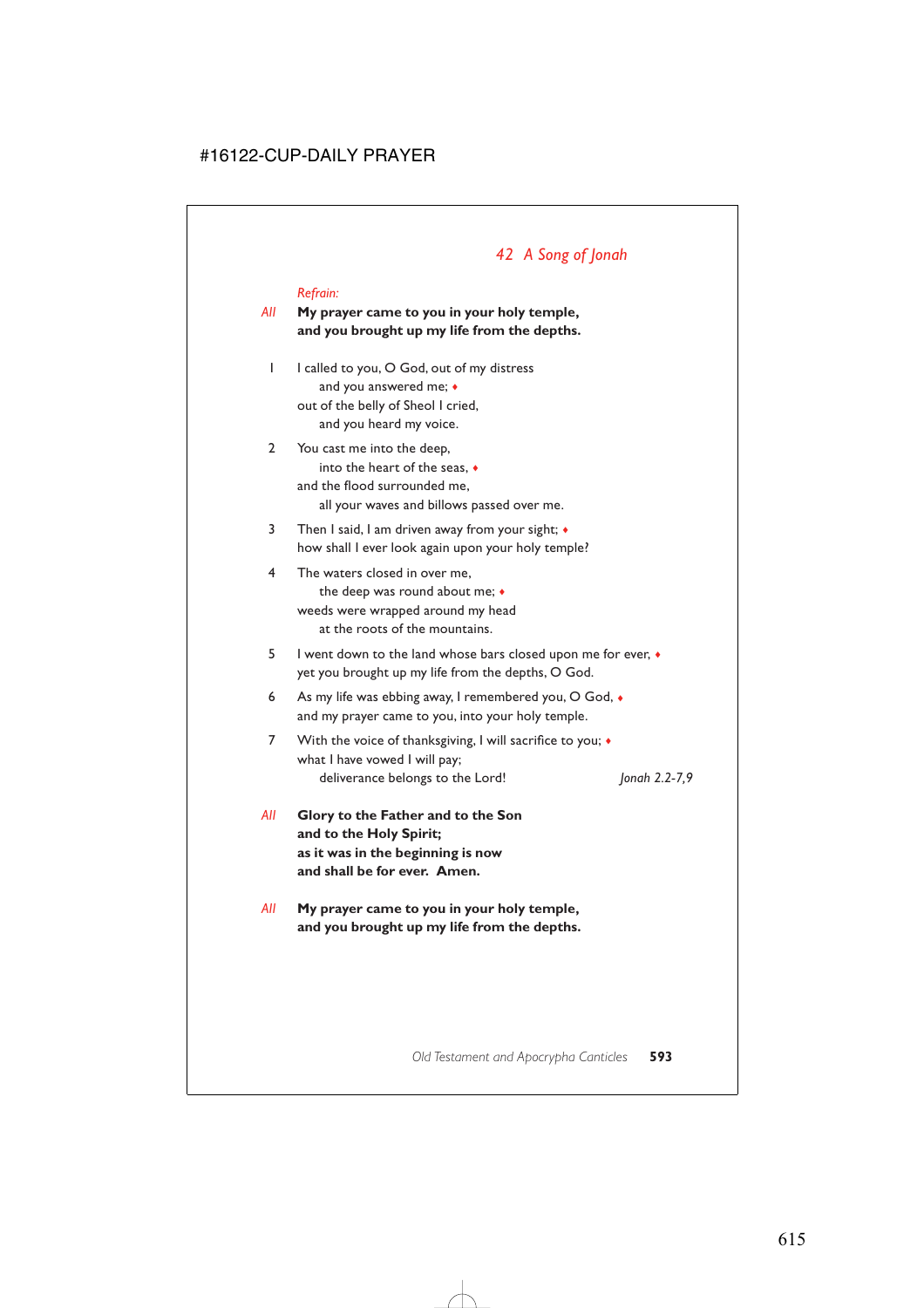## *42 A Song of Jonah*

*Refrain:*

*All* **My prayer came to you in your holy temple,**
**and you brought up my life from the depths.**

1 I called to you, O God, out of my distress
  and you answered me; ♦
out of the belly of Sheol I cried,
  and you heard my voice.

2 You cast me into the deep,
  into the heart of the seas, ♦
and the flood surrounded me,
  all your waves and billows passed over me.

3 Then I said, I am driven away from your sight; ♦
how shall I ever look again upon your holy temple?

4 The waters closed in over me,
  the deep was round about me; ♦
weeds were wrapped around my head
  at the roots of the mountains.

5 I went down to the land whose bars closed upon me for ever, ♦
yet you brought up my life from the depths, O God.

6 As my life was ebbing away, I remembered you, O God, ♦
and my prayer came to you, into your holy temple.

7 With the voice of thanksgiving, I will sacrifice to you; ♦
what I have vowed I will pay;
  deliverance belongs to the Lord!

*Jonah 2.2-7,9*

*All* **Glory to the Father and to the Son**
**and to the Holy Spirit;**
**as it was in the beginning is now**
**and shall be for ever. Amen.**

*All* **My prayer came to you in your holy temple,**
**and you brought up my life from the depths.**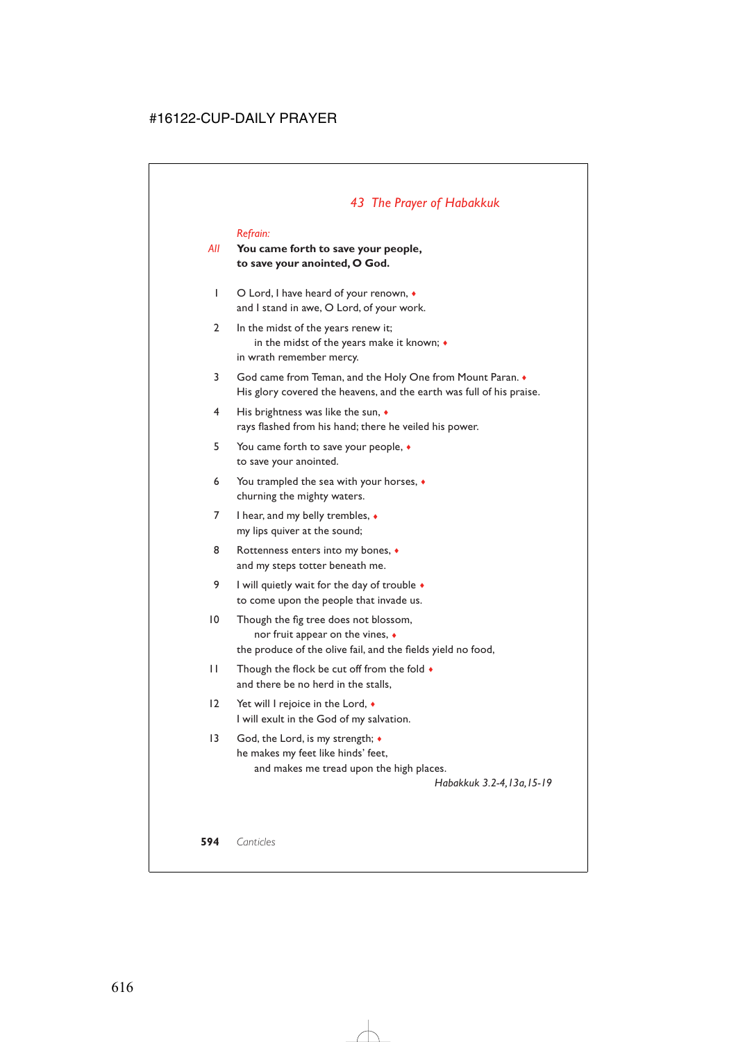## *43 The Prayer of Habakkuk*

*Refrain:*

*All* **You came forth to save your people,**
**to save your anointed, O God.**

1 O Lord, I have heard of your renown, ♦
and I stand in awe, O Lord, of your work.

2 In the midst of the years renew it;
  in the midst of the years make it known; ♦
in wrath remember mercy.

3 God came from Teman, and the Holy One from Mount Paran. ♦
His glory covered the heavens, and the earth was full of his praise.

4 His brightness was like the sun, ♦
rays flashed from his hand; there he veiled his power.

5 You came forth to save your people, ♦
to save your anointed.

6 You trampled the sea with your horses, ♦
churning the mighty waters.

7 I hear, and my belly trembles, ♦
my lips quiver at the sound;

8 Rottenness enters into my bones, ♦
and my steps totter beneath me.

9 I will quietly wait for the day of trouble ♦
to come upon the people that invade us.

10 Though the fig tree does not blossom,
  nor fruit appear on the vines, ♦
the produce of the olive fail, and the fields yield no food,

11 Though the flock be cut off from the fold ♦
and there be no herd in the stalls,

12 Yet will I rejoice in the Lord, ♦
I will exult in the God of my salvation.

13 God, the Lord, is my strength; ♦
he makes my feet like hinds' feet,
  and makes me tread upon the high places.

*Habakkuk 3.2-4,13a,15-19*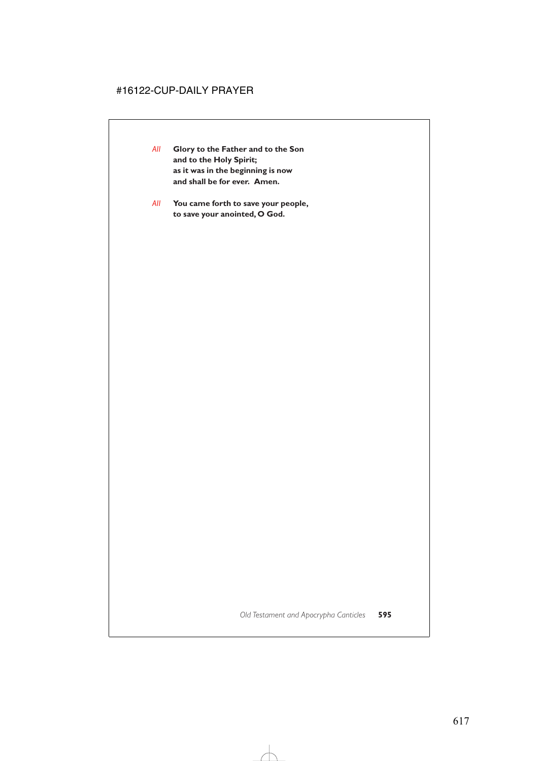*All* **Glory to the Father and to the Son**
**and to the Holy Spirit;**
**as it was in the beginning is now**
**and shall be for ever. Amen.**

*All* **You came forth to save your people,**
**to save your anointed, O God.**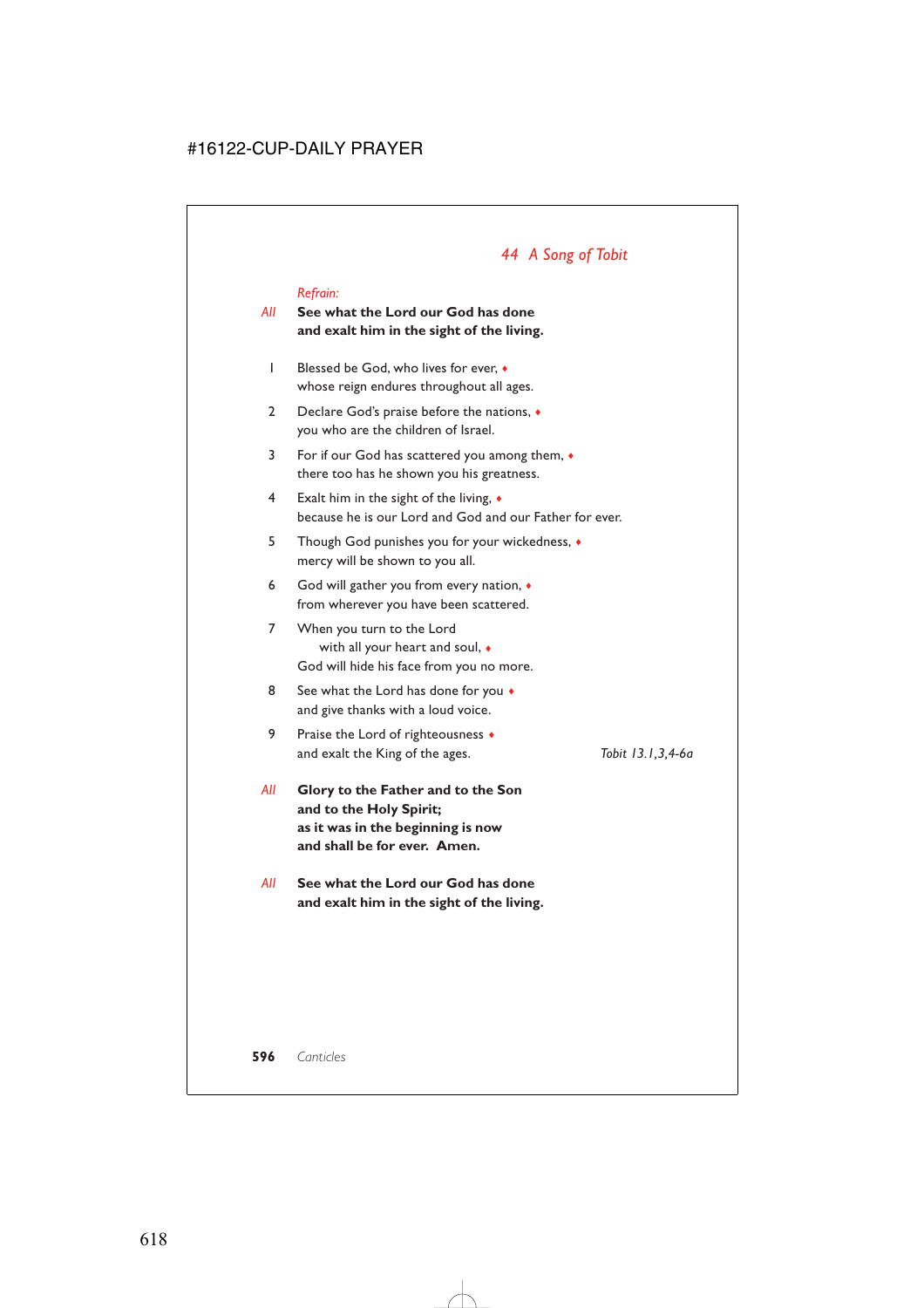## *44 A Song of Tobit*

*Refrain:*

*All* **See what the Lord our God has done**
**and exalt him in the sight of the living.**

1 Blessed be God, who lives for ever, ♦
whose reign endures throughout all ages.

2 Declare God's praise before the nations, ♦
you who are the children of Israel.

3 For if our God has scattered you among them, ♦
there too has he shown you his greatness.

4 Exalt him in the sight of the living, ♦
because he is our Lord and God and our Father for ever.

5 Though God punishes you for your wickedness, ♦
mercy will be shown to you all.

6 God will gather you from every nation, ♦
from wherever you have been scattered.

7 When you turn to the Lord
with all your heart and soul, ♦
God will hide his face from you no more.

8 See what the Lord has done for you ♦
and give thanks with a loud voice.

9 Praise the Lord of righteousness ♦
and exalt the King of the ages.

*Tobit 13.1,3,4-6a*

*All* **Glory to the Father and to the Son**
**and to the Holy Spirit;**
**as it was in the beginning is now**
**and shall be for ever. Amen.**

*All* **See what the Lord our God has done**
**and exalt him in the sight of the living.**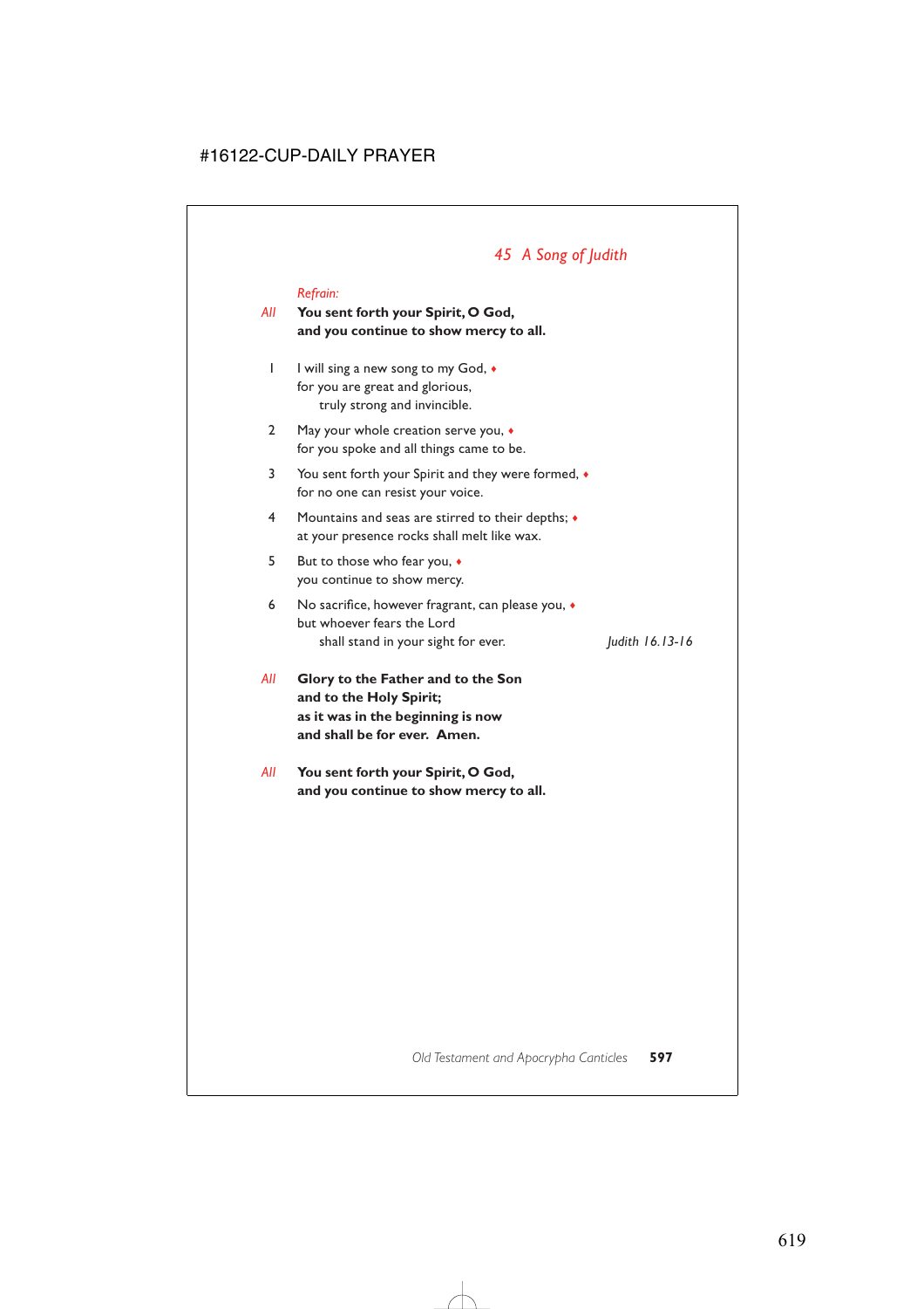## *45 A Song of Judith*

*Refrain:*

*All* **You sent forth your Spirit, O God,**
**and you continue to show mercy to all.**

1 I will sing a new song to my God, ♦
for you are great and glorious,
truly strong and invincible.

2 May your whole creation serve you, ♦
for you spoke and all things came to be.

3 You sent forth your Spirit and they were formed, ♦
for no one can resist your voice.

4 Mountains and seas are stirred to their depths; ♦
at your presence rocks shall melt like wax.

5 But to those who fear you, ♦
you continue to show mercy.

6 No sacrifice, however fragrant, can please you, ♦
but whoever fears the Lord
shall stand in your sight for ever. *Judith 16.13-16*

*All* **Glory to the Father and to the Son**
**and to the Holy Spirit;**
**as it was in the beginning is now**
**and shall be for ever. Amen.**

*All* **You sent forth your Spirit, O God,**
**and you continue to show mercy to all.**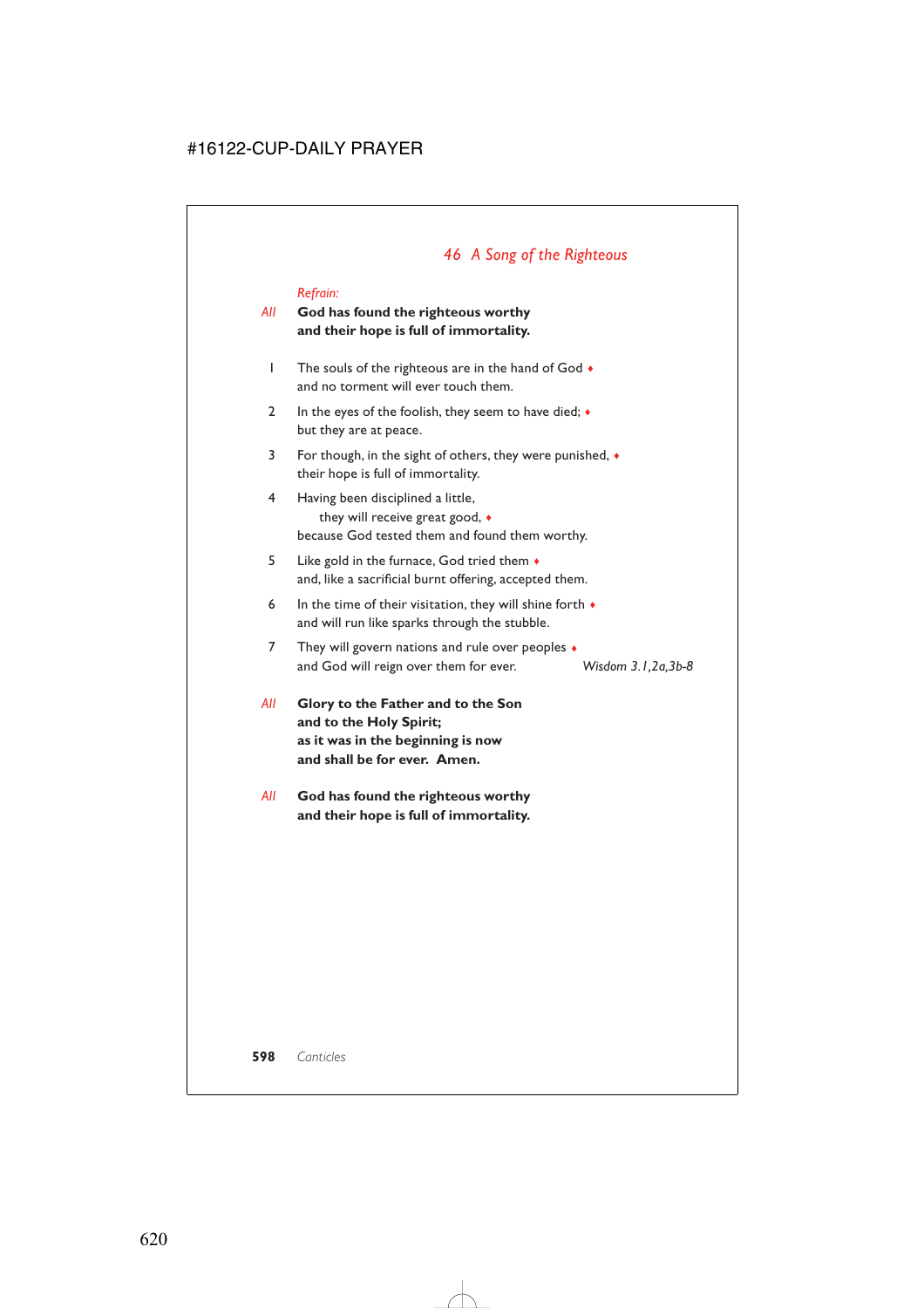## *46 A Song of the Righteous*

*Refrain:*

*All* **God has found the righteous worthy**
**and their hope is full of immortality.**

1 The souls of the righteous are in the hand of God ♦
and no torment will ever touch them.

2 In the eyes of the foolish, they seem to have died; ♦
but they are at peace.

3 For though, in the sight of others, they were punished, ♦
their hope is full of immortality.

4 Having been disciplined a little,
they will receive great good, ♦
because God tested them and found them worthy.

5 Like gold in the furnace, God tried them ♦
and, like a sacrificial burnt offering, accepted them.

6 In the time of their visitation, they will shine forth ♦
and will run like sparks through the stubble.

7 They will govern nations and rule over peoples ♦
and God will reign over them for ever.

*Wisdom 3.1,2a,3b-8*

*All* **Glory to the Father and to the Son**
**and to the Holy Spirit;**
**as it was in the beginning is now**
**and shall be for ever. Amen.**

*All* **God has found the righteous worthy**
**and their hope is full of immortality.**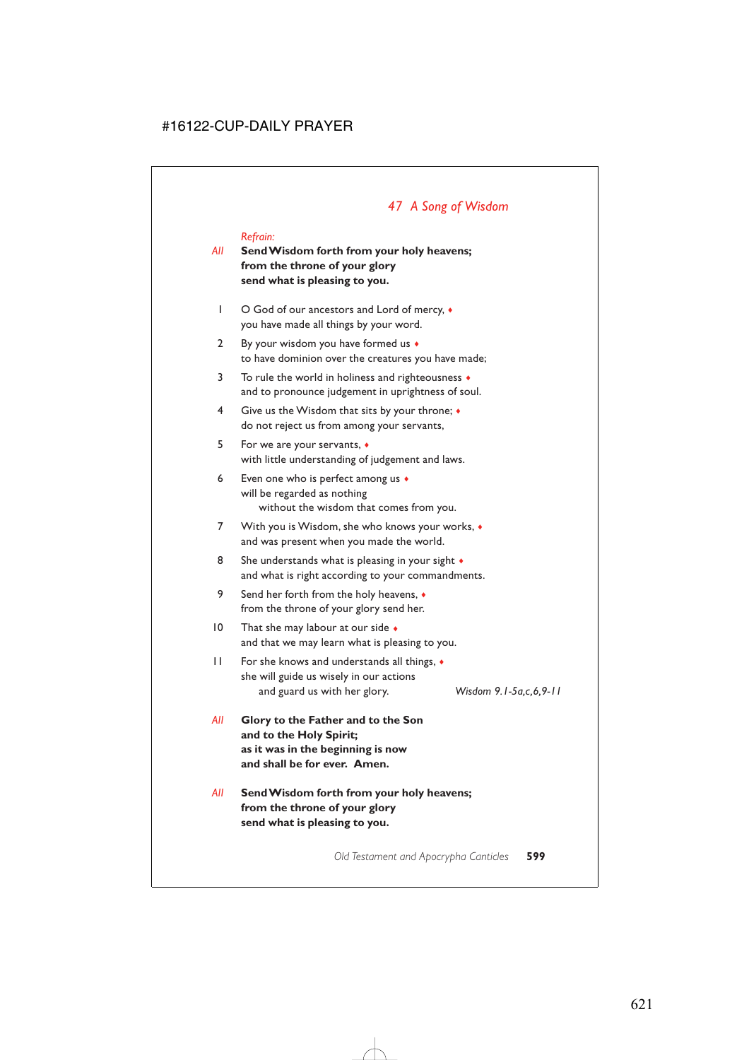## *47 A Song of Wisdom*

*Refrain:*

*All* **Send Wisdom forth from your holy heavens;**
**from the throne of your glory**
**send what is pleasing to you.**

1 O God of our ancestors and Lord of mercy, ♦
you have made all things by your word.

2 By your wisdom you have formed us ♦
to have dominion over the creatures you have made;

3 To rule the world in holiness and righteousness ♦
and to pronounce judgement in uprightness of soul.

4 Give us the Wisdom that sits by your throne; ♦
do not reject us from among your servants,

5 For we are your servants, ♦
with little understanding of judgement and laws.

6 Even one who is perfect among us ♦
will be regarded as nothing
without the wisdom that comes from you.

7 With you is Wisdom, she who knows your works, ♦
and was present when you made the world.

8 She understands what is pleasing in your sight ♦
and what is right according to your commandments.

9 Send her forth from the holy heavens, ♦
from the throne of your glory send her.

10 That she may labour at our side ♦
and that we may learn what is pleasing to you.

11 For she knows and understands all things, ♦
she will guide us wisely in our actions
and guard us with her glory. *Wisdom 9.1-5a,c,6,9-11*

*All* **Glory to the Father and to the Son**
**and to the Holy Spirit;**
**as it was in the beginning is now**
**and shall be for ever. Amen.**

*All* **Send Wisdom forth from your holy heavens;**
**from the throne of your glory**
**send what is pleasing to you.**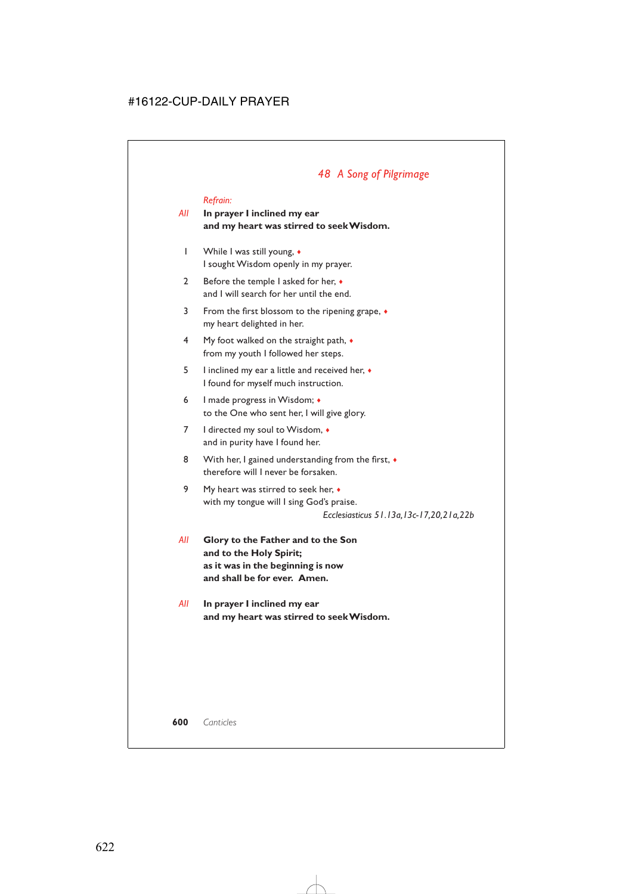## *48 A Song of Pilgrimage*

*Refrain:*

*All* **In prayer I inclined my ear**
**and my heart was stirred to seek Wisdom.**

1 While I was still young, ♦
I sought Wisdom openly in my prayer.

2 Before the temple I asked for her, ♦
and I will search for her until the end.

3 From the first blossom to the ripening grape, ♦
my heart delighted in her.

4 My foot walked on the straight path, ♦
from my youth I followed her steps.

5 I inclined my ear a little and received her, ♦
I found for myself much instruction.

6 I made progress in Wisdom; ♦
to the One who sent her, I will give glory.

7 I directed my soul to Wisdom, ♦
and in purity have I found her.

8 With her, I gained understanding from the first, ♦
therefore will I never be forsaken.

9 My heart was stirred to seek her, ♦
with my tongue will I sing God's praise.

*Ecclesiasticus 51.13a,13c-17,20,21a,22b*

*All* **Glory to the Father and to the Son**
**and to the Holy Spirit;**
**as it was in the beginning is now**
**and shall be for ever. Amen.**

*All* **In prayer I inclined my ear**
**and my heart was stirred to seek Wisdom.**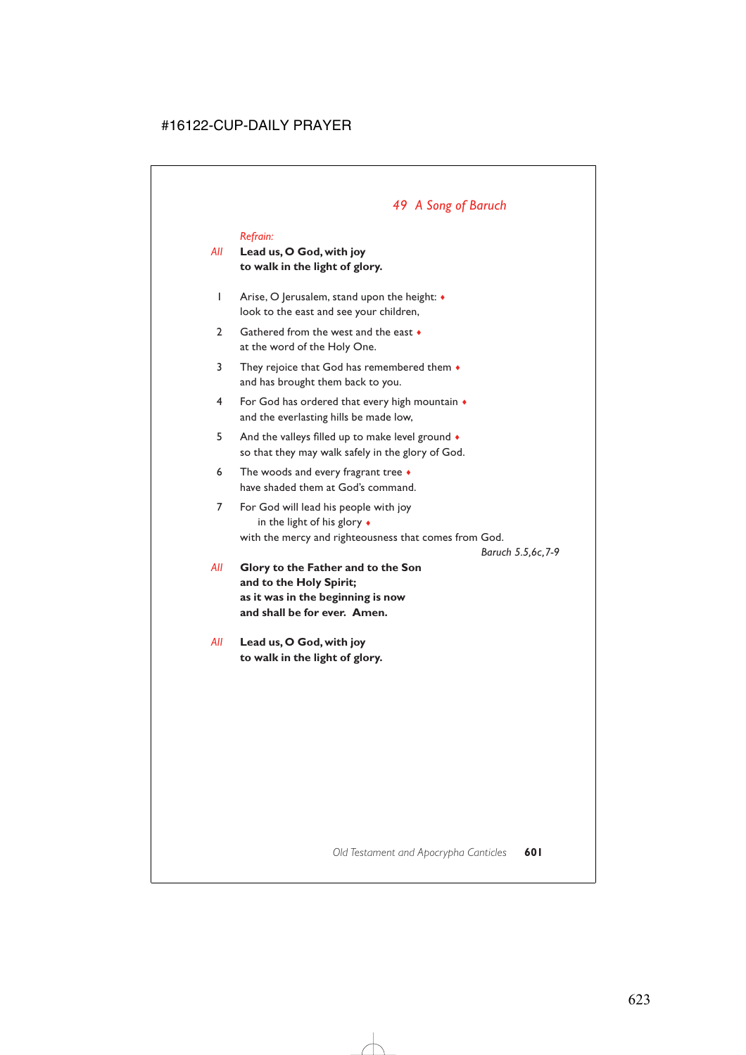## *49 A Song of Baruch*

*Refrain:*

*All* **Lead us, O God, with joy**
**to walk in the light of glory.**

1 Arise, O Jerusalem, stand upon the height: ♦
look to the east and see your children,

2 Gathered from the west and the east ♦
at the word of the Holy One.

3 They rejoice that God has remembered them ♦
and has brought them back to you.

4 For God has ordered that every high mountain ♦
and the everlasting hills be made low,

5 And the valleys filled up to make level ground ♦
so that they may walk safely in the glory of God.

6 The woods and every fragrant tree ♦
have shaded them at God's command.

7 For God will lead his people with joy
in the light of his glory ♦
with the mercy and righteousness that comes from God.

*Baruch 5.5,6c,7-9*

*All* **Glory to the Father and to the Son**
**and to the Holy Spirit;**
**as it was in the beginning is now**
**and shall be for ever. Amen.**

*All* **Lead us, O God, with joy**
**to walk in the light of glory.**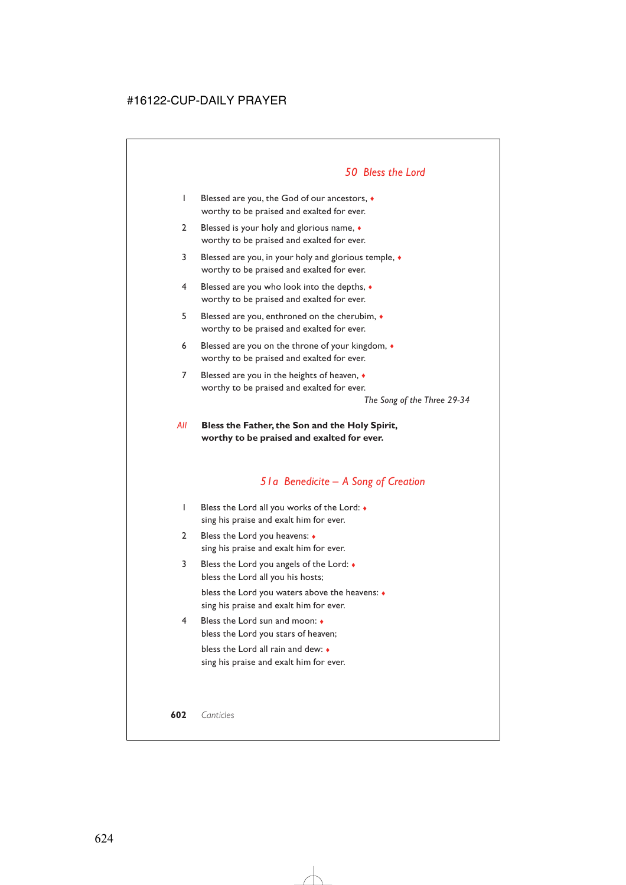## *50 Bless the Lord*

1 Blessed are you, the God of our ancestors, ♦
worthy to be praised and exalted for ever.

2 Blessed is your holy and glorious name, ♦
worthy to be praised and exalted for ever.

3 Blessed are you, in your holy and glorious temple, ♦
worthy to be praised and exalted for ever.

4 Blessed are you who look into the depths, ♦
worthy to be praised and exalted for ever.

5 Blessed are you, enthroned on the cherubim, ♦
worthy to be praised and exalted for ever.

6 Blessed are you on the throne of your kingdom, ♦
worthy to be praised and exalted for ever.

7 Blessed are you in the heights of heaven, ♦
worthy to be praised and exalted for ever.

*The Song of the Three 29-34*

*All* **Bless the Father, the Son and the Holy Spirit,
worthy to be praised and exalted for ever.**

## *51a Benedicite – A Song of Creation*

1 Bless the Lord all you works of the Lord: ♦
sing his praise and exalt him for ever.

2 Bless the Lord you heavens: ♦
sing his praise and exalt him for ever.

3 Bless the Lord you angels of the Lord: ♦
bless the Lord all you his hosts;

bless the Lord you waters above the heavens: ♦
sing his praise and exalt him for ever.

4 Bless the Lord sun and moon: ♦
bless the Lord you stars of heaven;

bless the Lord all rain and dew: ♦
sing his praise and exalt him for ever.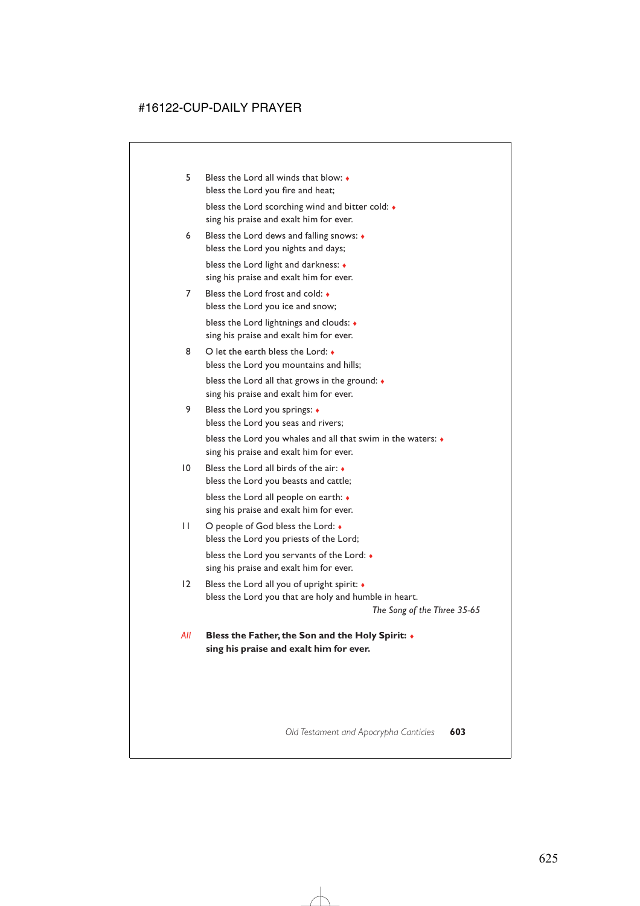5 Bless the Lord all winds that blow: ♦
bless the Lord you fire and heat;

bless the Lord scorching wind and bitter cold: ♦
sing his praise and exalt him for ever.

6 Bless the Lord dews and falling snows: ♦
bless the Lord you nights and days;

bless the Lord light and darkness: ♦
sing his praise and exalt him for ever.

7 Bless the Lord frost and cold: ♦
bless the Lord you ice and snow;

bless the Lord lightnings and clouds: ♦
sing his praise and exalt him for ever.

8 O let the earth bless the Lord: ♦
bless the Lord you mountains and hills;

bless the Lord all that grows in the ground: ♦
sing his praise and exalt him for ever.

9 Bless the Lord you springs: ♦
bless the Lord you seas and rivers;

bless the Lord you whales and all that swim in the waters: ♦
sing his praise and exalt him for ever.

10 Bless the Lord all birds of the air: ♦
bless the Lord you beasts and cattle;

bless the Lord all people on earth: ♦
sing his praise and exalt him for ever.

11 O people of God bless the Lord: ♦
bless the Lord you priests of the Lord;

bless the Lord you servants of the Lord: ♦
sing his praise and exalt him for ever.

12 Bless the Lord all you of upright spirit: ♦
bless the Lord you that are holy and humble in heart.

*The Song of the Three 35-65*

*All* **Bless the Father, the Son and the Holy Spirit: ♦**
**sing his praise and exalt him for ever.**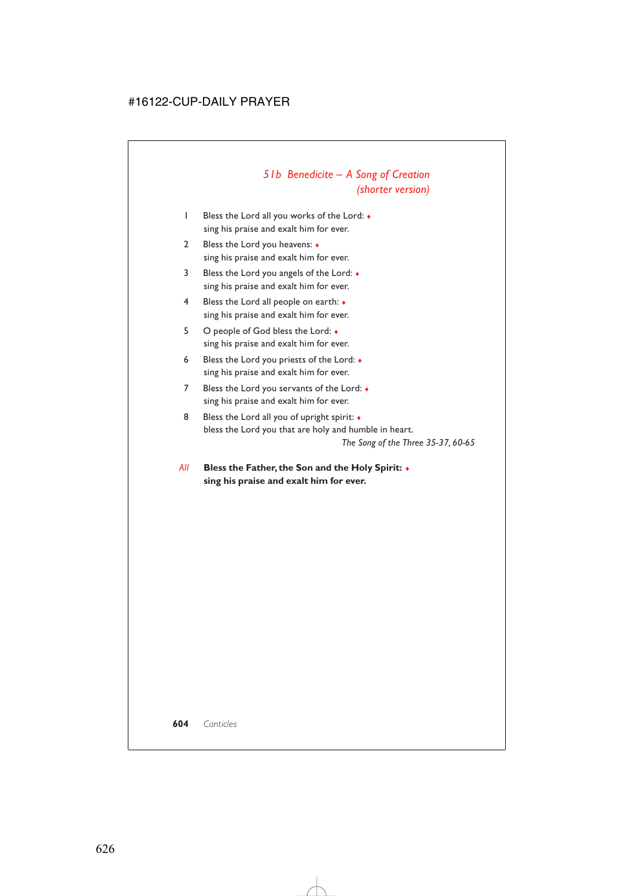## *51b Benedicite – A Song of Creation (shorter version)*

1 Bless the Lord all you works of the Lord: ♦
sing his praise and exalt him for ever.

2 Bless the Lord you heavens: ♦
sing his praise and exalt him for ever.

3 Bless the Lord you angels of the Lord: ♦
sing his praise and exalt him for ever.

4 Bless the Lord all people on earth: ♦
sing his praise and exalt him for ever.

5 O people of God bless the Lord: ♦
sing his praise and exalt him for ever.

6 Bless the Lord you priests of the Lord: ♦
sing his praise and exalt him for ever.

7 Bless the Lord you servants of the Lord: ♦
sing his praise and exalt him for ever.

8 Bless the Lord all you of upright spirit: ♦
bless the Lord you that are holy and humble in heart.

*The Song of the Three 35-37, 60-65*

*All* **Bless the Father, the Son and the Holy Spirit: ♦**
**sing his praise and exalt him for ever.**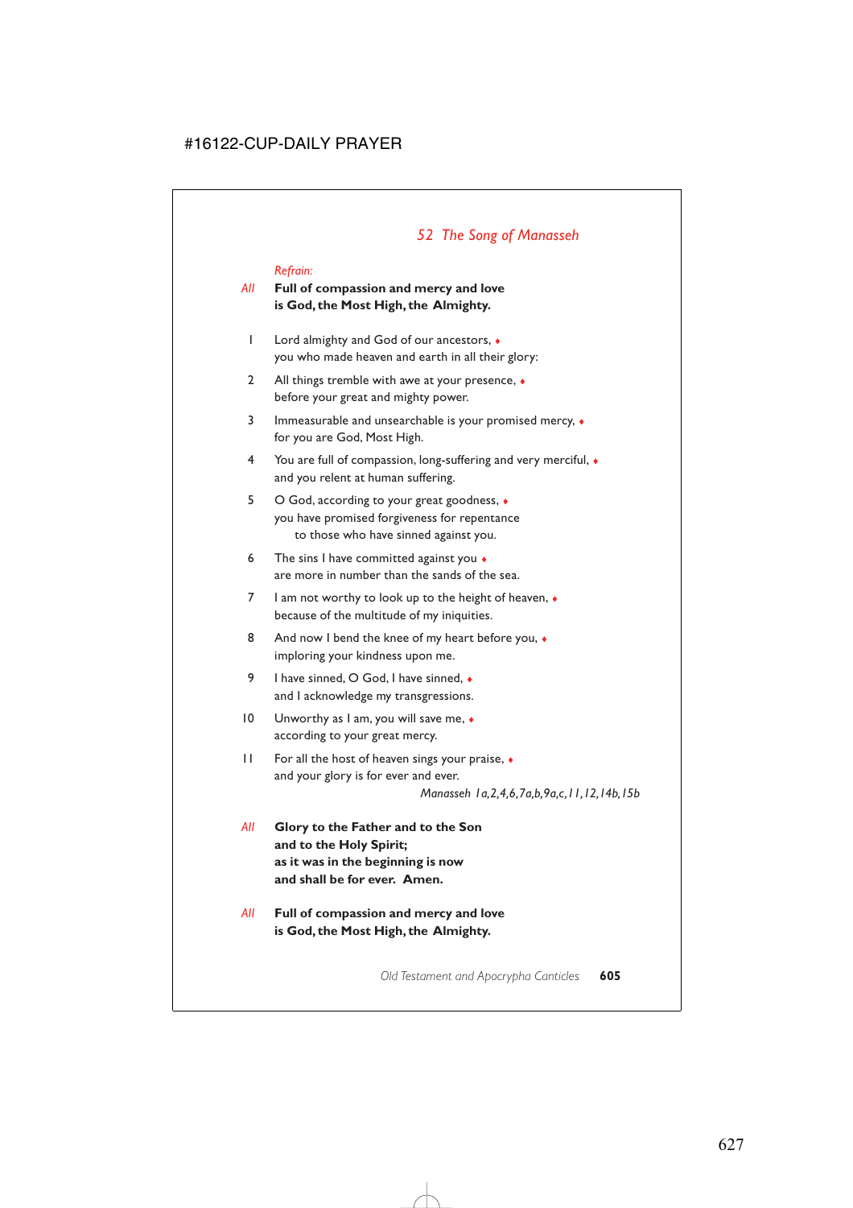## *52 The Song of Manasseh*

*Refrain:*

*All* **Full of compassion and mercy and love**
**is God, the Most High, the Almighty.**

1 Lord almighty and God of our ancestors, ♦
you who made heaven and earth in all their glory:

2 All things tremble with awe at your presence, ♦
before your great and mighty power.

3 Immeasurable and unsearchable is your promised mercy, ♦
for you are God, Most High.

4 You are full of compassion, long-suffering and very merciful, ♦
and you relent at human suffering.

5 O God, according to your great goodness, ♦
you have promised forgiveness for repentance
to those who have sinned against you.

6 The sins I have committed against you ♦
are more in number than the sands of the sea.

7 I am not worthy to look up to the height of heaven, ♦
because of the multitude of my iniquities.

8 And now I bend the knee of my heart before you, ♦
imploring your kindness upon me.

9 I have sinned, O God, I have sinned, ♦
and I acknowledge my transgressions.

10 Unworthy as I am, you will save me, ♦
according to your great mercy.

11 For all the host of heaven sings your praise, ♦
and your glory is for ever and ever.

*Manasseh 1a,2,4,6,7a,b,9a,c,11,12,14b,15b*

*All* **Glory to the Father and to the Son**
**and to the Holy Spirit;**
**as it was in the beginning is now**
**and shall be for ever. Amen.**

*All* **Full of compassion and mercy and love**
**is God, the Most High, the Almighty.**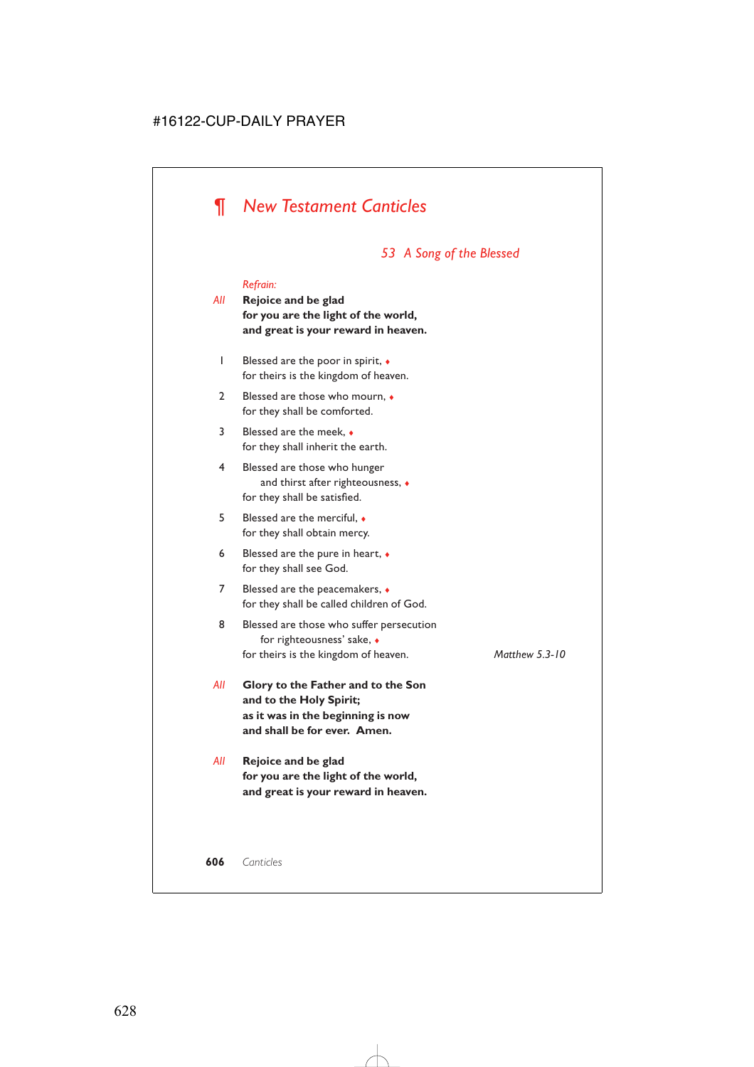# ¶ New Testament Canticles

## 53 A Song of the Blessed

*Refrain:*

*All* **Rejoice and be glad**
**for you are the light of the world,**
**and great is your reward in heaven.**

1 Blessed are the poor in spirit, ♦
for theirs is the kingdom of heaven.

2 Blessed are those who mourn, ♦
for they shall be comforted.

3 Blessed are the meek, ♦
for they shall inherit the earth.

4 Blessed are those who hunger
and thirst after righteousness, ♦
for they shall be satisfied.

5 Blessed are the merciful, ♦
for they shall obtain mercy.

6 Blessed are the pure in heart, ♦
for they shall see God.

7 Blessed are the peacemakers, ♦
for they shall be called children of God.

8 Blessed are those who suffer persecution
for righteousness' sake, ♦
for theirs is the kingdom of heaven.

*Matthew 5.3-10*

*All* **Glory to the Father and to the Son**
**and to the Holy Spirit;**
**as it was in the beginning is now**
**and shall be for ever. Amen.**

*All* **Rejoice and be glad**
**for you are the light of the world,**
**and great is your reward in heaven.**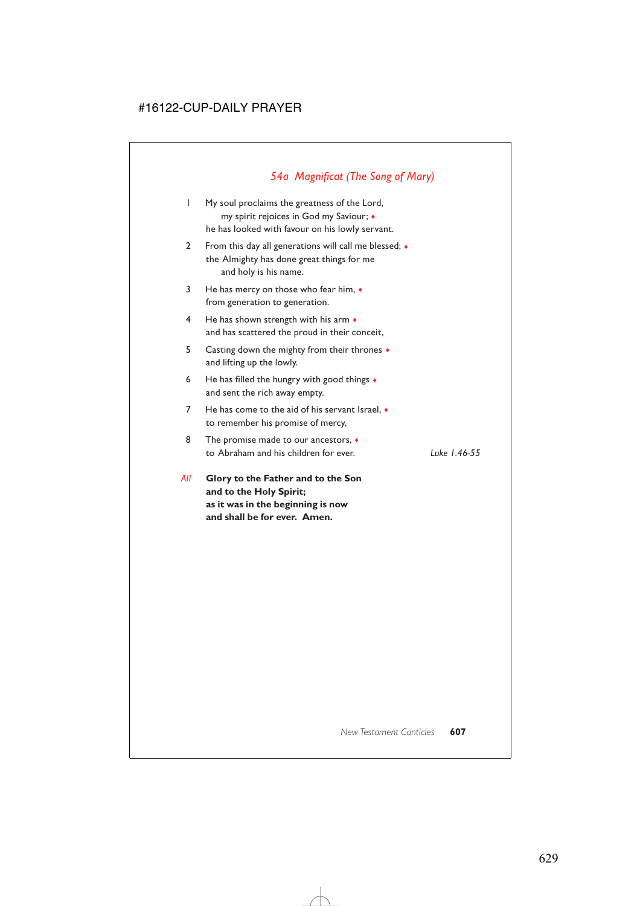## *54a Magnificat (The Song of Mary)*

1 My soul proclaims the greatness of the Lord,
  my spirit rejoices in God my Saviour; ♦
 he has looked with favour on his lowly servant.

2 From this day all generations will call me blessed; ♦
 the Almighty has done great things for me
  and holy is his name.

3 He has mercy on those who fear him, ♦
 from generation to generation.

4 He has shown strength with his arm ♦
 and has scattered the proud in their conceit,

5 Casting down the mighty from their thrones ♦
 and lifting up the lowly.

6 He has filled the hungry with good things ♦
 and sent the rich away empty.

7 He has come to the aid of his servant Israel, ♦
 to remember his promise of mercy,

8 The promise made to our ancestors, ♦
 to Abraham and his children for ever.

*Luke 1.46-55*

*All* **Glory to the Father and to the Son**
**and to the Holy Spirit;**
**as it was in the beginning is now**
**and shall be for ever. Amen.**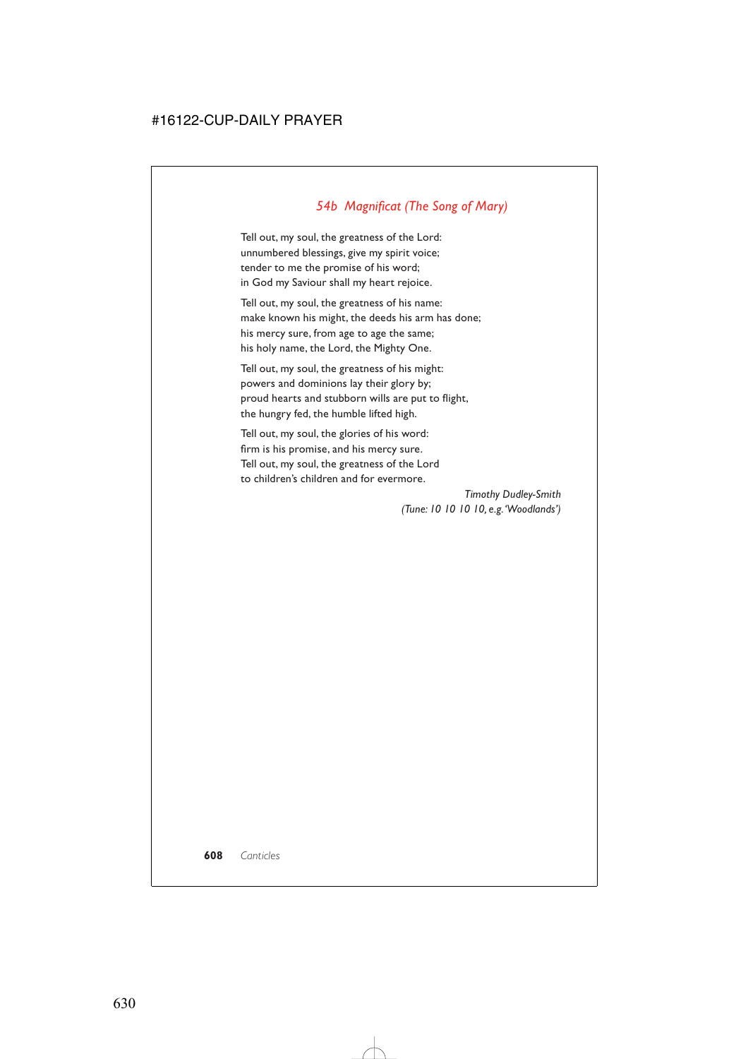## *54b Magnificat (The Song of Mary)*

Tell out, my soul, the greatness of the Lord:
unnumbered blessings, give my spirit voice;
tender to me the promise of his word;
in God my Saviour shall my heart rejoice.

Tell out, my soul, the greatness of his name:
make known his might, the deeds his arm has done;
his mercy sure, from age to age the same;
his holy name, the Lord, the Mighty One.

Tell out, my soul, the greatness of his might:
powers and dominions lay their glory by;
proud hearts and stubborn wills are put to flight,
the hungry fed, the humble lifted high.

Tell out, my soul, the glories of his word:
firm is his promise, and his mercy sure.
Tell out, my soul, the greatness of the Lord
to children's children and for evermore.

*Timothy Dudley-Smith*
*(Tune: 10 10 10 10, e.g. 'Woodlands')*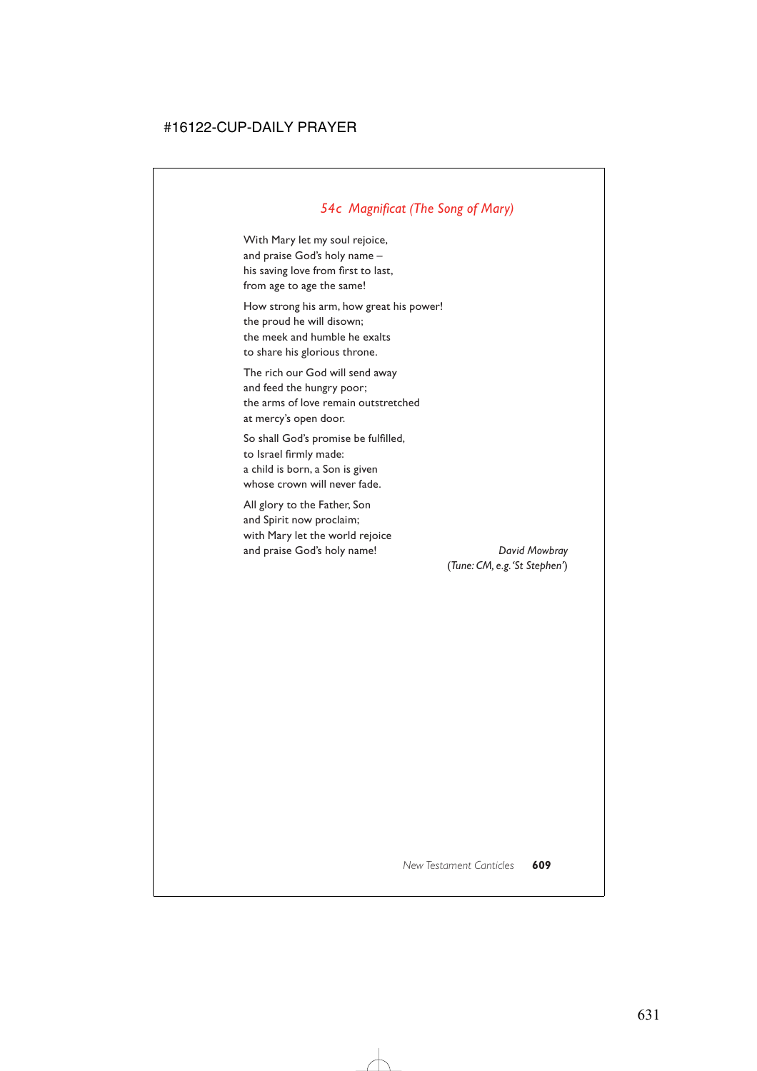## *54c Magnificat (The Song of Mary)*

With Mary let my soul rejoice,
and praise God's holy name –
his saving love from first to last,
from age to age the same!

How strong his arm, how great his power!
the proud he will disown;
the meek and humble he exalts
to share his glorious throne.

The rich our God will send away
and feed the hungry poor;
the arms of love remain outstretched
at mercy's open door.

So shall God's promise be fulfilled,
to Israel firmly made:
a child is born, a Son is given
whose crown will never fade.

All glory to the Father, Son
and Spirit now proclaim;
with Mary let the world rejoice
and praise God's holy name!

*David Mowbray*
(*Tune: CM, e.g. 'St Stephen'*)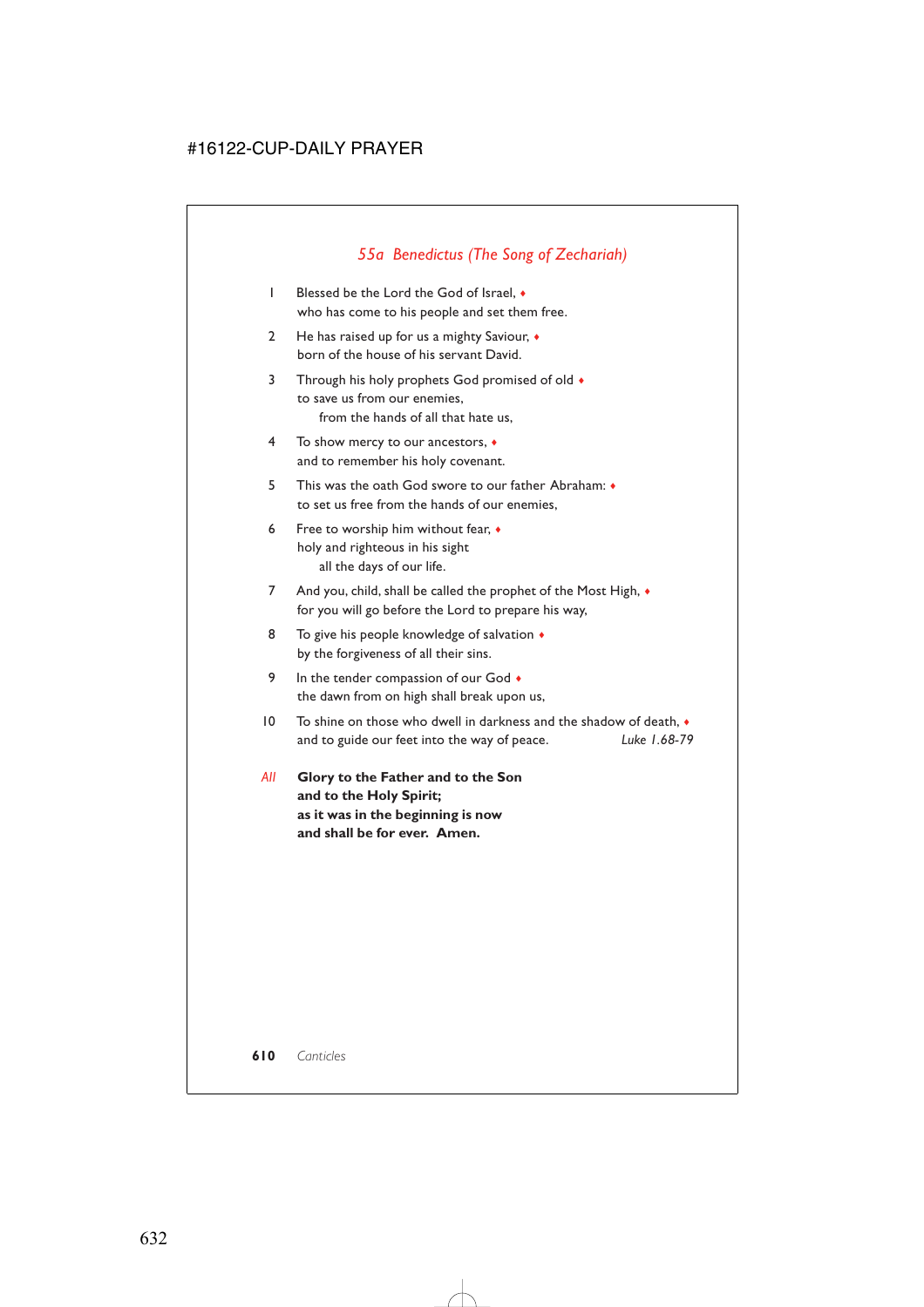## *55a Benedictus (The Song of Zechariah)*

1 Blessed be the Lord the God of Israel, ♦
who has come to his people and set them free.

2 He has raised up for us a mighty Saviour, ♦
born of the house of his servant David.

3 Through his holy prophets God promised of old ♦
to save us from our enemies,
from the hands of all that hate us,

4 To show mercy to our ancestors, ♦
and to remember his holy covenant.

5 This was the oath God swore to our father Abraham: ♦
to set us free from the hands of our enemies,

6 Free to worship him without fear, ♦
holy and righteous in his sight
all the days of our life.

7 And you, child, shall be called the prophet of the Most High, ♦
for you will go before the Lord to prepare his way,

8 To give his people knowledge of salvation ♦
by the forgiveness of all their sins.

9 In the tender compassion of our God ♦
the dawn from on high shall break upon us,

10 To shine on those who dwell in darkness and the shadow of death, ♦
and to guide our feet into the way of peace. *Luke 1.68-79*

*All* **Glory to the Father and to the Son**
**and to the Holy Spirit;**
**as it was in the beginning is now**
**and shall be for ever. Amen.**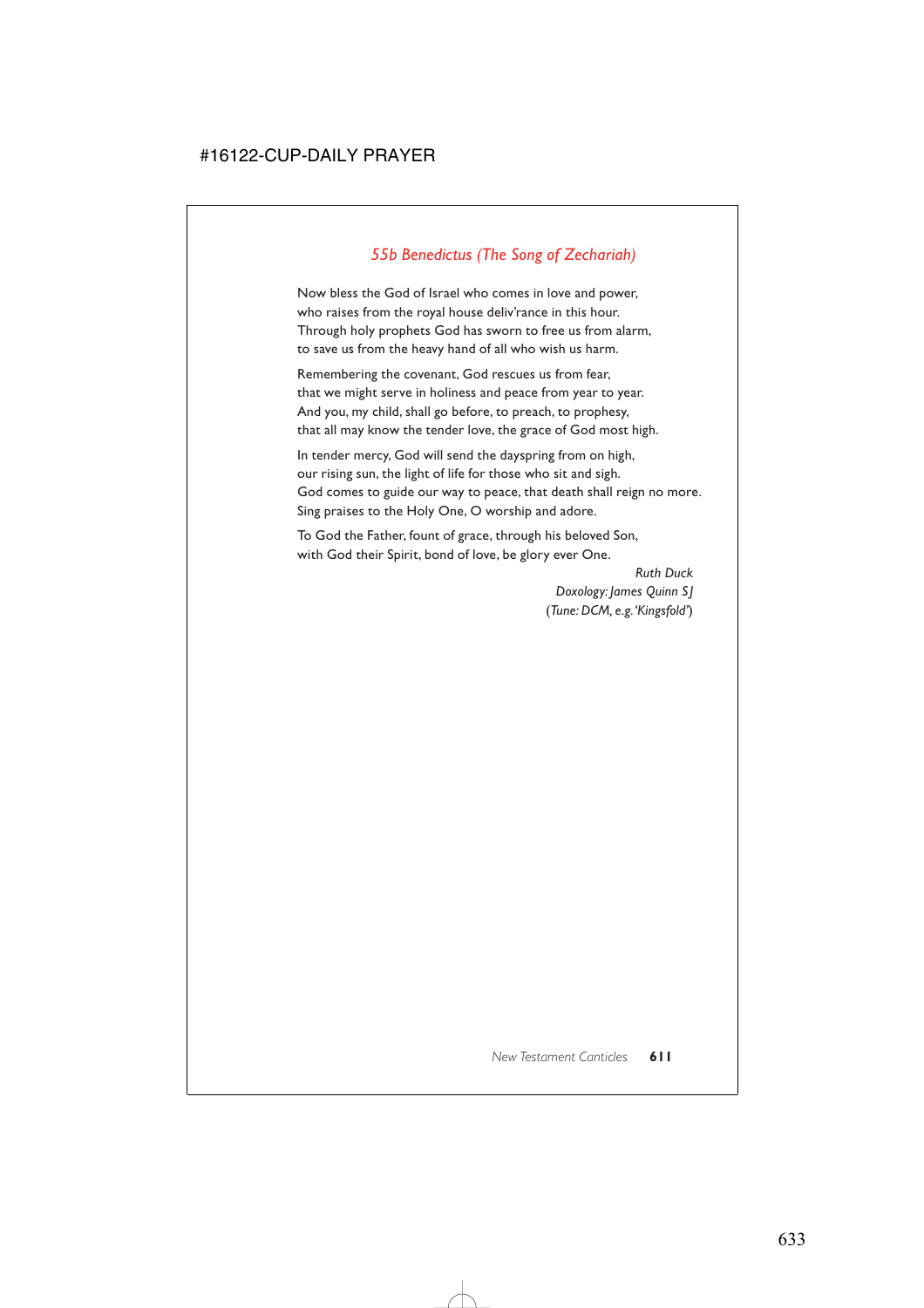## *55b Benedictus (The Song of Zechariah)*

Now bless the God of Israel who comes in love and power,
who raises from the royal house deliv'rance in this hour.
Through holy prophets God has sworn to free us from alarm,
to save us from the heavy hand of all who wish us harm.

Remembering the covenant, God rescues us from fear,
that we might serve in holiness and peace from year to year.
And you, my child, shall go before, to preach, to prophesy,
that all may know the tender love, the grace of God most high.

In tender mercy, God will send the dayspring from on high,
our rising sun, the light of life for those who sit and sigh.
God comes to guide our way to peace, that death shall reign no more.
Sing praises to the Holy One, O worship and adore.

To God the Father, fount of grace, through his beloved Son,
with God their Spirit, bond of love, be glory ever One.

*Ruth Duck*
*Doxology: James Quinn SJ*
(*Tune: DCM, e.g. 'Kingsfold'*)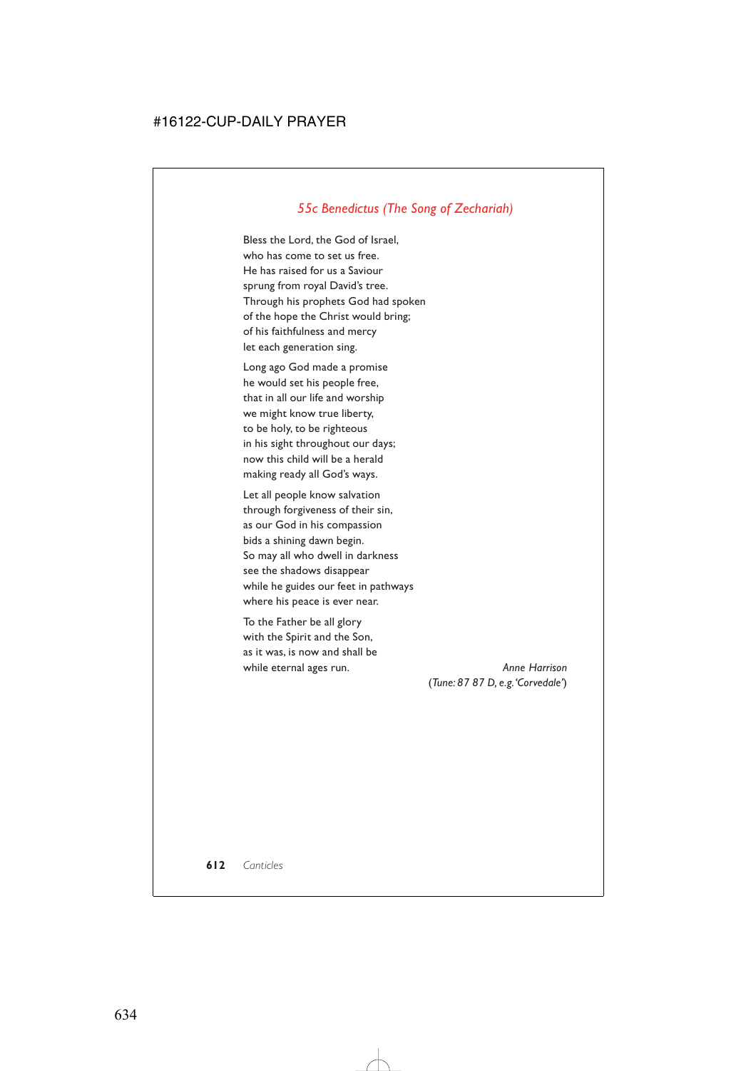## *55c Benedictus (The Song of Zechariah)*

Bless the Lord, the God of Israel,
who has come to set us free.
He has raised for us a Saviour
sprung from royal David's tree.
Through his prophets God had spoken
of the hope the Christ would bring;
of his faithfulness and mercy
let each generation sing.

Long ago God made a promise
he would set his people free,
that in all our life and worship
we might know true liberty,
to be holy, to be righteous
in his sight throughout our days;
now this child will be a herald
making ready all God's ways.

Let all people know salvation
through forgiveness of their sin,
as our God in his compassion
bids a shining dawn begin.
So may all who dwell in darkness
see the shadows disappear
while he guides our feet in pathways
where his peace is ever near.

To the Father be all glory
with the Spirit and the Son,
as it was, is now and shall be
while eternal ages run.

*Anne Harrison*
*(Tune: 87 87 D, e.g. 'Corvedale')*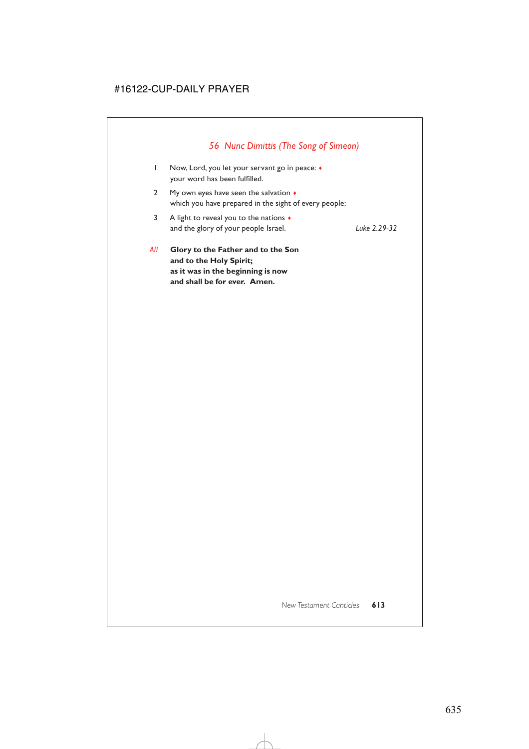## *56 Nunc Dimittis (The Song of Simeon)*

1 Now, Lord, you let your servant go in peace: ♦
your word has been fulfilled.

2 My own eyes have seen the salvation ♦
which you have prepared in the sight of every people;

3 A light to reveal you to the nations ♦
and the glory of your people Israel. *Luke 2.29-32*

*All* **Glory to the Father and to the Son**
**and to the Holy Spirit;**
**as it was in the beginning is now**
**and shall be for ever. Amen.**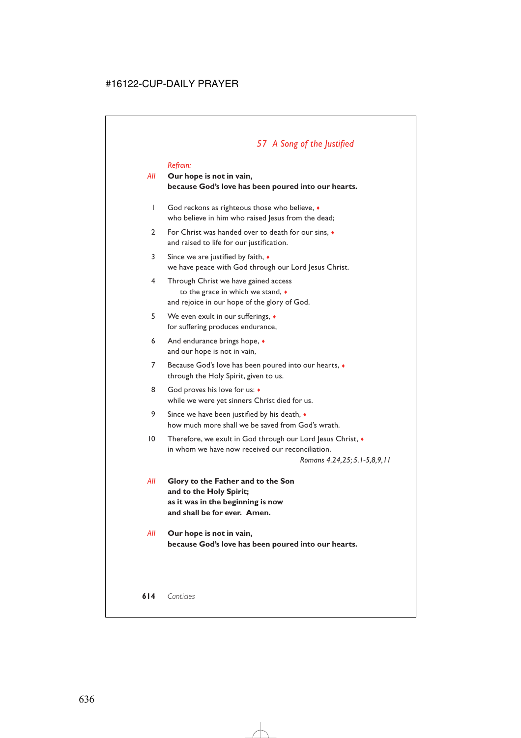## *57 A Song of the Justified*

*Refrain:*

*All* **Our hope is not in vain,**
**because God's love has been poured into our hearts.**

1 God reckons as righteous those who believe, ♦
who believe in him who raised Jesus from the dead;

2 For Christ was handed over to death for our sins, ♦
and raised to life for our justification.

3 Since we are justified by faith, ♦
we have peace with God through our Lord Jesus Christ.

4 Through Christ we have gained access
  to the grace in which we stand, ♦
and rejoice in our hope of the glory of God.

5 We even exult in our sufferings, ♦
for suffering produces endurance,

6 And endurance brings hope, ♦
and our hope is not in vain,

7 Because God's love has been poured into our hearts, ♦
through the Holy Spirit, given to us.

8 God proves his love for us: ♦
while we were yet sinners Christ died for us.

9 Since we have been justified by his death, ♦
how much more shall we be saved from God's wrath.

10 Therefore, we exult in God through our Lord Jesus Christ, ♦
in whom we have now received our reconciliation.

*Romans 4.24,25; 5.1-5,8,9,11*

*All* **Glory to the Father and to the Son**
**and to the Holy Spirit;**
**as it was in the beginning is now**
**and shall be for ever. Amen.**

*All* **Our hope is not in vain,**
**because God's love has been poured into our hearts.**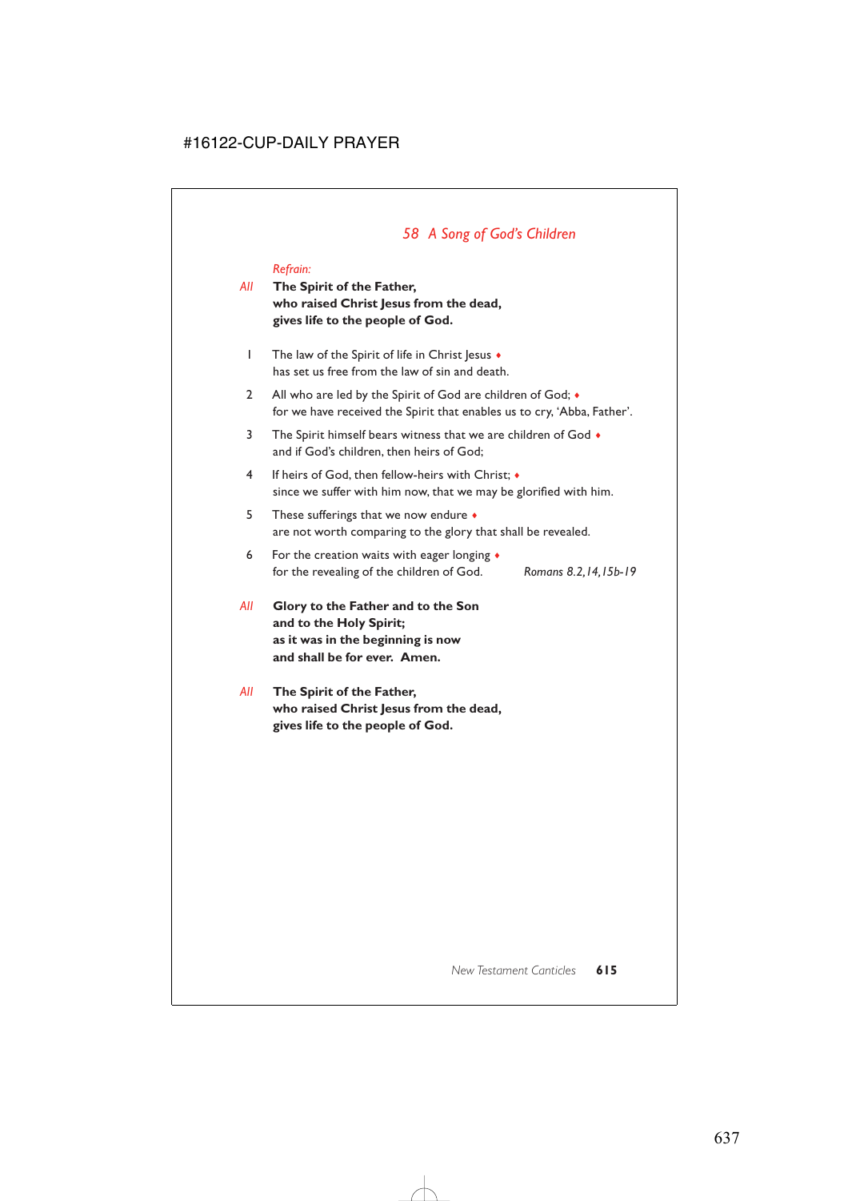## *58 A Song of God's Children*

*Refrain:*

*All* **The Spirit of the Father,**
**who raised Christ Jesus from the dead,**
**gives life to the people of God.**

1 The law of the Spirit of life in Christ Jesus ♦
has set us free from the law of sin and death.

2 All who are led by the Spirit of God are children of God; ♦
for we have received the Spirit that enables us to cry, 'Abba, Father'.

3 The Spirit himself bears witness that we are children of God ♦
and if God's children, then heirs of God;

4 If heirs of God, then fellow-heirs with Christ; ♦
since we suffer with him now, that we may be glorified with him.

5 These sufferings that we now endure ♦
are not worth comparing to the glory that shall be revealed.

6 For the creation waits with eager longing ♦
for the revealing of the children of God.

*Romans 8.2,14,15b-19*

*All* **Glory to the Father and to the Son**
**and to the Holy Spirit;**
**as it was in the beginning is now**
**and shall be for ever. Amen.**

*All* **The Spirit of the Father,**
**who raised Christ Jesus from the dead,**
**gives life to the people of God.**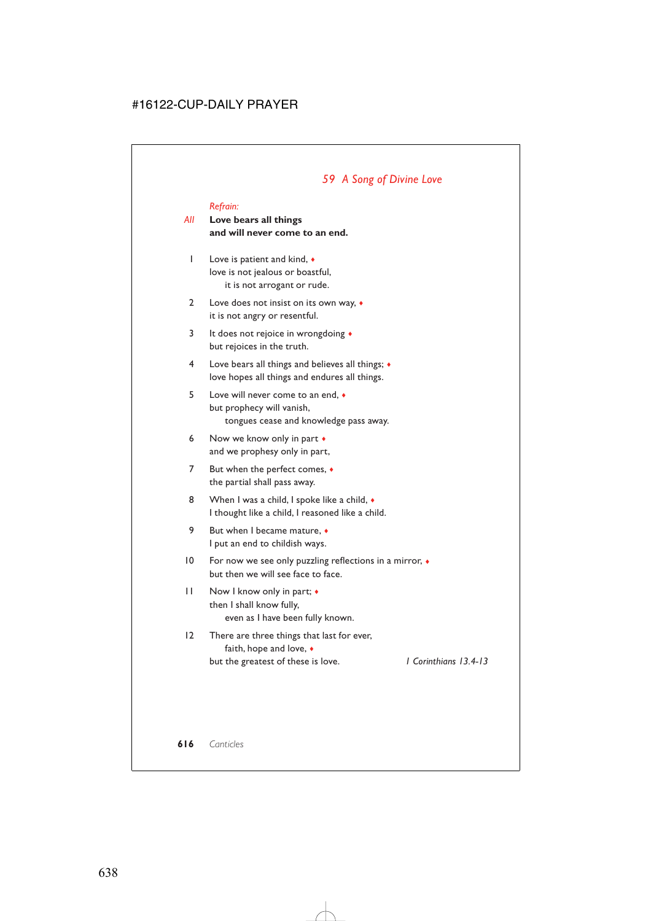## *59 A Song of Divine Love*

*Refrain:*

*All* **Love bears all things**
**and will never come to an end.**

1 Love is patient and kind, ♦
love is not jealous or boastful,
it is not arrogant or rude.

2 Love does not insist on its own way, ♦
it is not angry or resentful.

3 It does not rejoice in wrongdoing ♦
but rejoices in the truth.

4 Love bears all things and believes all things; ♦
love hopes all things and endures all things.

5 Love will never come to an end, ♦
but prophecy will vanish,
tongues cease and knowledge pass away.

6 Now we know only in part ♦
and we prophesy only in part,

7 But when the perfect comes, ♦
the partial shall pass away.

8 When I was a child, I spoke like a child, ♦
I thought like a child, I reasoned like a child.

9 But when I became mature, ♦
I put an end to childish ways.

10 For now we see only puzzling reflections in a mirror, ♦
but then we will see face to face.

11 Now I know only in part; ♦
then I shall know fully,
even as I have been fully known.

12 There are three things that last for ever,
faith, hope and love, ♦
but the greatest of these is love.

*1 Corinthians 13.4-13*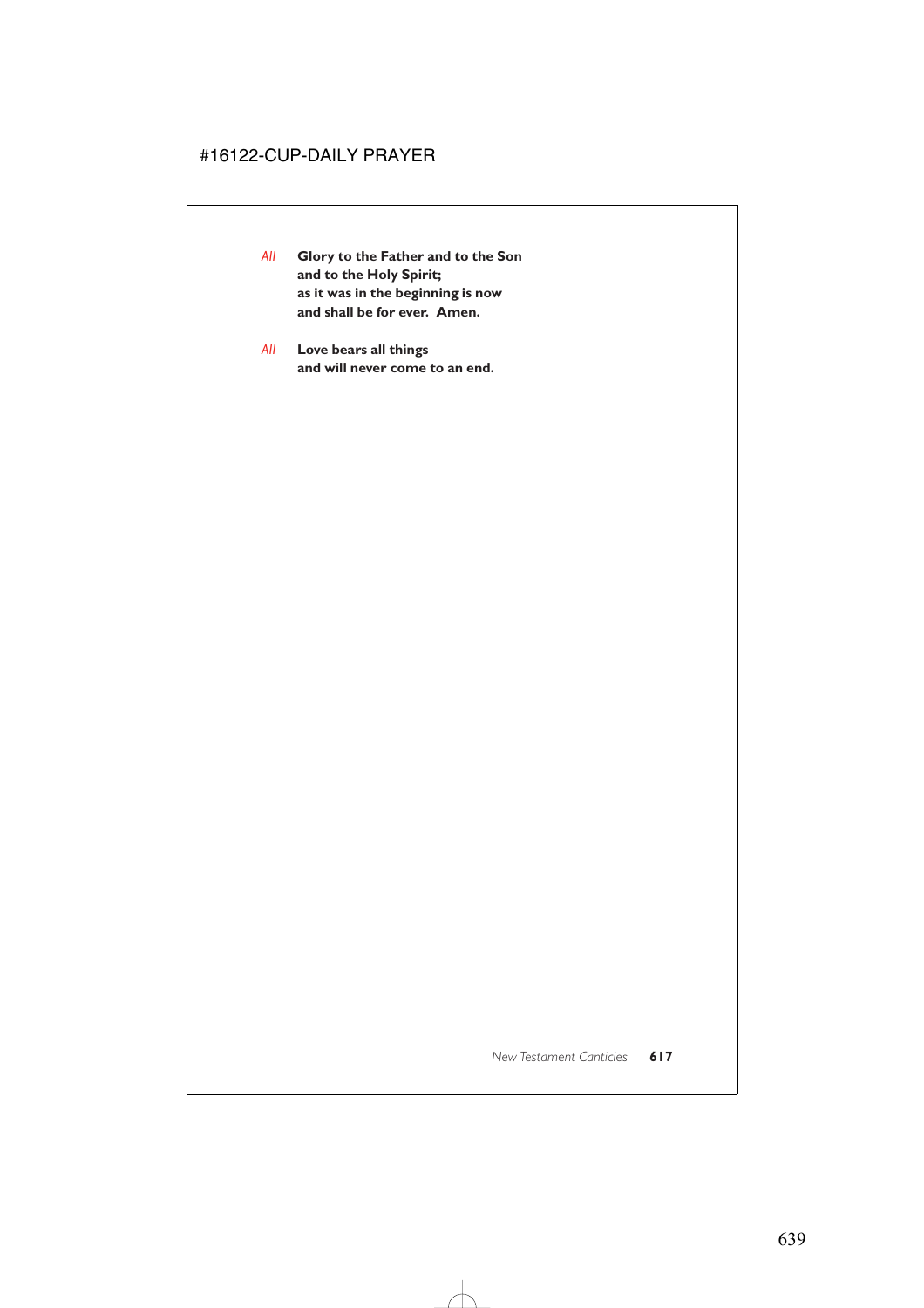*All* **Glory to the Father and to the Son**
**and to the Holy Spirit;**
**as it was in the beginning is now**
**and shall be for ever. Amen.**

*All* **Love bears all things**
**and will never come to an end.**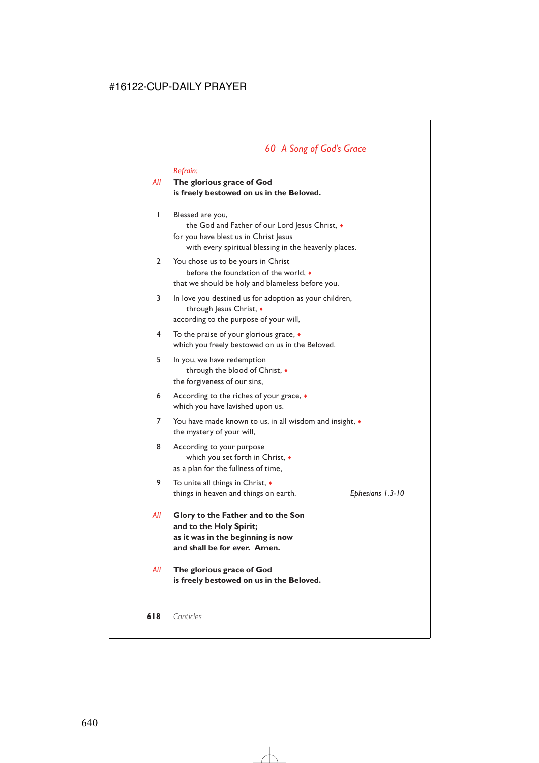## *60 A Song of God's Grace*

*Refrain:*

*All* **The glorious grace of God**
**is freely bestowed on us in the Beloved.**

1 Blessed are you,
the God and Father of our Lord Jesus Christ, ♦
for you have blest us in Christ Jesus
with every spiritual blessing in the heavenly places.

2 You chose us to be yours in Christ
before the foundation of the world, ♦
that we should be holy and blameless before you.

3 In love you destined us for adoption as your children,
through Jesus Christ, ♦
according to the purpose of your will,

4 To the praise of your glorious grace, ♦
which you freely bestowed on us in the Beloved.

5 In you, we have redemption
through the blood of Christ, ♦
the forgiveness of our sins,

6 According to the riches of your grace, ♦
which you have lavished upon us.

7 You have made known to us, in all wisdom and insight, ♦
the mystery of your will,

8 According to your purpose
which you set forth in Christ, ♦
as a plan for the fullness of time,

9 To unite all things in Christ, ♦
things in heaven and things on earth. *Ephesians 1.3-10*

*All* **Glory to the Father and to the Son**
**and to the Holy Spirit;**
**as it was in the beginning is now**
**and shall be for ever. Amen.**

*All* **The glorious grace of God**
**is freely bestowed on us in the Beloved.**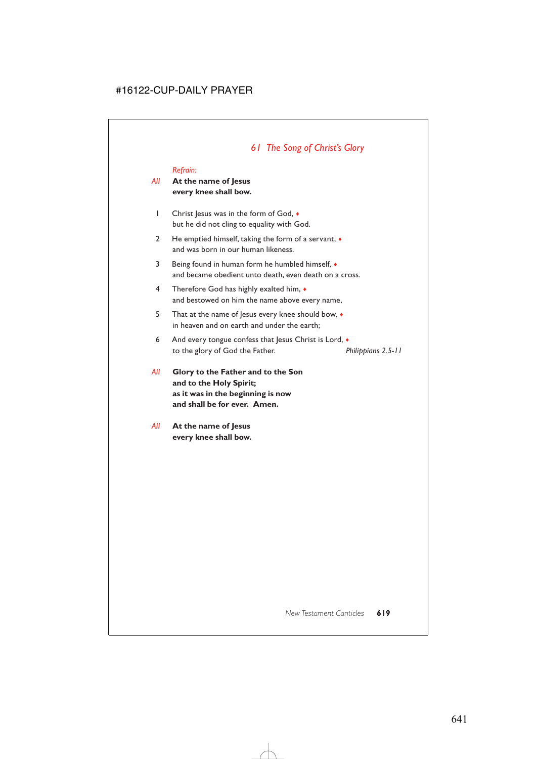## *61 The Song of Christ's Glory*

*Refrain:*

*All* **At the name of Jesus**
**every knee shall bow.**

1 Christ Jesus was in the form of God, ♦
but he did not cling to equality with God.

2 He emptied himself, taking the form of a servant, ♦
and was born in our human likeness.

3 Being found in human form he humbled himself, ♦
and became obedient unto death, even death on a cross.

4 Therefore God has highly exalted him, ♦
and bestowed on him the name above every name,

5 That at the name of Jesus every knee should bow, ♦
in heaven and on earth and under the earth;

6 And every tongue confess that Jesus Christ is Lord, ♦
to the glory of God the Father. *Philippians 2.5-11*

*All* **Glory to the Father and to the Son**
**and to the Holy Spirit;**
**as it was in the beginning is now**
**and shall be for ever. Amen.**

*All* **At the name of Jesus**
**every knee shall bow.**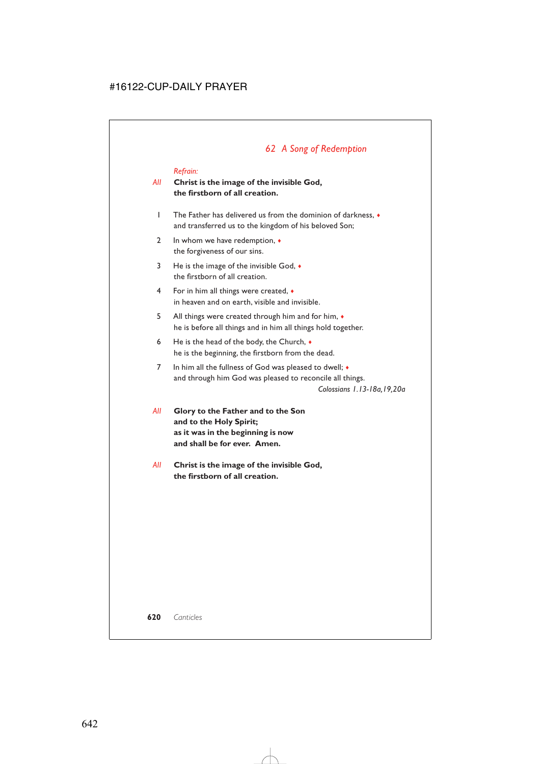## *62 A Song of Redemption*

*Refrain:*

*All* **Christ is the image of the invisible God,**
**the firstborn of all creation.**

1 The Father has delivered us from the dominion of darkness, ♦
and transferred us to the kingdom of his beloved Son;

2 In whom we have redemption, ♦
the forgiveness of our sins.

3 He is the image of the invisible God, ♦
the firstborn of all creation.

4 For in him all things were created, ♦
in heaven and on earth, visible and invisible.

5 All things were created through him and for him, ♦
he is before all things and in him all things hold together.

6 He is the head of the body, the Church, ♦
he is the beginning, the firstborn from the dead.

7 In him all the fullness of God was pleased to dwell; ♦
and through him God was pleased to reconcile all things.

*Colossians 1.13-18a,19,20a*

*All* **Glory to the Father and to the Son**
**and to the Holy Spirit;**
**as it was in the beginning is now**
**and shall be for ever. Amen.**

*All* **Christ is the image of the invisible God,**
**the firstborn of all creation.**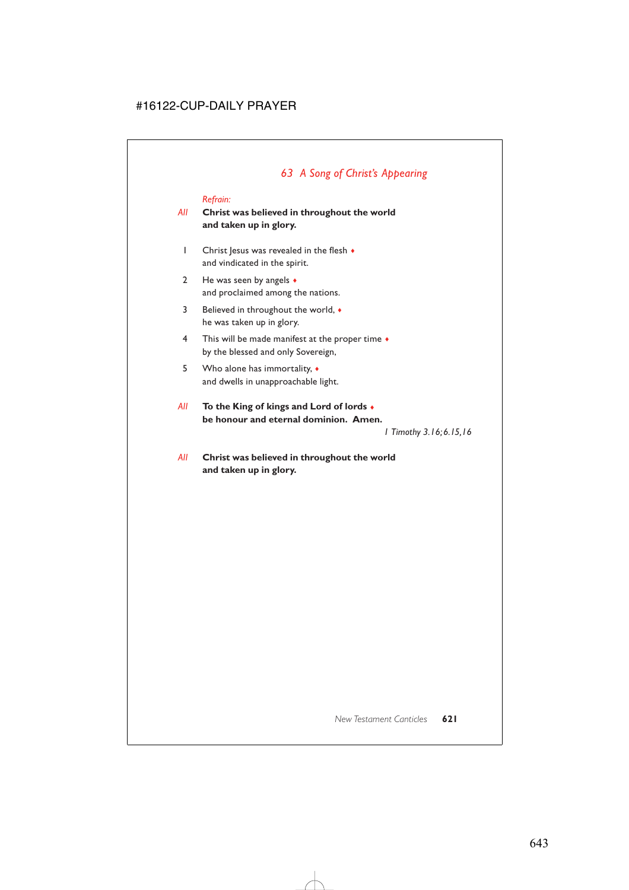## *63 A Song of Christ's Appearing*

*Refrain:*

*All* **Christ was believed in throughout the world**
**and taken up in glory.**

1 Christ Jesus was revealed in the flesh ♦
and vindicated in the spirit.

2 He was seen by angels ♦
and proclaimed among the nations.

3 Believed in throughout the world, ♦
he was taken up in glory.

4 This will be made manifest at the proper time ♦
by the blessed and only Sovereign,

5 Who alone has immortality, ♦
and dwells in unapproachable light.

*All* **To the King of kings and Lord of lords** ♦
**be honour and eternal dominion. Amen.**

*1 Timothy 3.16; 6.15,16*

*All* **Christ was believed in throughout the world**
**and taken up in glory.**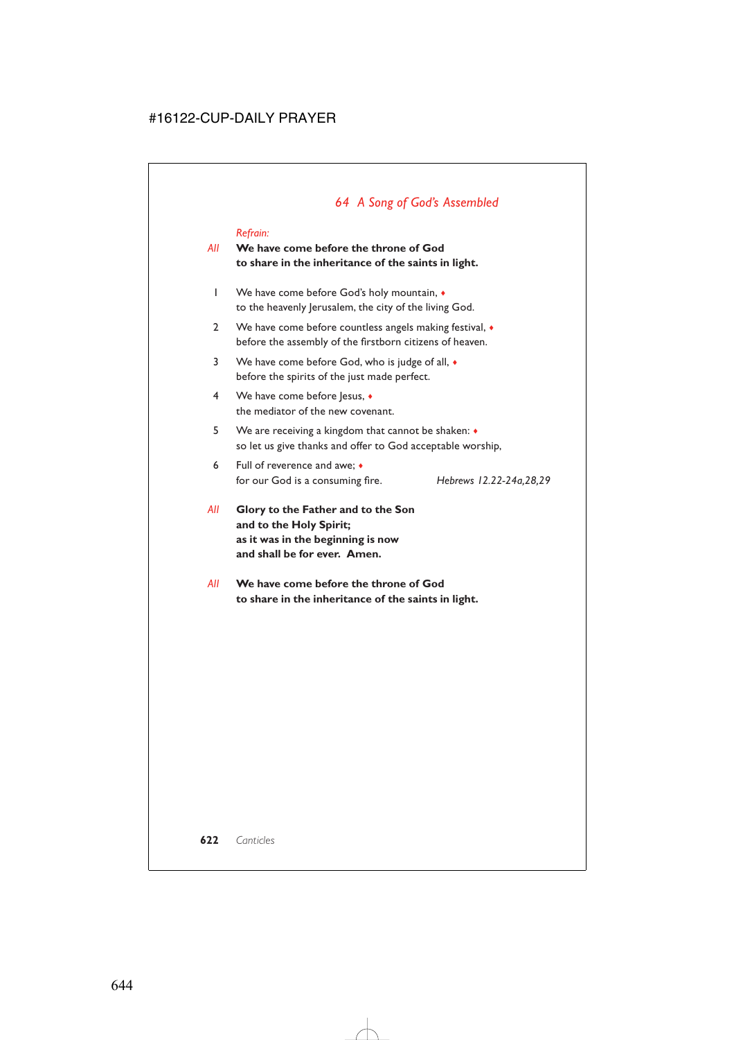## *64 A Song of God's Assembled*

*Refrain:*

*All* **We have come before the throne of God**
**to share in the inheritance of the saints in light.**

1 We have come before God's holy mountain, ♦
to the heavenly Jerusalem, the city of the living God.

2 We have come before countless angels making festival, ♦
before the assembly of the firstborn citizens of heaven.

3 We have come before God, who is judge of all, ♦
before the spirits of the just made perfect.

4 We have come before Jesus, ♦
the mediator of the new covenant.

5 We are receiving a kingdom that cannot be shaken: ♦
so let us give thanks and offer to God acceptable worship,

6 Full of reverence and awe; ♦
for our God is a consuming fire. *Hebrews 12.22-24a,28,29*

*All* **Glory to the Father and to the Son**
**and to the Holy Spirit;**
**as it was in the beginning is now**
**and shall be for ever. Amen.**

*All* **We have come before the throne of God**
**to share in the inheritance of the saints in light.**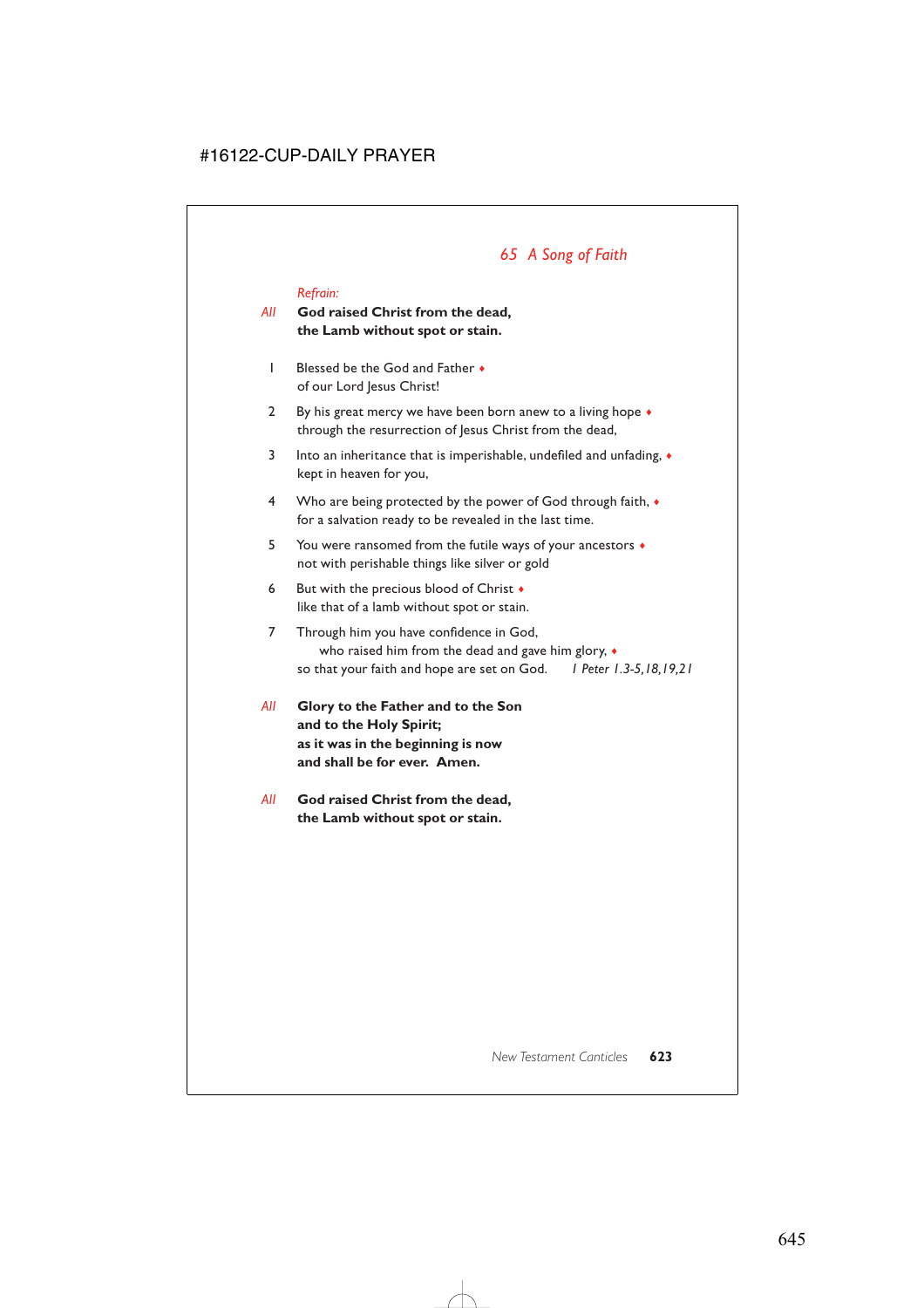## *65 A Song of Faith*

*Refrain:*

*All* **God raised Christ from the dead,**
**the Lamb without spot or stain.**

1 Blessed be the God and Father ♦
of our Lord Jesus Christ!

2 By his great mercy we have been born anew to a living hope ♦
through the resurrection of Jesus Christ from the dead,

3 Into an inheritance that is imperishable, undefiled and unfading, ♦
kept in heaven for you,

4 Who are being protected by the power of God through faith, ♦
for a salvation ready to be revealed in the last time.

5 You were ransomed from the futile ways of your ancestors ♦
not with perishable things like silver or gold

6 But with the precious blood of Christ ♦
like that of a lamb without spot or stain.

7 Through him you have confidence in God,
who raised him from the dead and gave him glory, ♦
so that your faith and hope are set on God. *1 Peter 1.3-5,18,19,21*

*All* **Glory to the Father and to the Son**
**and to the Holy Spirit;**
**as it was in the beginning is now**
**and shall be for ever. Amen.**

*All* **God raised Christ from the dead,**
**the Lamb without spot or stain.**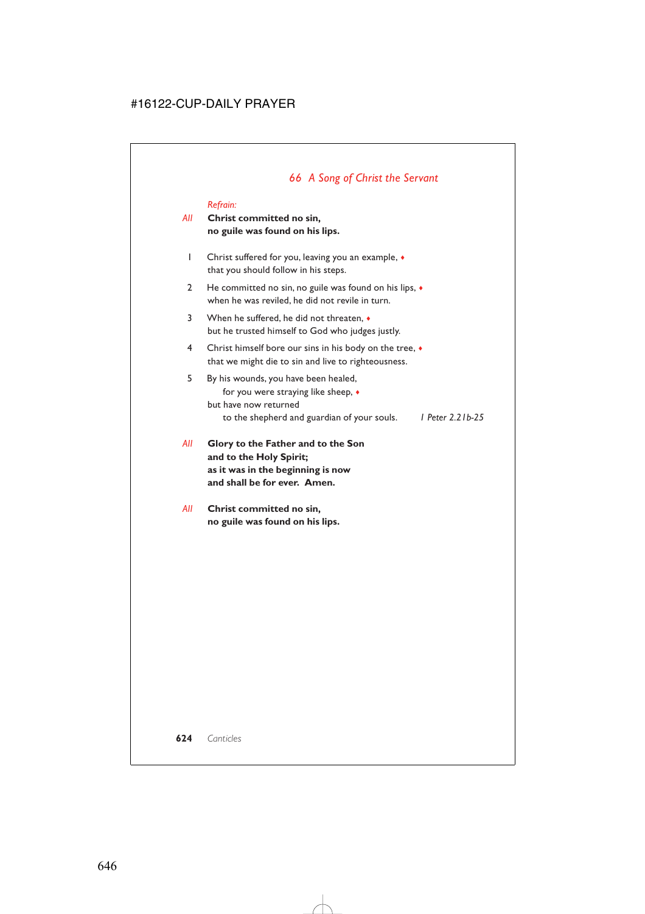## *66 A Song of Christ the Servant*

*Refrain:*

*All* **Christ committed no sin,**
**no guile was found on his lips.**

1 Christ suffered for you, leaving you an example, ♦
that you should follow in his steps.

2 He committed no sin, no guile was found on his lips, ♦
when he was reviled, he did not revile in turn.

3 When he suffered, he did not threaten, ♦
but he trusted himself to God who judges justly.

4 Christ himself bore our sins in his body on the tree, ♦
that we might die to sin and live to righteousness.

5 By his wounds, you have been healed,
for you were straying like sheep, ♦
but have now returned
to the shepherd and guardian of your souls. *1 Peter 2.21b-25*

*All* **Glory to the Father and to the Son**
**and to the Holy Spirit;**
**as it was in the beginning is now**
**and shall be for ever. Amen.**

*All* **Christ committed no sin,**
**no guile was found on his lips.**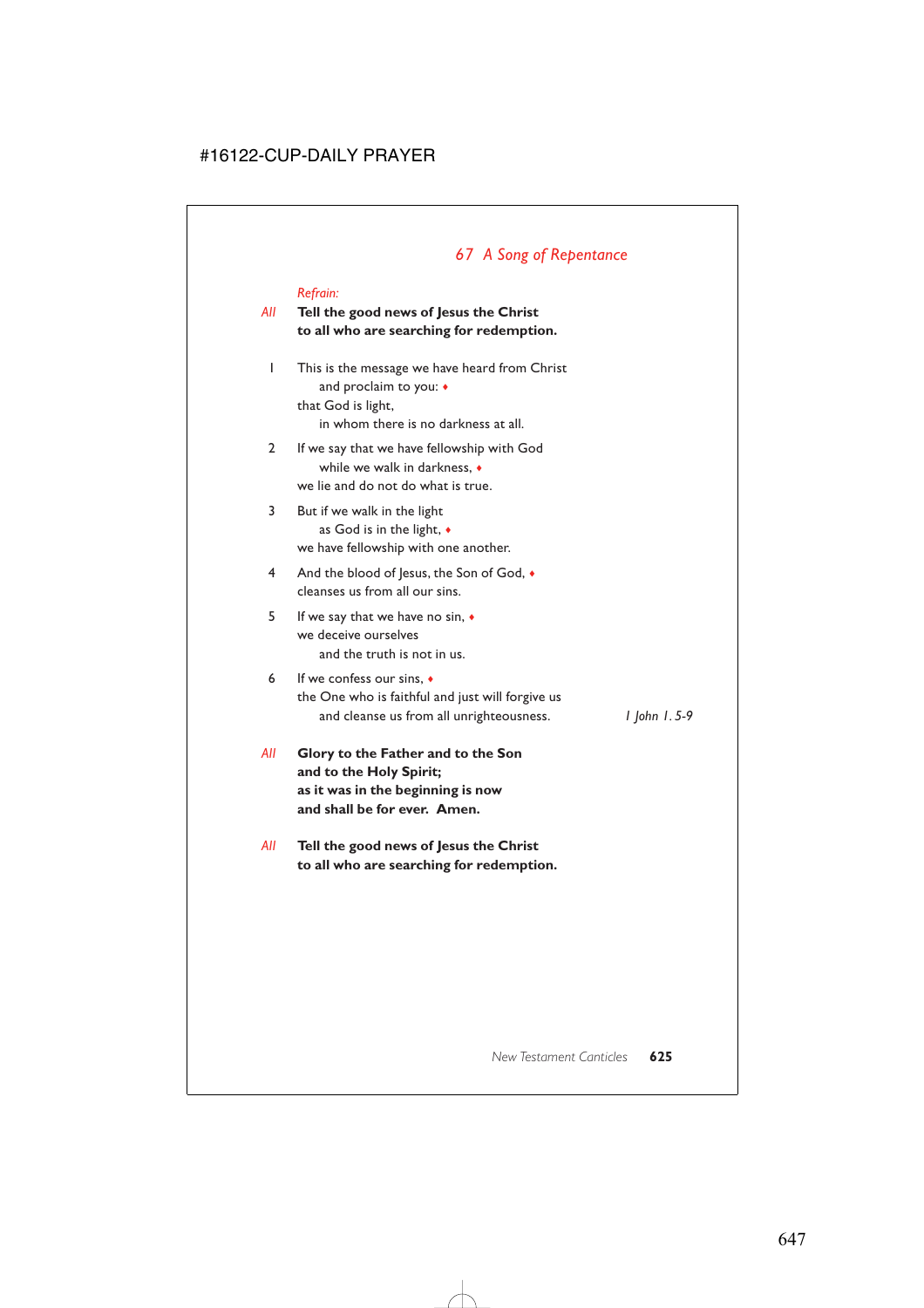## *67 A Song of Repentance*

*Refrain:*

*All* **Tell the good news of Jesus the Christ**
**to all who are searching for redemption.**

1 This is the message we have heard from Christ
  and proclaim to you: ♦
that God is light,
  in whom there is no darkness at all.

2 If we say that we have fellowship with God
  while we walk in darkness, ♦
we lie and do not do what is true.

3 But if we walk in the light
  as God is in the light, ♦
we have fellowship with one another.

4 And the blood of Jesus, the Son of God, ♦
cleanses us from all our sins.

5 If we say that we have no sin, ♦
we deceive ourselves
  and the truth is not in us.

6 If we confess our sins, ♦
the One who is faithful and just will forgive us
  and cleanse us from all unrighteousness. *1 John 1.5-9*

*All* **Glory to the Father and to the Son**
**and to the Holy Spirit;**
**as it was in the beginning is now**
**and shall be for ever. Amen.**

*All* **Tell the good news of Jesus the Christ**
**to all who are searching for redemption.**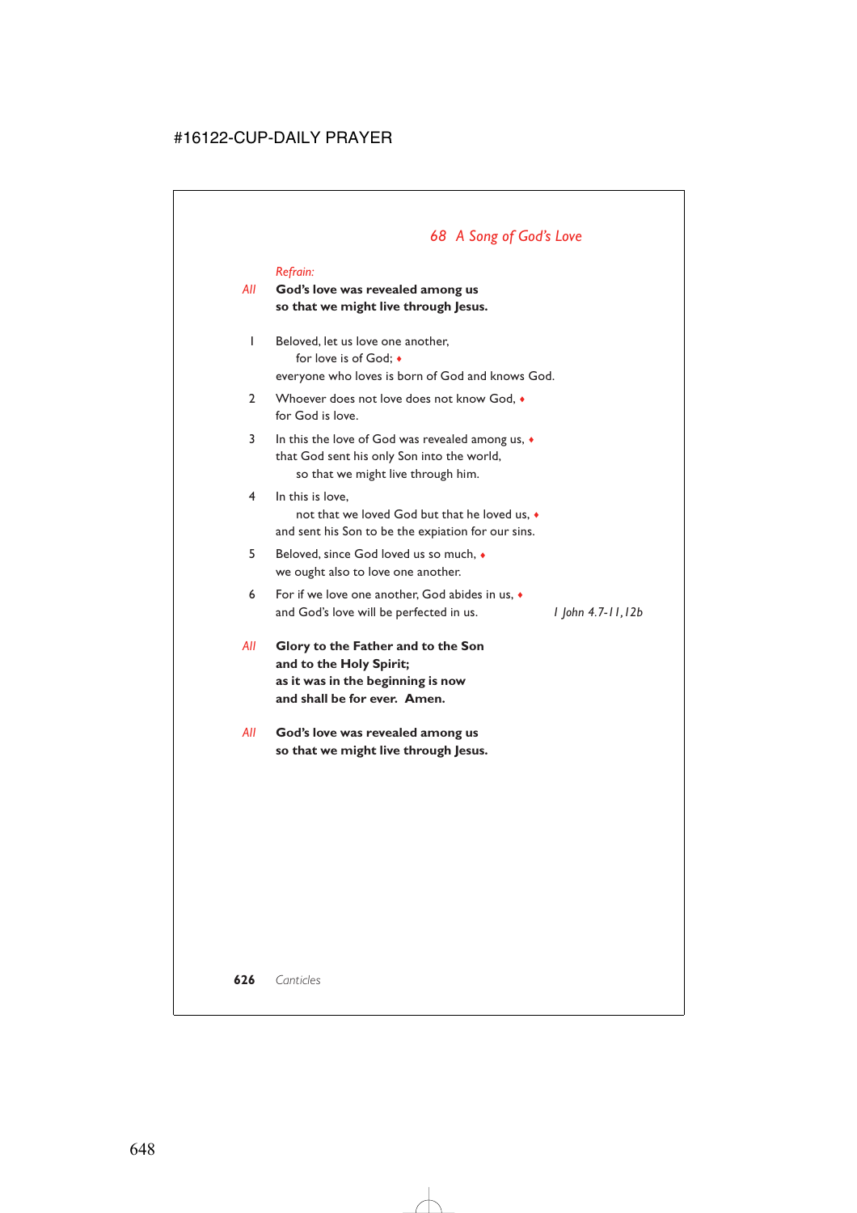## *68 A Song of God's Love*

*Refrain:*

*All* **God's love was revealed among us**
**so that we might live through Jesus.**

1 Beloved, let us love one another,
  for love is of God; ♦
everyone who loves is born of God and knows God.

2 Whoever does not love does not know God, ♦
for God is love.

3 In this the love of God was revealed among us, ♦
that God sent his only Son into the world,
  so that we might live through him.

4 In this is love,
  not that we loved God but that he loved us, ♦
and sent his Son to be the expiation for our sins.

5 Beloved, since God loved us so much, ♦
we ought also to love one another.

6 For if we love one another, God abides in us, ♦
and God's love will be perfected in us. *1 John 4.7-11,12b*

*All* **Glory to the Father and to the Son**
**and to the Holy Spirit;**
**as it was in the beginning is now**
**and shall be for ever. Amen.**

*All* **God's love was revealed among us**
**so that we might live through Jesus.**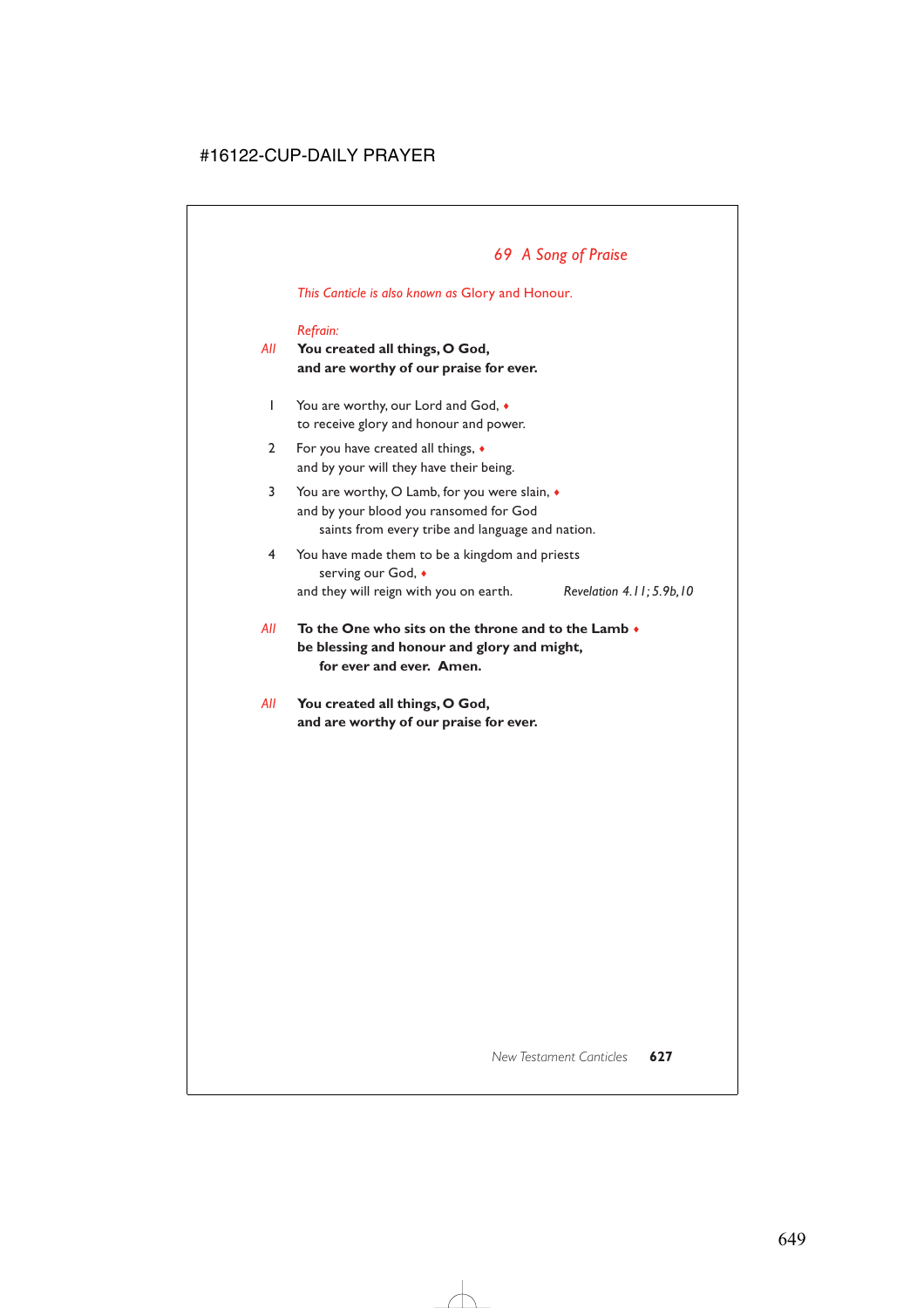## *69 A Song of Praise*

*This Canticle is also known as* Glory and Honour.

*Refrain:*

*All* **You created all things, O God,**
**and are worthy of our praise for ever.**

1 You are worthy, our Lord and God, ♦
to receive glory and honour and power.

2 For you have created all things, ♦
and by your will they have their being.

3 You are worthy, O Lamb, for you were slain, ♦
and by your blood you ransomed for God
saints from every tribe and language and nation.

4 You have made them to be a kingdom and priests
serving our God, ♦
and they will reign with you on earth. *Revelation 4.11; 5.9b,10*

*All* **To the One who sits on the throne and to the Lamb ♦**
**be blessing and honour and glory and might,**
**for ever and ever. Amen.**

*All* **You created all things, O God,**
**and are worthy of our praise for ever.**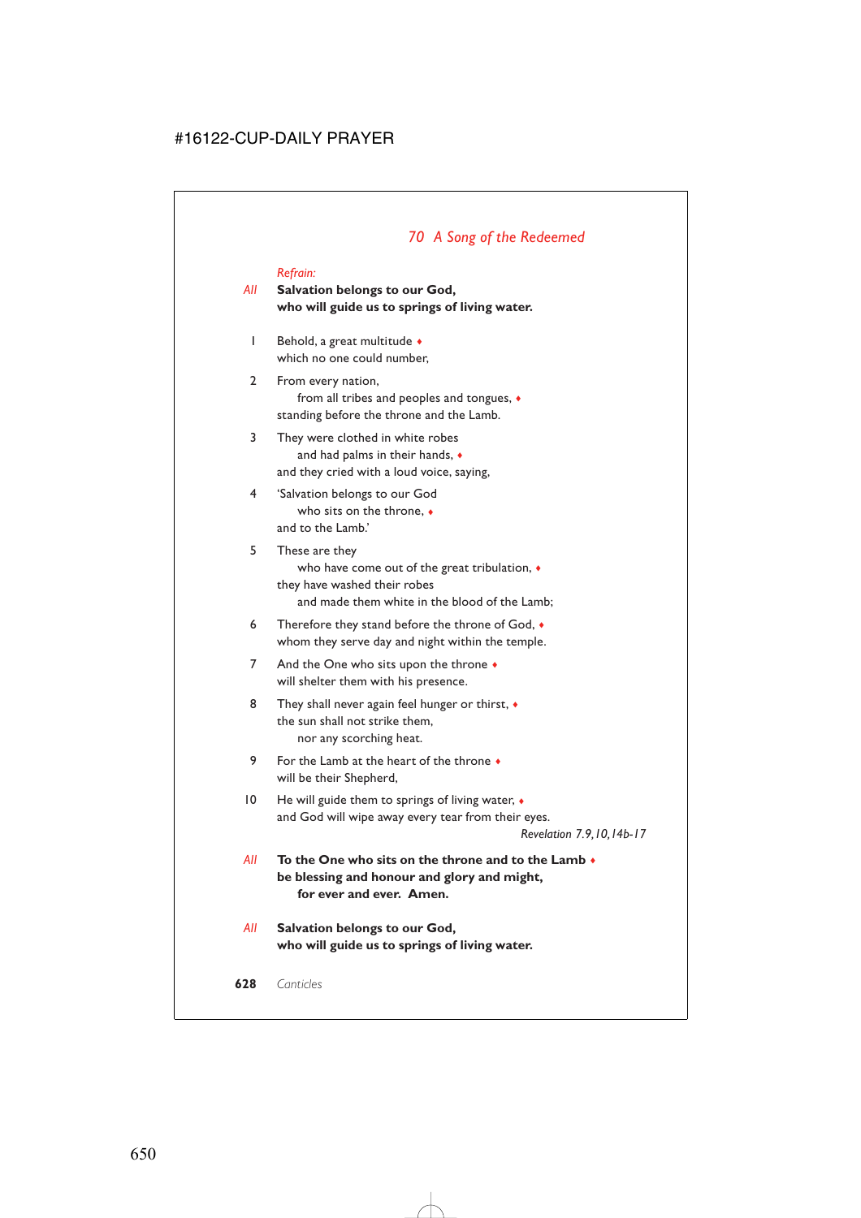## *70 A Song of the Redeemed*

*Refrain:*

*All* **Salvation belongs to our God,
who will guide us to springs of living water.**

1 Behold, a great multitude ♦
which no one could number,

2 From every nation,
from all tribes and peoples and tongues, ♦
standing before the throne and the Lamb.

3 They were clothed in white robes
and had palms in their hands, ♦
and they cried with a loud voice, saying,

4 'Salvation belongs to our God
who sits on the throne, ♦
and to the Lamb.'

5 These are they
who have come out of the great tribulation, ♦
they have washed their robes
and made them white in the blood of the Lamb;

6 Therefore they stand before the throne of God, ♦
whom they serve day and night within the temple.

7 And the One who sits upon the throne ♦
will shelter them with his presence.

8 They shall never again feel hunger or thirst, ♦
the sun shall not strike them,
nor any scorching heat.

9 For the Lamb at the heart of the throne ♦
will be their Shepherd,

10 He will guide them to springs of living water, ♦
and God will wipe away every tear from their eyes.

*Revelation 7.9,10,14b-17*

*All* **To the One who sits on the throne and to the Lamb ♦
be blessing and honour and glory and might,
for ever and ever. Amen.**

*All* **Salvation belongs to our God,
who will guide us to springs of living water.**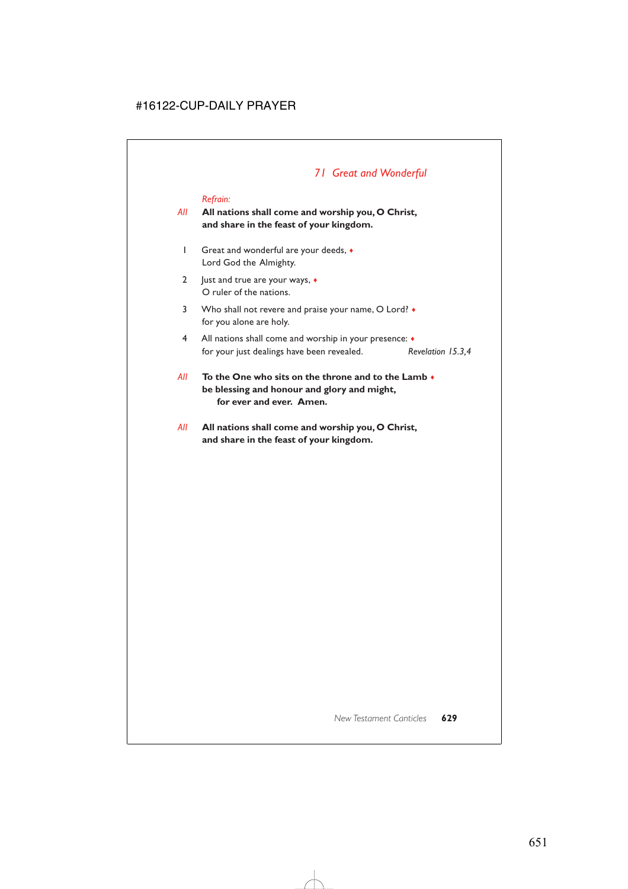## *71 Great and Wonderful*

*Refrain:*

*All* **All nations shall come and worship you, O Christ,
and share in the feast of your kingdom.**

1 Great and wonderful are your deeds, ♦
Lord God the Almighty.

2 Just and true are your ways, ♦
O ruler of the nations.

3 Who shall not revere and praise your name, O Lord? ♦
for you alone are holy.

4 All nations shall come and worship in your presence: ♦
for your just dealings have been revealed. *Revelation 15.3,4*

*All* **To the One who sits on the throne and to the Lamb ♦
be blessing and honour and glory and might,
for ever and ever. Amen.**

*All* **All nations shall come and worship you, O Christ,
and share in the feast of your kingdom.**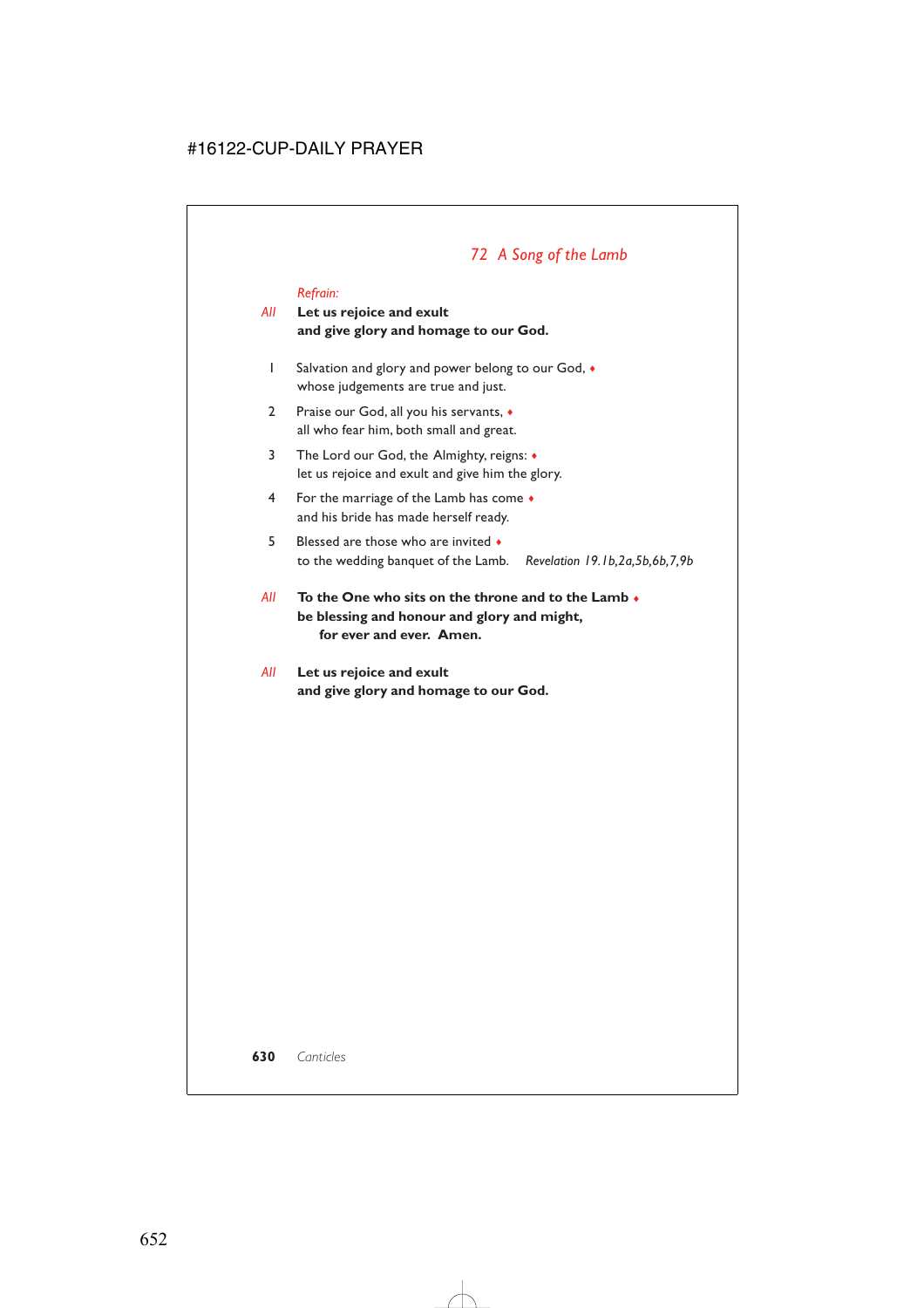## *72 A Song of the Lamb*

*Refrain:*

*All* **Let us rejoice and exult**
**and give glory and homage to our God.**

1 Salvation and glory and power belong to our God, ♦
whose judgements are true and just.

2 Praise our God, all you his servants, ♦
all who fear him, both small and great.

3 The Lord our God, the Almighty, reigns: ♦
let us rejoice and exult and give him the glory.

4 For the marriage of the Lamb has come ♦
and his bride has made herself ready.

5 Blessed are those who are invited ♦
to the wedding banquet of the Lamb. *Revelation 19.1b,2a,5b,6b,7,9b*

*All* **To the One who sits on the throne and to the Lamb** ♦
**be blessing and honour and glory and might,**
**for ever and ever. Amen.**

*All* **Let us rejoice and exult**
**and give glory and homage to our God.**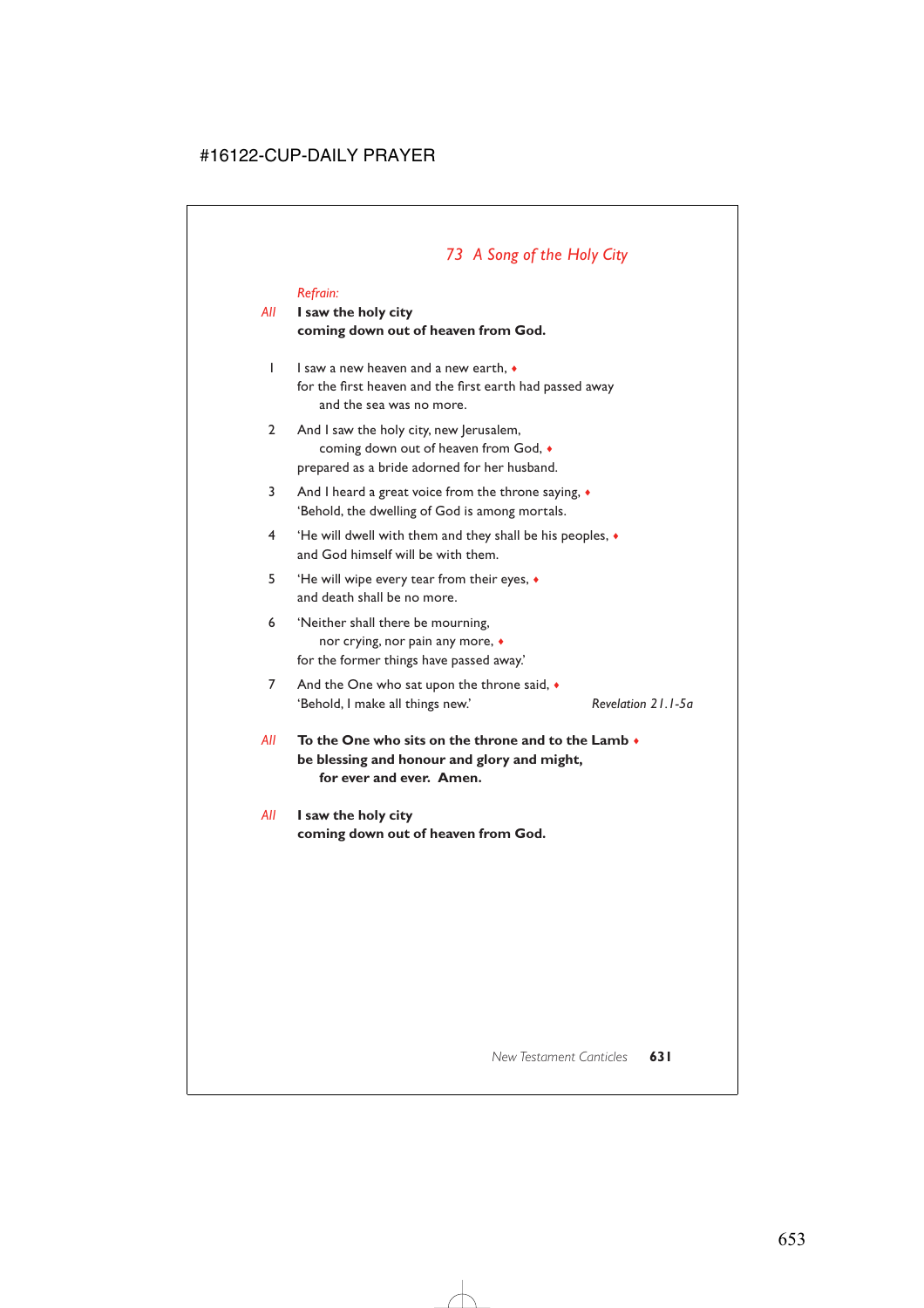## *73 A Song of the Holy City*

*Refrain:*

*All* **I saw the holy city**
**coming down out of heaven from God.**

1 I saw a new heaven and a new earth, ♦
for the first heaven and the first earth had passed away
and the sea was no more.

2 And I saw the holy city, new Jerusalem,
coming down out of heaven from God, ♦
prepared as a bride adorned for her husband.

3 And I heard a great voice from the throne saying, ♦
'Behold, the dwelling of God is among mortals.

4 'He will dwell with them and they shall be his peoples, ♦
and God himself will be with them.

5 'He will wipe every tear from their eyes, ♦
and death shall be no more.

6 'Neither shall there be mourning,
nor crying, nor pain any more, ♦
for the former things have passed away.'

7 And the One who sat upon the throne said, ♦
'Behold, I make all things new.' *Revelation 21.1-5a*

*All* **To the One who sits on the throne and to the Lamb ♦**
**be blessing and honour and glory and might,**
**for ever and ever. Amen.**

*All* **I saw the holy city**
**coming down out of heaven from God.**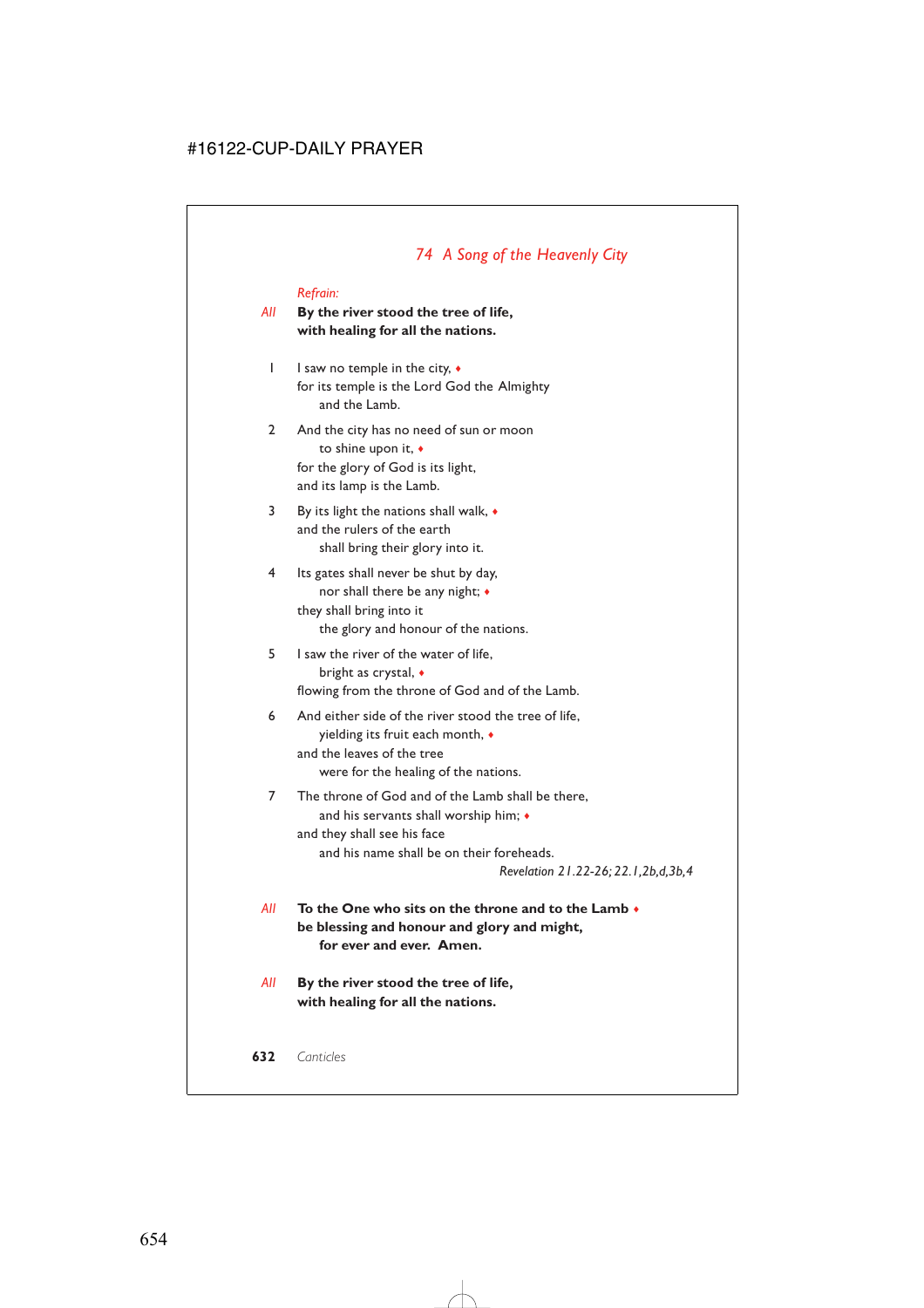## *74 A Song of the Heavenly City*

*Refrain:*

*All* **By the river stood the tree of life,**
**with healing for all the nations.**

1 I saw no temple in the city, ♦
for its temple is the Lord God the Almighty
 and the Lamb.

2 And the city has no need of sun or moon
 to shine upon it, ♦
for the glory of God is its light,
and its lamp is the Lamb.

3 By its light the nations shall walk, ♦
and the rulers of the earth
 shall bring their glory into it.

4 Its gates shall never be shut by day,
 nor shall there be any night; ♦
they shall bring into it
 the glory and honour of the nations.

5 I saw the river of the water of life,
 bright as crystal, ♦
flowing from the throne of God and of the Lamb.

6 And either side of the river stood the tree of life,
 yielding its fruit each month, ♦
and the leaves of the tree
 were for the healing of the nations.

7 The throne of God and of the Lamb shall be there,
 and his servants shall worship him; ♦
and they shall see his face
 and his name shall be on their foreheads.

*Revelation 21.22-26; 22.1,2b,d,3b,4*

*All* **To the One who sits on the throne and to the Lamb ♦**
**be blessing and honour and glory and might,**
 **for ever and ever. Amen.**

*All* **By the river stood the tree of life,**
**with healing for all the nations.**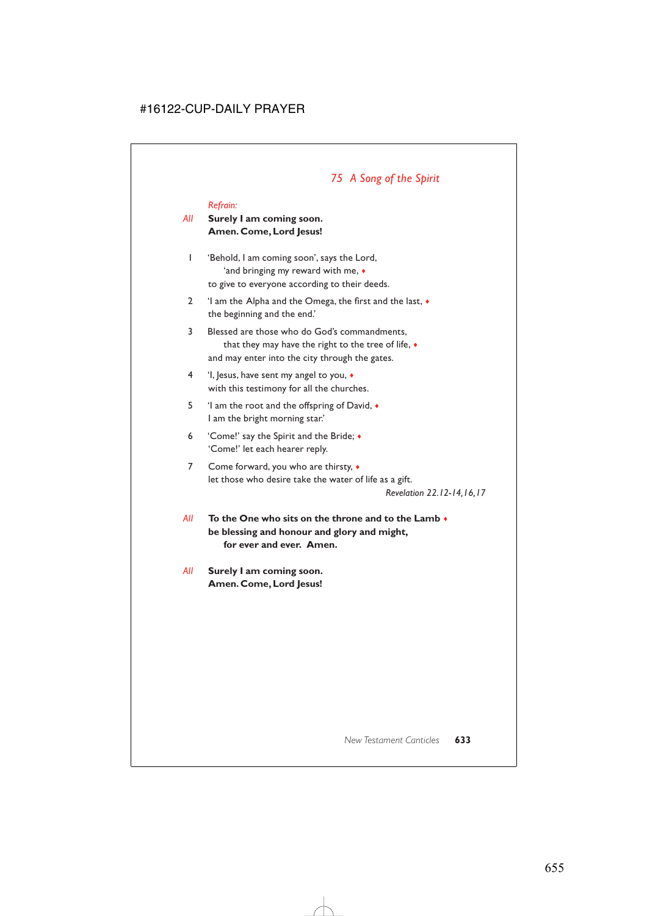## *75 A Song of the Spirit*

*Refrain:*

*All* **Surely I am coming soon.**
**Amen. Come, Lord Jesus!**

1 'Behold, I am coming soon', says the Lord,
  'and bringing my reward with me, ♦
to give to everyone according to their deeds.

2 'I am the Alpha and the Omega, the first and the last, ♦
the beginning and the end.'

3 Blessed are those who do God's commandments,
  that they may have the right to the tree of life, ♦
and may enter into the city through the gates.

4 'I, Jesus, have sent my angel to you, ♦
with this testimony for all the churches.

5 'I am the root and the offspring of David, ♦
I am the bright morning star.'

6 'Come!' say the Spirit and the Bride; ♦
'Come!' let each hearer reply.

7 Come forward, you who are thirsty, ♦
let those who desire take the water of life as a gift.

*Revelation 22.12-14,16,17*

*All* **To the One who sits on the throne and to the Lamb ♦**
**be blessing and honour and glory and might,**
  **for ever and ever. Amen.**

*All* **Surely I am coming soon.**
**Amen. Come, Lord Jesus!**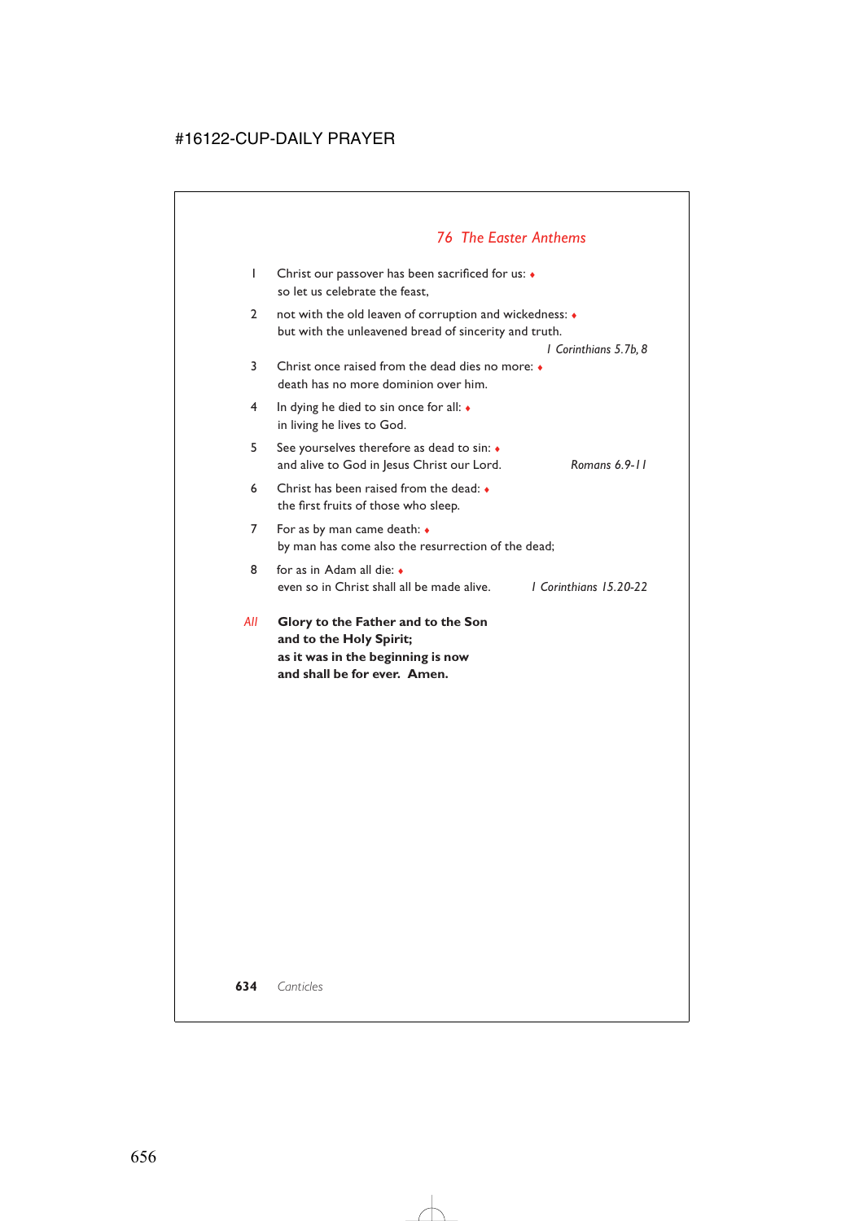## 76 The Easter Anthems

1 Christ our passover has been sacrificed for us: ♦
so let us celebrate the feast,

2 not with the old leaven of corruption and wickedness: ♦
but with the unleavened bread of sincerity and truth.
*1 Corinthians 5.7b, 8*

3 Christ once raised from the dead dies no more: ♦
death has no more dominion over him.

4 In dying he died to sin once for all: ♦
in living he lives to God.

5 See yourselves therefore as dead to sin: ♦
and alive to God in Jesus Christ our Lord. *Romans 6.9-11*

6 Christ has been raised from the dead: ♦
the first fruits of those who sleep.

7 For as by man came death: ♦
by man has come also the resurrection of the dead;

8 for as in Adam all die: ♦
even so in Christ shall all be made alive. *1 Corinthians 15.20-22*

*All* **Glory to the Father and to the Son
and to the Holy Spirit;
as it was in the beginning is now
and shall be for ever. Amen.**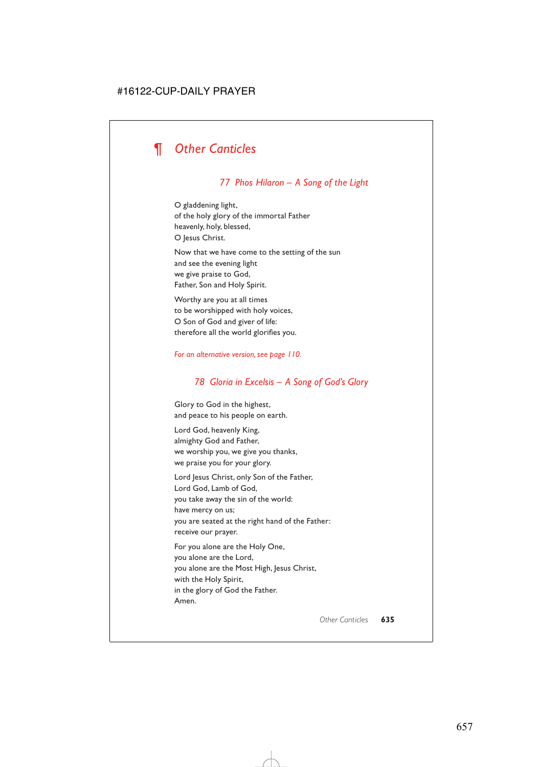# ¶ Other Canticles

### 77 Phos Hilaron – A Song of the Light

O gladdening light,
of the holy glory of the immortal Father
heavenly, holy, blessed,
O Jesus Christ.

Now that we have come to the setting of the sun
and see the evening light
we give praise to God,
Father, Son and Holy Spirit.

Worthy are you at all times
to be worshipped with holy voices,
O Son of God and giver of life:
therefore all the world glorifies you.

*For an alternative version, see page 110.*

### 78 Gloria in Excelsis – A Song of God's Glory

Glory to God in the highest,
and peace to his people on earth.

Lord God, heavenly King,
almighty God and Father,
we worship you, we give you thanks,
we praise you for your glory.

Lord Jesus Christ, only Son of the Father,
Lord God, Lamb of God,
you take away the sin of the world:
have mercy on us;
you are seated at the right hand of the Father:
receive our prayer.

For you alone are the Holy One,
you alone are the Lord,
you alone are the Most High, Jesus Christ,
with the Holy Spirit,
in the glory of God the Father.
Amen.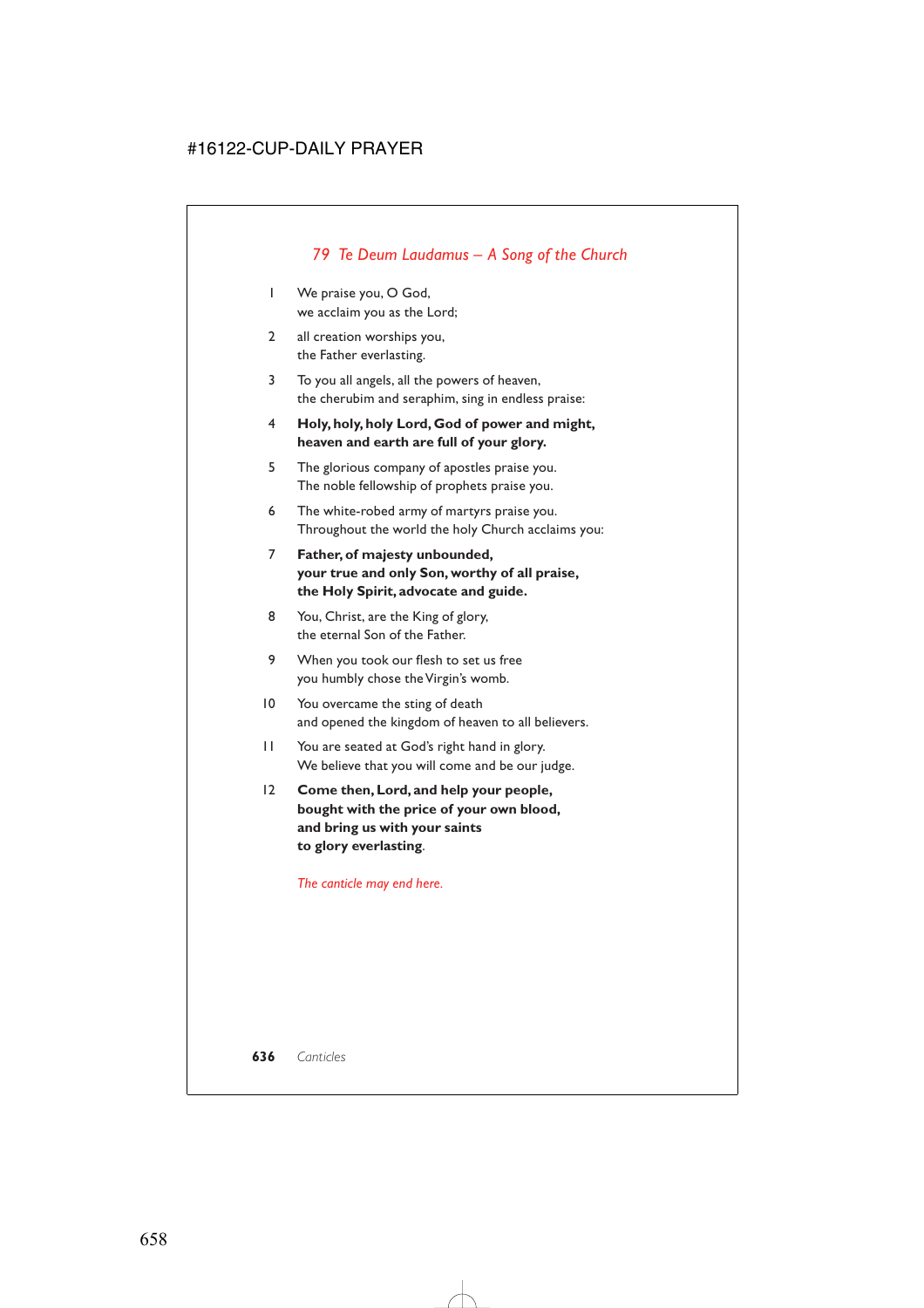## *79 Te Deum Laudamus – A Song of the Church*

1 We praise you, O God,  
we acclaim you as the Lord;

2 all creation worships you,  
the Father everlasting.

3 To you all angels, all the powers of heaven,  
the cherubim and seraphim, sing in endless praise:

4 **Holy, holy, holy Lord, God of power and might,**  
**heaven and earth are full of your glory.**

5 The glorious company of apostles praise you.  
The noble fellowship of prophets praise you.

6 The white-robed army of martyrs praise you.  
Throughout the world the holy Church acclaims you:

7 **Father, of majesty unbounded,**  
**your true and only Son, worthy of all praise,**  
**the Holy Spirit, advocate and guide.**

8 You, Christ, are the King of glory,  
the eternal Son of the Father.

9 When you took our flesh to set us free  
you humbly chose the Virgin's womb.

10 You overcame the sting of death  
and opened the kingdom of heaven to all believers.

11 You are seated at God's right hand in glory.  
We believe that you will come and be our judge.

12 **Come then, Lord, and help your people,**  
**bought with the price of your own blood,**  
**and bring us with your saints**  
**to glory everlasting.**

*The canticle may end here.*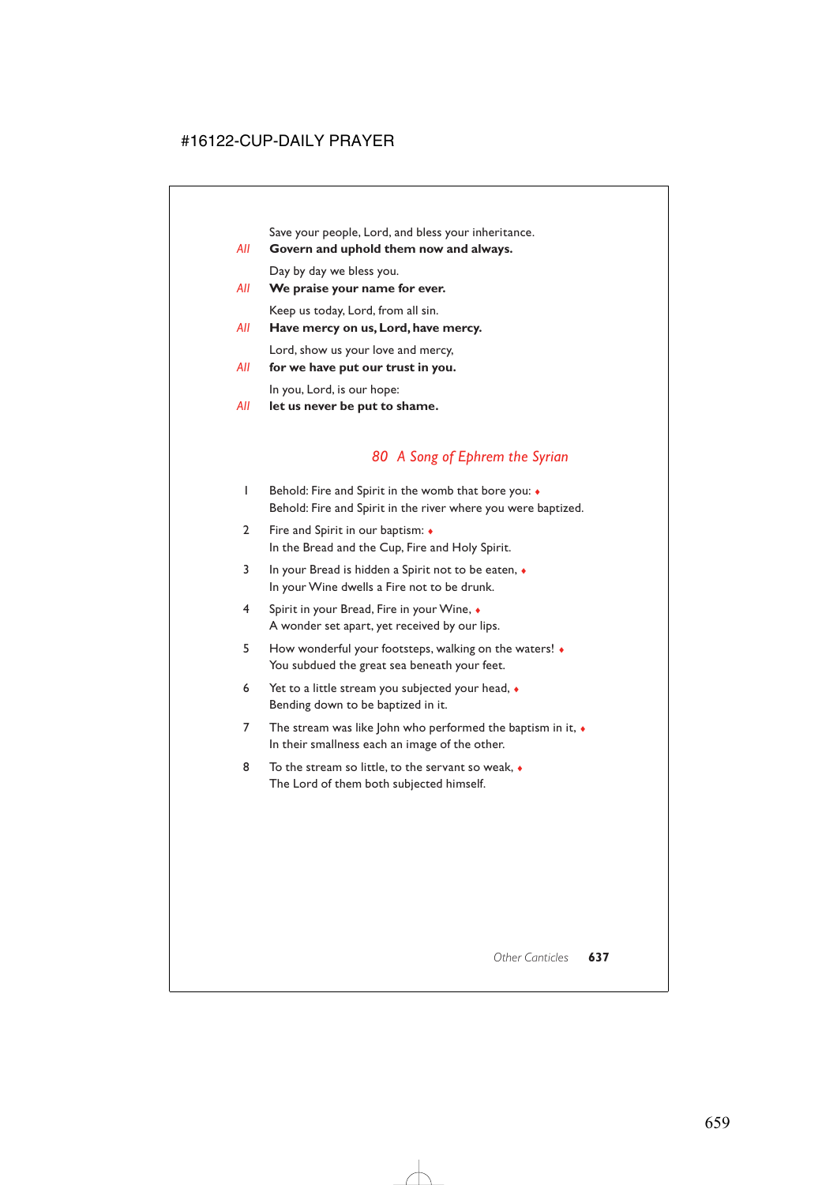Save your people, Lord, and bless your inheritance.
*All* **Govern and uphold them now and always.**

Day by day we bless you.
*All* **We praise your name for ever.**

Keep us today, Lord, from all sin.
*All* **Have mercy on us, Lord, have mercy.**

Lord, show us your love and mercy,
*All* **for we have put our trust in you.**

In you, Lord, is our hope:
*All* **let us never be put to shame.**

## *80 A Song of Ephrem the Syrian*

1 Behold: Fire and Spirit in the womb that bore you: ♦
Behold: Fire and Spirit in the river where you were baptized.

2 Fire and Spirit in our baptism: ♦
In the Bread and the Cup, Fire and Holy Spirit.

3 In your Bread is hidden a Spirit not to be eaten, ♦
In your Wine dwells a Fire not to be drunk.

4 Spirit in your Bread, Fire in your Wine, ♦
A wonder set apart, yet received by our lips.

5 How wonderful your footsteps, walking on the waters! ♦
You subdued the great sea beneath your feet.

6 Yet to a little stream you subjected your head, ♦
Bending down to be baptized in it.

7 The stream was like John who performed the baptism in it, ♦
In their smallness each an image of the other.

8 To the stream so little, to the servant so weak, ♦
The Lord of them both subjected himself.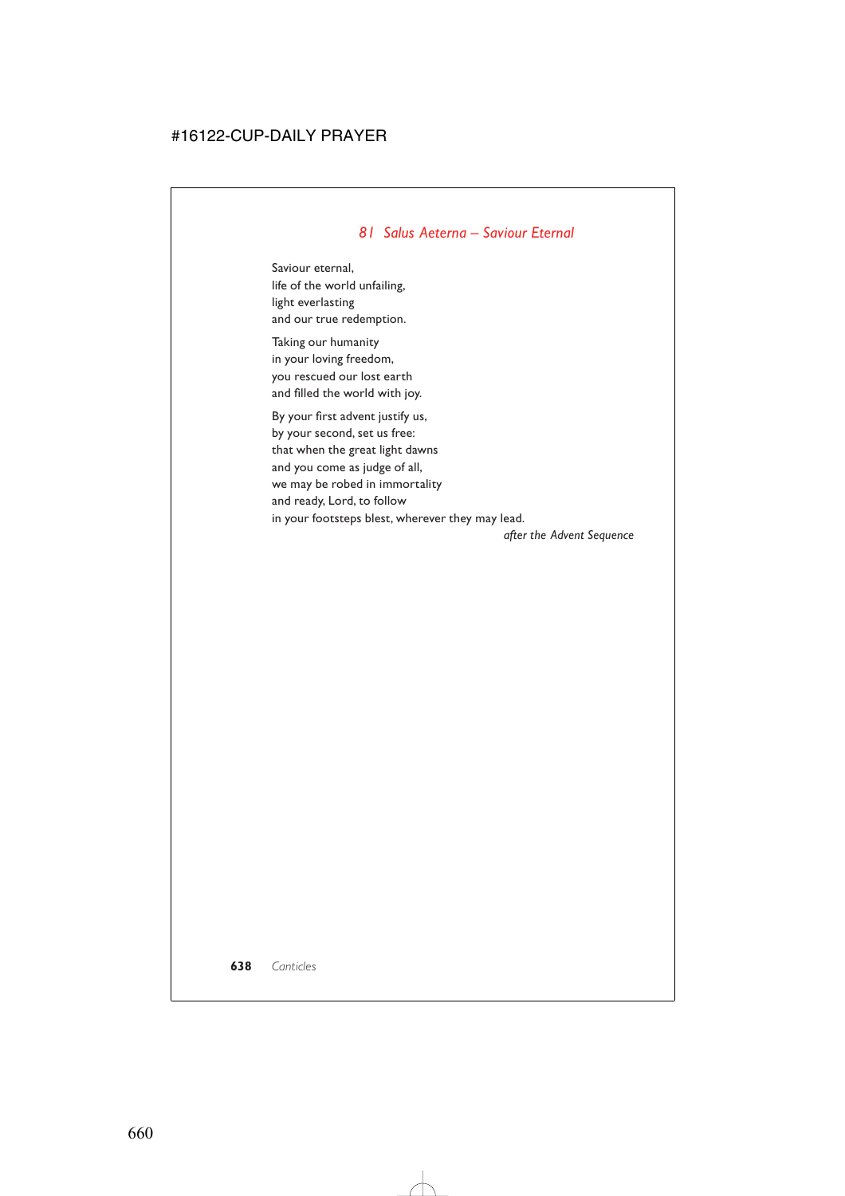## *81 Salus Aeterna – Saviour Eternal*

Saviour eternal,  
life of the world unfailing,  
light everlasting  
and our true redemption.

Taking our humanity  
in your loving freedom,  
you rescued our lost earth  
and filled the world with joy.

By your first advent justify us,  
by your second, set us free:  
that when the great light dawns  
and you come as judge of all,  
we may be robed in immortality  
and ready, Lord, to follow  
in your footsteps blest, wherever they may lead.

*after the Advent Sequence*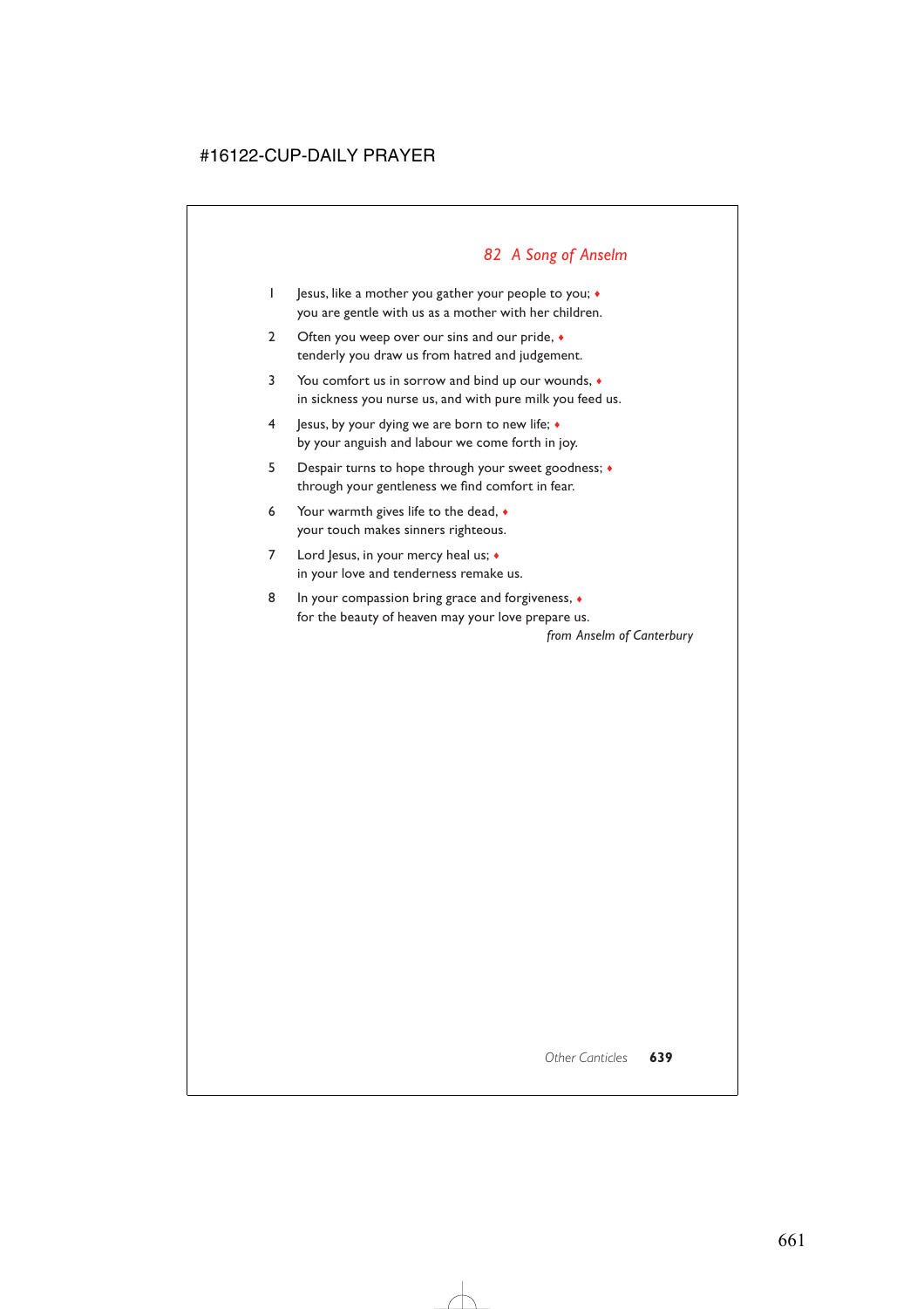## *82 A Song of Anselm*

1 Jesus, like a mother you gather your people to you; ♦
you are gentle with us as a mother with her children.

2 Often you weep over our sins and our pride, ♦
tenderly you draw us from hatred and judgement.

3 You comfort us in sorrow and bind up our wounds, ♦
in sickness you nurse us, and with pure milk you feed us.

4 Jesus, by your dying we are born to new life; ♦
by your anguish and labour we come forth in joy.

5 Despair turns to hope through your sweet goodness; ♦
through your gentleness we find comfort in fear.

6 Your warmth gives life to the dead, ♦
your touch makes sinners righteous.

7 Lord Jesus, in your mercy heal us; ♦
in your love and tenderness remake us.

8 In your compassion bring grace and forgiveness, ♦
for the beauty of heaven may your love prepare us.

*from Anselm of Canterbury*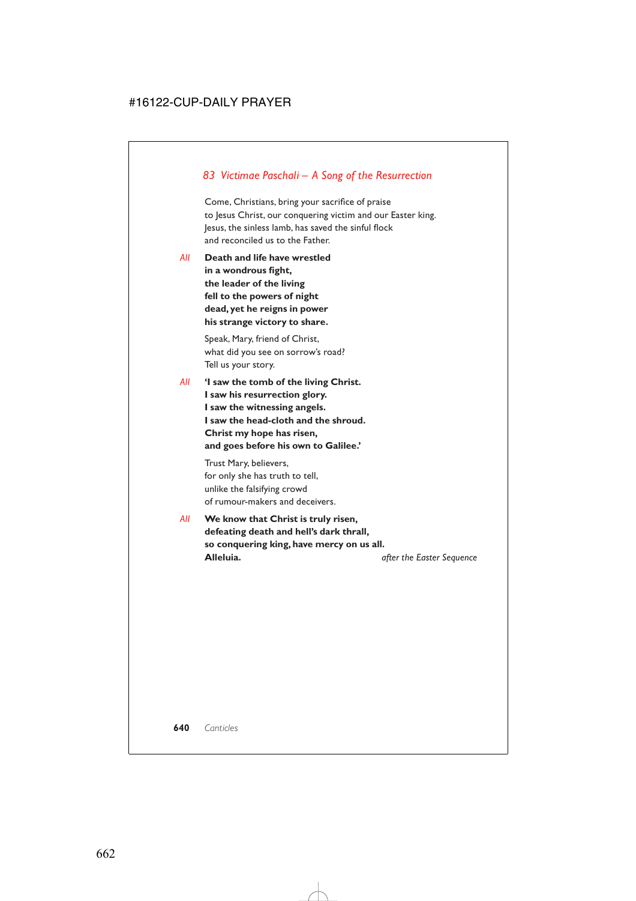## *83 Victimae Paschali – A Song of the Resurrection*

Come, Christians, bring your sacrifice of praise
to Jesus Christ, our conquering victim and our Easter king.
Jesus, the sinless lamb, has saved the sinful flock
and reconciled us to the Father.

*All* **Death and life have wrestled**
**in a wondrous fight,**
**the leader of the living**
**fell to the powers of night**
**dead, yet he reigns in power**
**his strange victory to share.**

Speak, Mary, friend of Christ,
what did you see on sorrow's road?
Tell us your story.

*All* **'I saw the tomb of the living Christ.**
**I saw his resurrection glory.**
**I saw the witnessing angels.**
**I saw the head-cloth and the shroud.**
**Christ my hope has risen,**
**and goes before his own to Galilee.'**

Trust Mary, believers,
for only she has truth to tell,
unlike the falsifying crowd
of rumour-makers and deceivers.

*All* **We know that Christ is truly risen,**
**defeating death and hell's dark thrall,**
**so conquering king, have mercy on us all.**
**Alleluia.**

*after the Easter Sequence*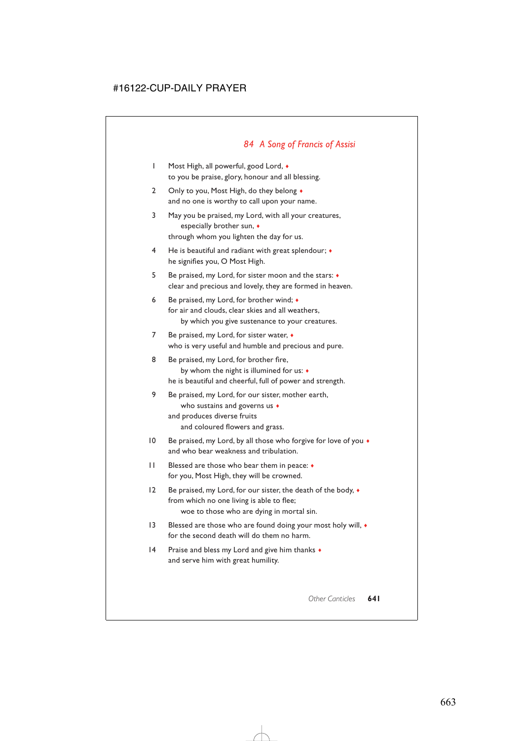## *84 A Song of Francis of Assisi*

1 Most High, all powerful, good Lord, ♦
to you be praise, glory, honour and all blessing.

2 Only to you, Most High, do they belong ♦
and no one is worthy to call upon your name.

3 May you be praised, my Lord, with all your creatures,
especially brother sun, ♦
through whom you lighten the day for us.

4 He is beautiful and radiant with great splendour; ♦
he signifies you, O Most High.

5 Be praised, my Lord, for sister moon and the stars: ♦
clear and precious and lovely, they are formed in heaven.

6 Be praised, my Lord, for brother wind; ♦
for air and clouds, clear skies and all weathers,
by which you give sustenance to your creatures.

7 Be praised, my Lord, for sister water, ♦
who is very useful and humble and precious and pure.

8 Be praised, my Lord, for brother fire,
by whom the night is illumined for us: ♦
he is beautiful and cheerful, full of power and strength.

9 Be praised, my Lord, for our sister, mother earth,
who sustains and governs us ♦
and produces diverse fruits
and coloured flowers and grass.

10 Be praised, my Lord, by all those who forgive for love of you ♦
and who bear weakness and tribulation.

11 Blessed are those who bear them in peace: ♦
for you, Most High, they will be crowned.

12 Be praised, my Lord, for our sister, the death of the body, ♦
from which no one living is able to flee;
woe to those who are dying in mortal sin.

13 Blessed are those who are found doing your most holy will, ♦
for the second death will do them no harm.

14 Praise and bless my Lord and give him thanks ♦
and serve him with great humility.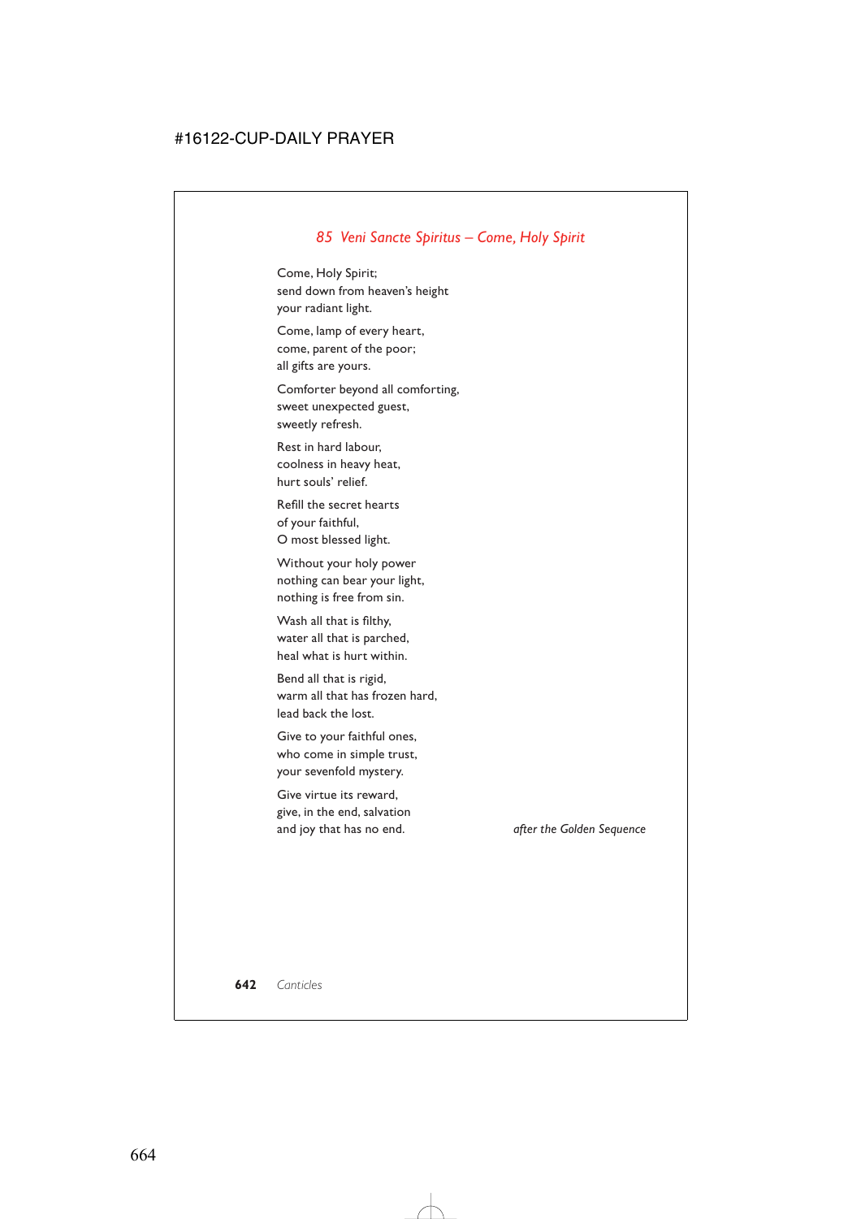### *85 Veni Sancte Spiritus – Come, Holy Spirit*

Come, Holy Spirit;
send down from heaven's height
your radiant light.

Come, lamp of every heart,
come, parent of the poor;
all gifts are yours.

Comforter beyond all comforting,
sweet unexpected guest,
sweetly refresh.

Rest in hard labour,
coolness in heavy heat,
hurt souls' relief.

Refill the secret hearts
of your faithful,
O most blessed light.

Without your holy power
nothing can bear your light,
nothing is free from sin.

Wash all that is filthy,
water all that is parched,
heal what is hurt within.

Bend all that is rigid,
warm all that has frozen hard,
lead back the lost.

Give to your faithful ones,
who come in simple trust,
your sevenfold mystery.

Give virtue its reward,
give, in the end, salvation
and joy that has no end.

*after the Golden Sequence*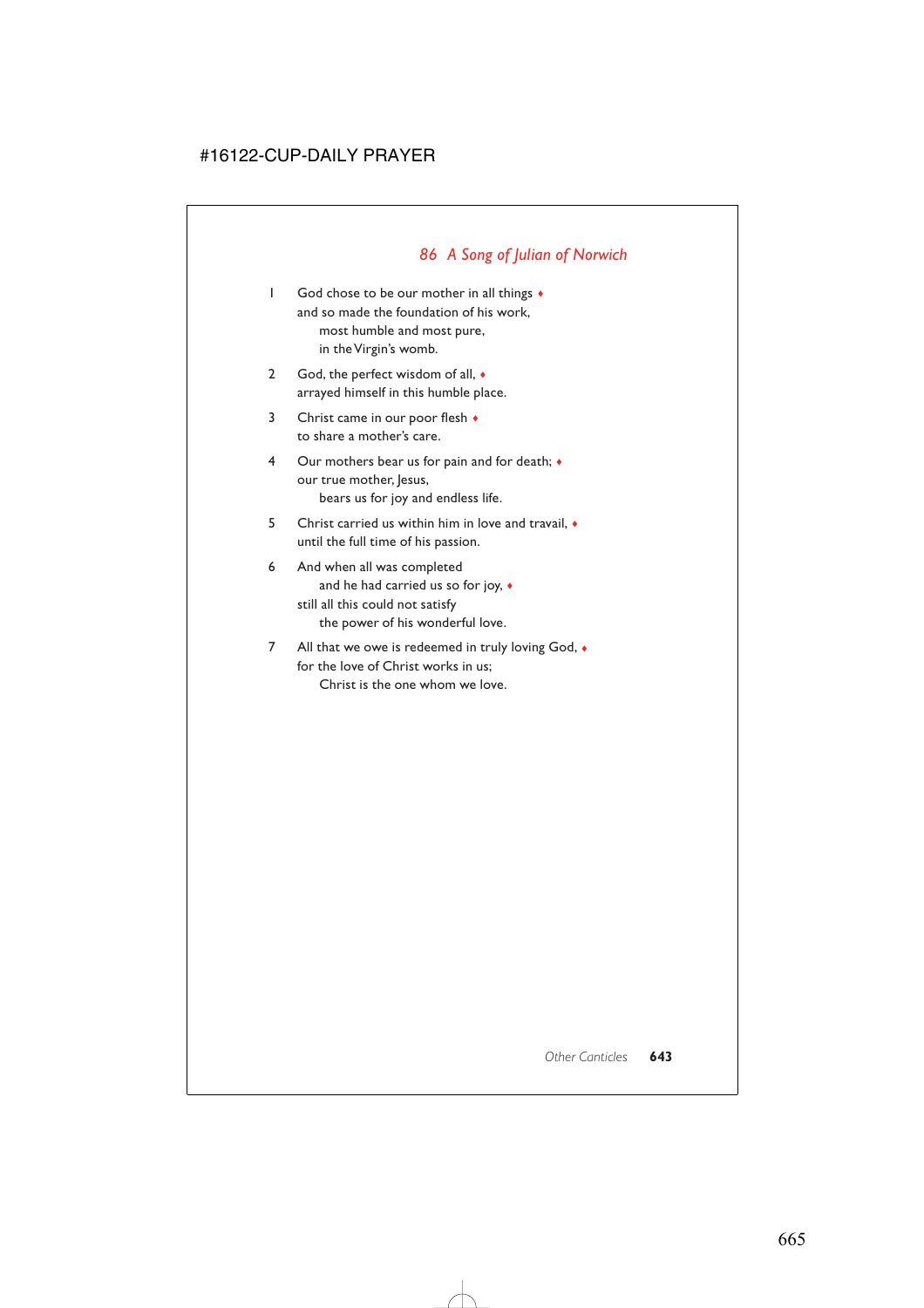## *86 A Song of Julian of Norwich*

1 God chose to be our mother in all things ♦
and so made the foundation of his work,
  most humble and most pure,
  in the Virgin's womb.

2 God, the perfect wisdom of all, ♦
arrayed himself in this humble place.

3 Christ came in our poor flesh ♦
to share a mother's care.

4 Our mothers bear us for pain and for death; ♦
our true mother, Jesus,
  bears us for joy and endless life.

5 Christ carried us within him in love and travail, ♦
until the full time of his passion.

6 And when all was completed
  and he had carried us so for joy, ♦
still all this could not satisfy
  the power of his wonderful love.

7 All that we owe is redeemed in truly loving God, ♦
for the love of Christ works in us;
  Christ is the one whom we love.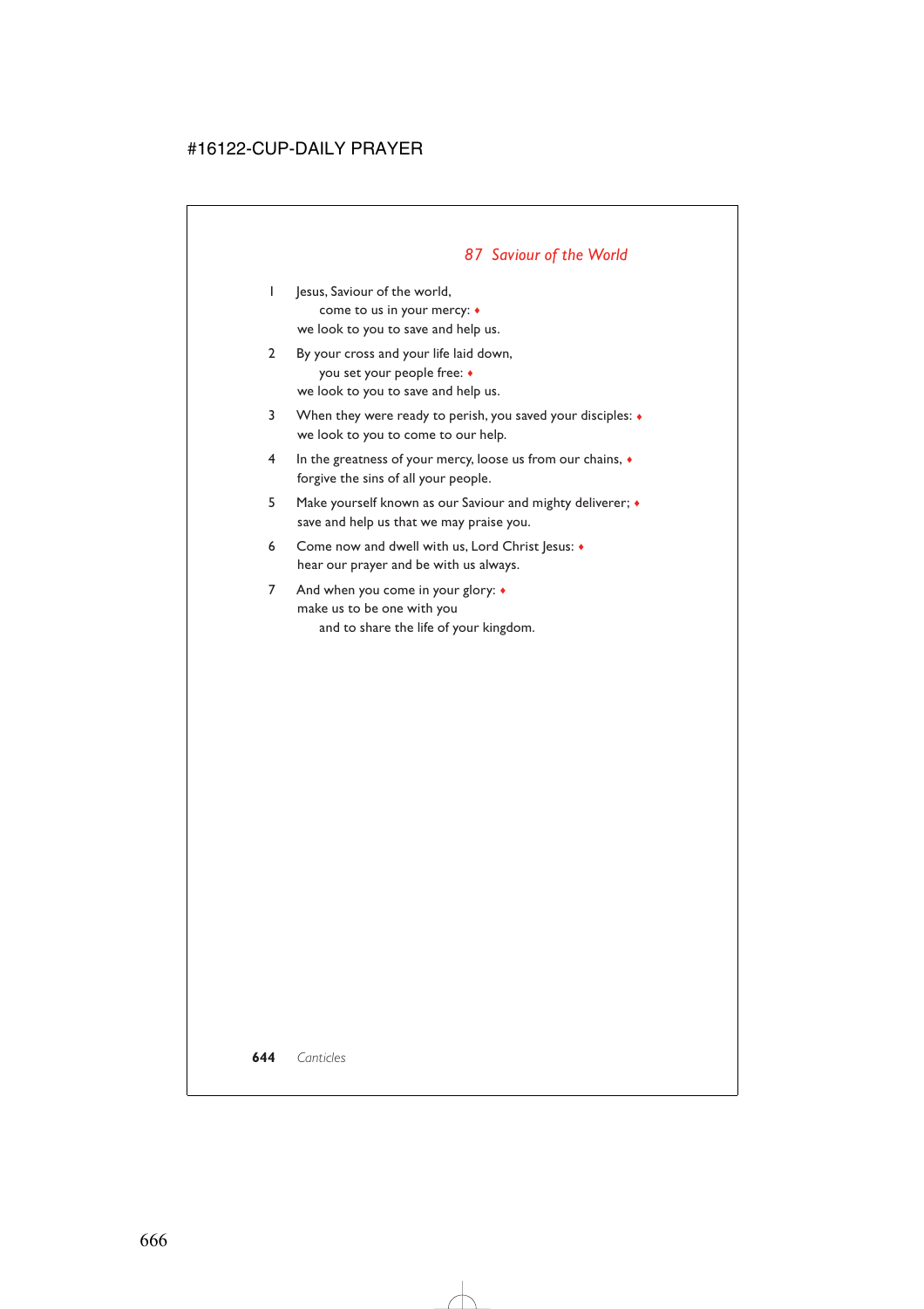## 87 Saviour of the World

1 Jesus, Saviour of the world,
  come to us in your mercy: ♦
we look to you to save and help us.

2 By your cross and your life laid down,
  you set your people free: ♦
we look to you to save and help us.

3 When they were ready to perish, you saved your disciples: ♦
we look to you to come to our help.

4 In the greatness of your mercy, loose us from our chains, ♦
forgive the sins of all your people.

5 Make yourself known as our Saviour and mighty deliverer; ♦
save and help us that we may praise you.

6 Come now and dwell with us, Lord Christ Jesus: ♦
hear our prayer and be with us always.

7 And when you come in your glory: ♦
make us to be one with you
  and to share the life of your kingdom.